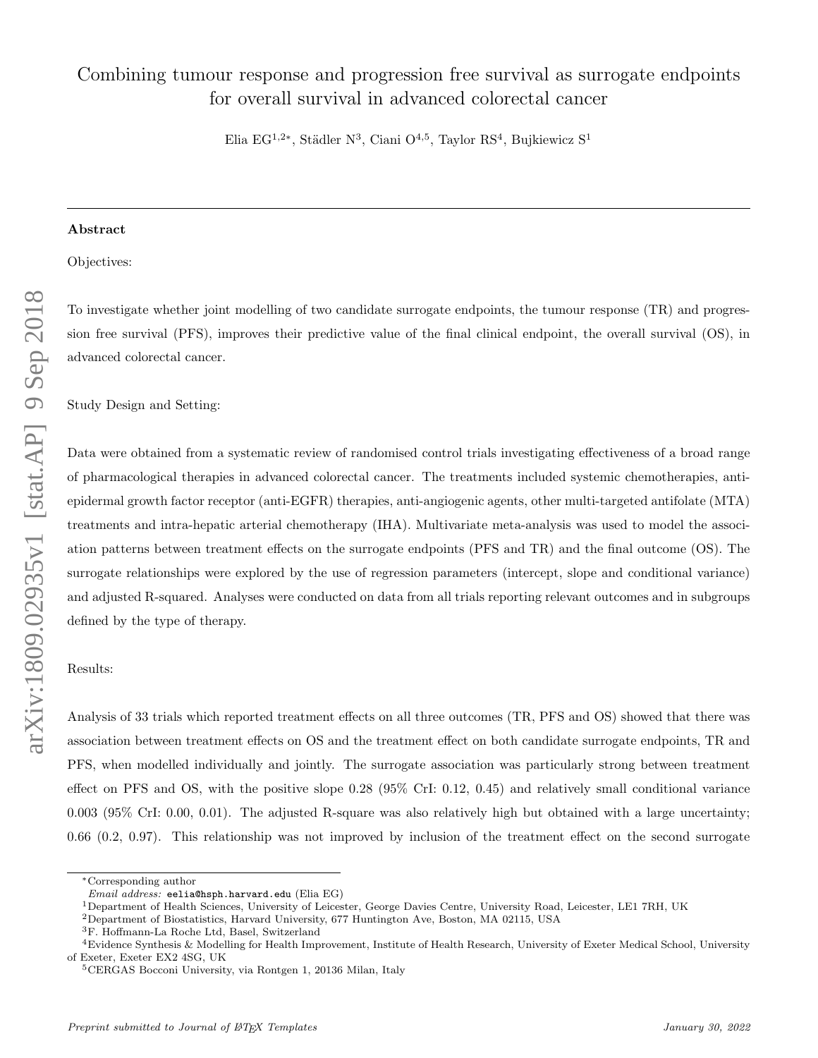# Combining tumour response and progression free survival as surrogate endpoints for overall survival in advanced colorectal cancer

Elia EG[1,2*], Städler N[3], Ciani O[4,5], Taylor RS[4], Bujkiewicz S[1]

## Abstract

Objectives:

To investigate whether joint modelling of two candidate surrogate endpoints, the tumour response (TR) and progression free survival (PFS), improves their predictive value of the final clinical endpoint, the overall survival (OS), in advanced colorectal cancer.

Study Design and Setting:

Data were obtained from a systematic review of randomised control trials investigating effectiveness of a broad range of pharmacological therapies in advanced colorectal cancer. The treatments included systemic chemotherapies, anti-epidermal growth factor receptor (anti-EGFR) therapies, anti-angiogenic agents, other multi-targeted antifolate (MTA) treatments and intra-hepatic arterial chemotherapy (IHA). Multivariate meta-analysis was used to model the association patterns between treatment effects on the surrogate endpoints (PFS and TR) and the final outcome (OS). The surrogate relationships were explored by the use of regression parameters (intercept, slope and conditional variance) and adjusted R-squared. Analyses were conducted on data from all trials reporting relevant outcomes and in subgroups defined by the type of therapy.

Results:

Analysis of 33 trials which reported treatment effects on all three outcomes (TR, PFS and OS) showed that there was association between treatment effects on OS and the treatment effect on both candidate surrogate endpoints, TR and PFS, when modelled individually and jointly. The surrogate association was particularly strong between treatment effect on PFS and OS, with the positive slope 0.28 (95% CrI: 0.12, 0.45) and relatively small conditional variance 0.003 (95% CrI: 0.00, 0.01). The adjusted R-square was also relatively high but obtained with a large uncertainty; 0.66 (0.2, 0.97). This relationship was not improved by inclusion of the treatment effect on the second surrogate

*Corresponding author
*Email address:* eelia@hsph.harvard.edu (Elia EG)
[1]Department of Health Sciences, University of Leicester, George Davies Centre, University Road, Leicester, LE1 7RH, UK
[2]Department of Biostatistics, Harvard University, 677 Huntington Ave, Boston, MA 02115, USA
[3]F. Hoffmann-La Roche Ltd, Basel, Switzerland
[4]Evidence Synthesis & Modelling for Health Improvement, Institute of Health Research, University of Exeter Medical School, University of Exeter, Exeter EX2 4SG, UK
[5]CERGAS Bocconi University, via Rontgen 1, 20136 Milan, Italy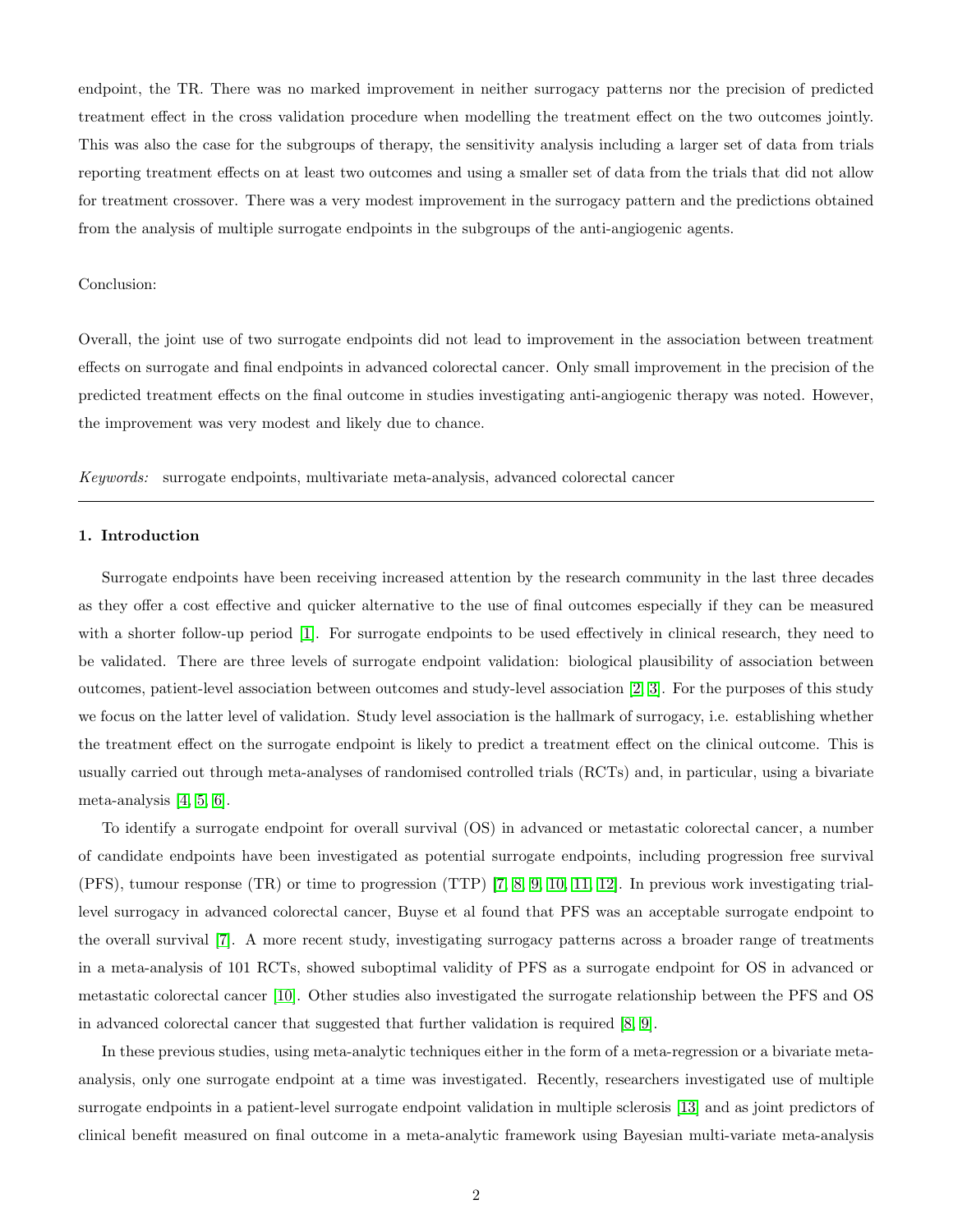endpoint, the TR. There was no marked improvement in neither surrogacy patterns nor the precision of predicted treatment effect in the cross validation procedure when modelling the treatment effect on the two outcomes jointly. This was also the case for the subgroups of therapy, the sensitivity analysis including a larger set of data from trials reporting treatment effects on at least two outcomes and using a smaller set of data from the trials that did not allow for treatment crossover. There was a very modest improvement in the surrogacy pattern and the predictions obtained from the analysis of multiple surrogate endpoints in the subgroups of the anti-angiogenic agents.

Conclusion:

Overall, the joint use of two surrogate endpoints did not lead to improvement in the association between treatment effects on surrogate and final endpoints in advanced colorectal cancer. Only small improvement in the precision of the predicted treatment effects on the final outcome in studies investigating anti-angiogenic therapy was noted. However, the improvement was very modest and likely due to chance.

*Keywords:* surrogate endpoints, multivariate meta-analysis, advanced colorectal cancer

---

## 1. Introduction

Surrogate endpoints have been receiving increased attention by the research community in the last three decades as they offer a cost effective and quicker alternative to the use of final outcomes especially if they can be measured with a shorter follow-up period [1]. For surrogate endpoints to be used effectively in clinical research, they need to be validated. There are three levels of surrogate endpoint validation: biological plausibility of association between outcomes, patient-level association between outcomes and study-level association [2, 3]. For the purposes of this study we focus on the latter level of validation. Study level association is the hallmark of surrogacy, i.e. establishing whether the treatment effect on the surrogate endpoint is likely to predict a treatment effect on the clinical outcome. This is usually carried out through meta-analyses of randomised controlled trials (RCTs) and, in particular, using a bivariate meta-analysis [4, 5, 6].

To identify a surrogate endpoint for overall survival (OS) in advanced or metastatic colorectal cancer, a number of candidate endpoints have been investigated as potential surrogate endpoints, including progression free survival (PFS), tumour response (TR) or time to progression (TTP) [7, 8, 9, 10, 11, 12]. In previous work investigating trial-level surrogacy in advanced colorectal cancer, Buyse et al found that PFS was an acceptable surrogate endpoint to the overall survival [7]. A more recent study, investigating surrogacy patterns across a broader range of treatments in a meta-analysis of 101 RCTs, showed suboptimal validity of PFS as a surrogate endpoint for OS in advanced or metastatic colorectal cancer [10]. Other studies also investigated the surrogate relationship between the PFS and OS in advanced colorectal cancer that suggested that further validation is required [8, 9].

In these previous studies, using meta-analytic techniques either in the form of a meta-regression or a bivariate meta-analysis, only one surrogate endpoint at a time was investigated. Recently, researchers investigated use of multiple surrogate endpoints in a patient-level surrogate endpoint validation in multiple sclerosis [13] and as joint predictors of clinical benefit measured on final outcome in a meta-analytic framework using Bayesian multi-variate meta-analysis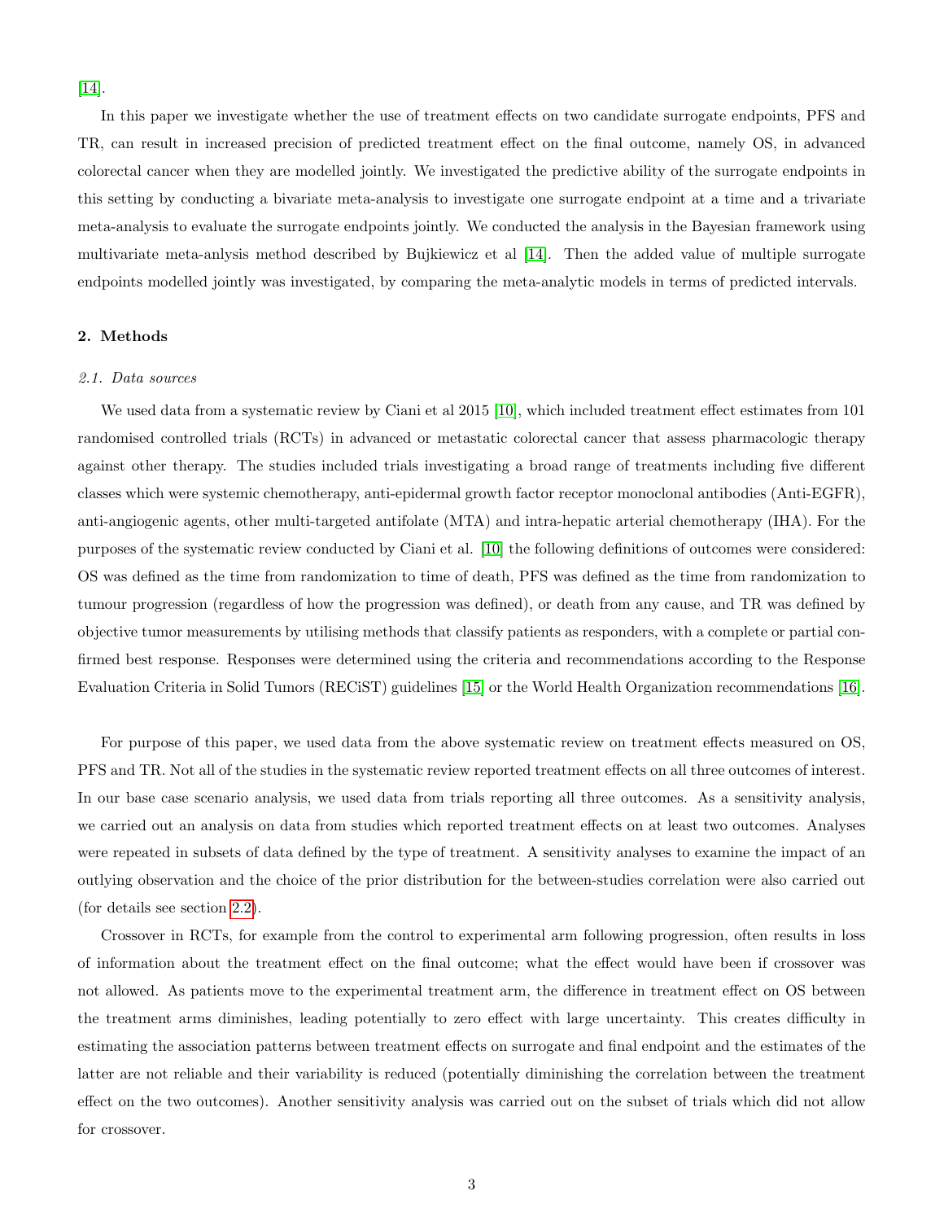[14].

In this paper we investigate whether the use of treatment effects on two candidate surrogate endpoints, PFS and TR, can result in increased precision of predicted treatment effect on the final outcome, namely OS, in advanced colorectal cancer when they are modelled jointly. We investigated the predictive ability of the surrogate endpoints in this setting by conducting a bivariate meta-analysis to investigate one surrogate endpoint at a time and a trivariate meta-analysis to evaluate the surrogate endpoints jointly. We conducted the analysis in the Bayesian framework using multivariate meta-anlysis method described by Bujkiewicz et al [14]. Then the added value of multiple surrogate endpoints modelled jointly was investigated, by comparing the meta-analytic models in terms of predicted intervals.

## 2. Methods

### *2.1. Data sources*

We used data from a systematic review by Ciani et al 2015 [10], which included treatment effect estimates from 101 randomised controlled trials (RCTs) in advanced or metastatic colorectal cancer that assess pharmacologic therapy against other therapy. The studies included trials investigating a broad range of treatments including five different classes which were systemic chemotherapy, anti-epidermal growth factor receptor monoclonal antibodies (Anti-EGFR), anti-angiogenic agents, other multi-targeted antifolate (MTA) and intra-hepatic arterial chemotherapy (IHA). For the purposes of the systematic review conducted by Ciani et al. [10] the following definitions of outcomes were considered: OS was defined as the time from randomization to time of death, PFS was defined as the time from randomization to tumour progression (regardless of how the progression was defined), or death from any cause, and TR was defined by objective tumor measurements by utilising methods that classify patients as responders, with a complete or partial confirmed best response. Responses were determined using the criteria and recommendations according to the Response Evaluation Criteria in Solid Tumors (RECiST) guidelines [15] or the World Health Organization recommendations [16].

For purpose of this paper, we used data from the above systematic review on treatment effects measured on OS, PFS and TR. Not all of the studies in the systematic review reported treatment effects on all three outcomes of interest. In our base case scenario analysis, we used data from trials reporting all three outcomes. As a sensitivity analysis, we carried out an analysis on data from studies which reported treatment effects on at least two outcomes. Analyses were repeated in subsets of data defined by the type of treatment. A sensitivity analyses to examine the impact of an outlying observation and the choice of the prior distribution for the between-studies correlation were also carried out (for details see section 2.2).

Crossover in RCTs, for example from the control to experimental arm following progression, often results in loss of information about the treatment effect on the final outcome; what the effect would have been if crossover was not allowed. As patients move to the experimental treatment arm, the difference in treatment effect on OS between the treatment arms diminishes, leading potentially to zero effect with large uncertainty. This creates difficulty in estimating the association patterns between treatment effects on surrogate and final endpoint and the estimates of the latter are not reliable and their variability is reduced (potentially diminishing the correlation between the treatment effect on the two outcomes). Another sensitivity analysis was carried out on the subset of trials which did not allow for crossover.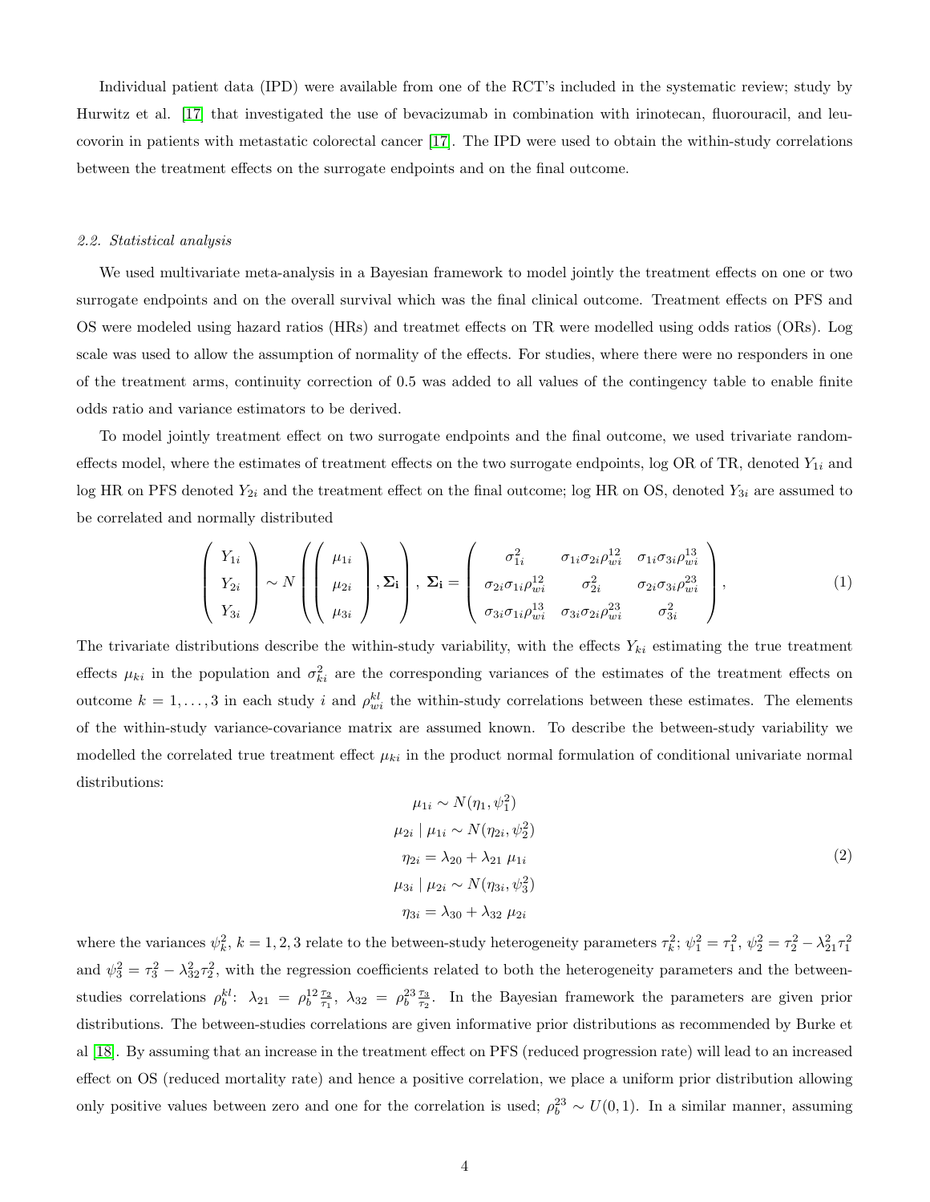Individual patient data (IPD) were available from one of the RCT's included in the systematic review; study by Hurwitz et al. [17] that investigated the use of bevacizumab in combination with irinotecan, fluorouracil, and leucovorin in patients with metastatic colorectal cancer [17]. The IPD were used to obtain the within-study correlations between the treatment effects on the surrogate endpoints and on the final outcome.

### 2.2. Statistical analysis

We used multivariate meta-analysis in a Bayesian framework to model jointly the treatment effects on one or two surrogate endpoints and on the overall survival which was the final clinical outcome. Treatment effects on PFS and OS were modeled using hazard ratios (HRs) and treatmet effects on TR were modelled using odds ratios (ORs). Log scale was used to allow the assumption of normality of the effects. For studies, where there were no responders in one of the treatment arms, continuity correction of 0.5 was added to all values of the contingency table to enable finite odds ratio and variance estimators to be derived.

To model jointly treatment effect on two surrogate endpoints and the final outcome, we used trivariate random-effects model, where the estimates of treatment effects on the two surrogate endpoints, log OR of TR, denoted $Y_{1i}$ and log HR on PFS denoted $Y_{2i}$ and the treatment effect on the final outcome; log HR on OS, denoted $Y_{3i}$ are assumed to be correlated and normally distributed

$$\begin{pmatrix} Y_{1i} \\ Y_{2i} \\ Y_{3i} \end{pmatrix} \sim N\left( \begin{pmatrix} \mu_{1i} \\ \mu_{2i} \\ \mu_{3i} \end{pmatrix}, \mathbf{\Sigma_i} \right), \; \mathbf{\Sigma_i} = \begin{pmatrix} \sigma_{1i}^2 & \sigma_{1i}\sigma_{2i}\rho_{wi}^{12} & \sigma_{1i}\sigma_{3i}\rho_{wi}^{13} \\ \sigma_{2i}\sigma_{1i}\rho_{wi}^{12} & \sigma_{2i}^2 & \sigma_{2i}\sigma_{3i}\rho_{wi}^{23} \\ \sigma_{3i}\sigma_{1i}\rho_{wi}^{13} & \sigma_{3i}\sigma_{2i}\rho_{wi}^{23} & \sigma_{3i}^2 \end{pmatrix}, \tag{1}$$

The trivariate distributions describe the within-study variability, with the effects $Y_{ki}$ estimating the true treatment effects $\mu_{ki}$ in the population and $\sigma_{ki}^2$ are the corresponding variances of the estimates of the treatment effects on outcome $k = 1, \ldots, 3$ in each study $i$ and $\rho_{wi}^{kl}$ the within-study correlations between these estimates. The elements of the within-study variance-covariance matrix are assumed known. To describe the between-study variability we modelled the correlated true treatment effect $\mu_{ki}$ in the product normal formulation of conditional univariate normal distributions:

$$\begin{aligned} \mu_{1i} &\sim N(\eta_1, \psi_1^2) \\ \mu_{2i} \mid \mu_{1i} &\sim N(\eta_{2i}, \psi_2^2) \\ \eta_{2i} &= \lambda_{20} + \lambda_{21}\, \mu_{1i} \\ \mu_{3i} \mid \mu_{2i} &\sim N(\eta_{3i}, \psi_3^2) \\ \eta_{3i} &= \lambda_{30} + \lambda_{32}\, \mu_{2i} \end{aligned} \tag{2}$$

where the variances $\psi_k^2$, $k = 1, 2, 3$ relate to the between-study heterogeneity parameters $\tau_k^2$; $\psi_1^2 = \tau_1^2$, $\psi_2^2 = \tau_2^2 - \lambda_{21}^2\tau_1^2$ and $\psi_3^2 = \tau_3^2 - \lambda_{32}^2\tau_2^2$, with the regression coefficients related to both the heterogeneity parameters and the between-studies correlations $\rho_b^{kl}$: $\lambda_{21} = \rho_b^{12}\frac{\tau_2}{\tau_1}$, $\lambda_{32} = \rho_b^{23}\frac{\tau_3}{\tau_2}$. In the Bayesian framework the parameters are given prior distributions. The between-studies correlations are given informative prior distributions as recommended by Burke et al [18]. By assuming that an increase in the treatment effect on PFS (reduced progression rate) will lead to an increased effect on OS (reduced mortality rate) and hence a positive correlation, we place a uniform prior distribution allowing only positive values between zero and one for the correlation is used; $\rho_b^{23} \sim U(0, 1)$. In a similar manner, assuming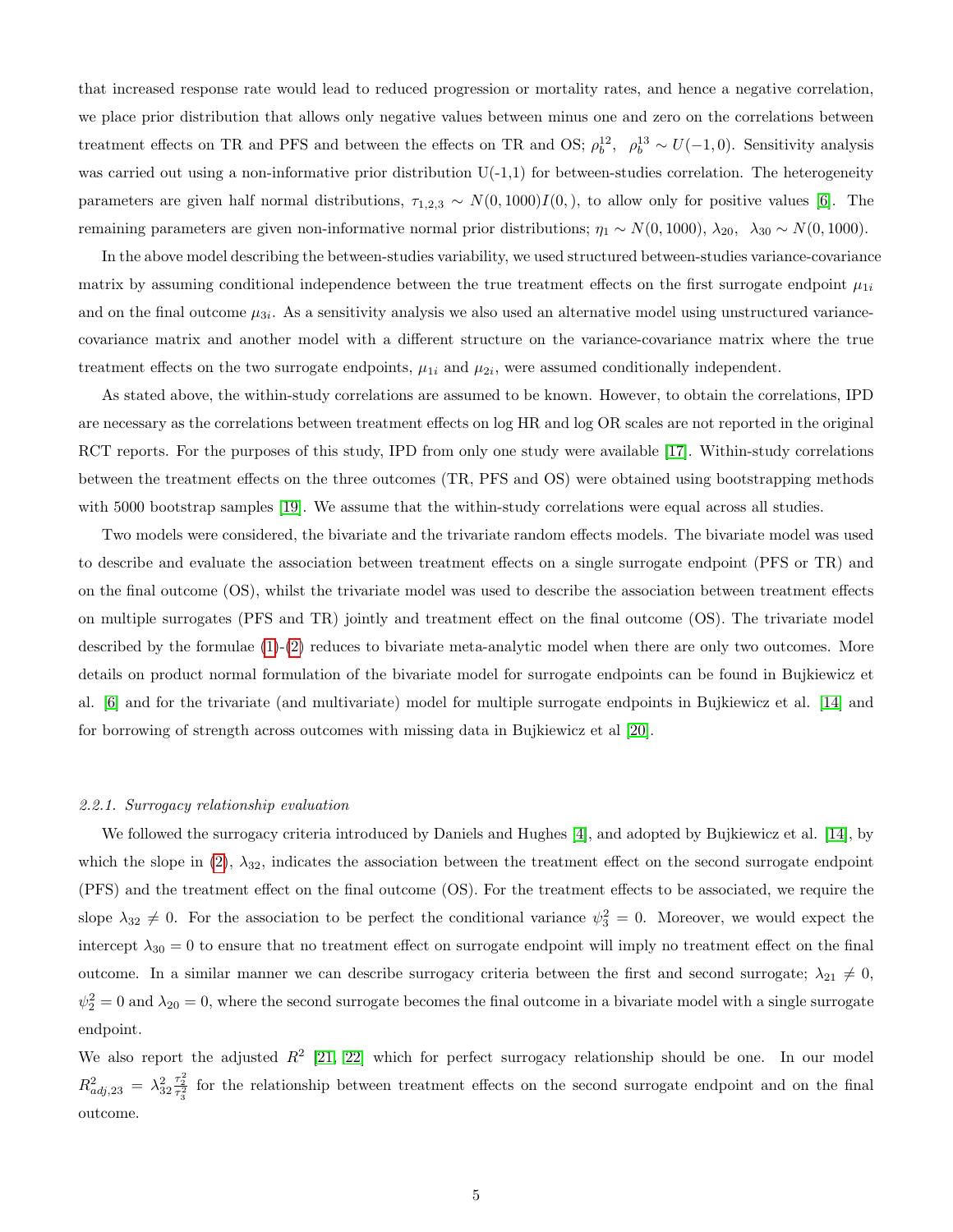that increased response rate would lead to reduced progression or mortality rates, and hence a negative correlation, we place prior distribution that allows only negative values between minus one and zero on the correlations between treatment effects on TR and PFS and between the effects on TR and OS; $\rho_b^{12}, \;\; \rho_b^{13} \sim U(-1,0)$. Sensitivity analysis was carried out using a non-informative prior distribution U(-1,1) for between-studies correlation. The heterogeneity parameters are given half normal distributions, $\tau_{1,2,3} \sim N(0,1000)I(0,)$, to allow only for positive values [6]. The remaining parameters are given non-informative normal prior distributions; $\eta_1 \sim N(0,1000)$, $\lambda_{20}, \;\; \lambda_{30} \sim N(0,1000)$.

In the above model describing the between-studies variability, we used structured between-studies variance-covariance matrix by assuming conditional independence between the true treatment effects on the first surrogate endpoint $\mu_{1i}$ and on the final outcome $\mu_{3i}$. As a sensitivity analysis we also used an alternative model using unstructured variance-covariance matrix and another model with a different structure on the variance-covariance matrix where the true treatment effects on the two surrogate endpoints, $\mu_{1i}$ and $\mu_{2i}$, were assumed conditionally independent.

As stated above, the within-study correlations are assumed to be known. However, to obtain the correlations, IPD are necessary as the correlations between treatment effects on log HR and log OR scales are not reported in the original RCT reports. For the purposes of this study, IPD from only one study were available [17]. Within-study correlations between the treatment effects on the three outcomes (TR, PFS and OS) were obtained using bootstrapping methods with 5000 bootstrap samples [19]. We assume that the within-study correlations were equal across all studies.

Two models were considered, the bivariate and the trivariate random effects models. The bivariate model was used to describe and evaluate the association between treatment effects on a single surrogate endpoint (PFS or TR) and on the final outcome (OS), whilst the trivariate model was used to describe the association between treatment effects on multiple surrogates (PFS and TR) jointly and treatment effect on the final outcome (OS). The trivariate model described by the formulae (1)-(2) reduces to bivariate meta-analytic model when there are only two outcomes. More details on product normal formulation of the bivariate model for surrogate endpoints can be found in Bujkiewicz et al. [6] and for the trivariate (and multivariate) model for multiple surrogate endpoints in Bujkiewicz et al. [14] and for borrowing of strength across outcomes with missing data in Bujkiewicz et al [20].

#### *2.2.1. Surrogacy relationship evaluation*

We followed the surrogacy criteria introduced by Daniels and Hughes [4], and adopted by Bujkiewicz et al. [14], by which the slope in (2), $\lambda_{32}$, indicates the association between the treatment effect on the second surrogate endpoint (PFS) and the treatment effect on the final outcome (OS). For the treatment effects to be associated, we require the slope $\lambda_{32} \neq 0$. For the association to be perfect the conditional variance $\psi_3^2 = 0$. Moreover, we would expect the intercept $\lambda_{30} = 0$ to ensure that no treatment effect on surrogate endpoint will imply no treatment effect on the final outcome. In a similar manner we can describe surrogacy criteria between the first and second surrogate; $\lambda_{21} \neq 0$, $\psi_2^2 = 0$ and $\lambda_{20} = 0$, where the second surrogate becomes the final outcome in a bivariate model with a single surrogate endpoint.

We also report the adjusted $R^2$ [21, 22] which for perfect surrogacy relationship should be one. In our model $R^2_{adj,23} = \lambda_{32}^2 \frac{\tau_2^2}{\tau_3^2}$ for the relationship between treatment effects on the second surrogate endpoint and on the final outcome.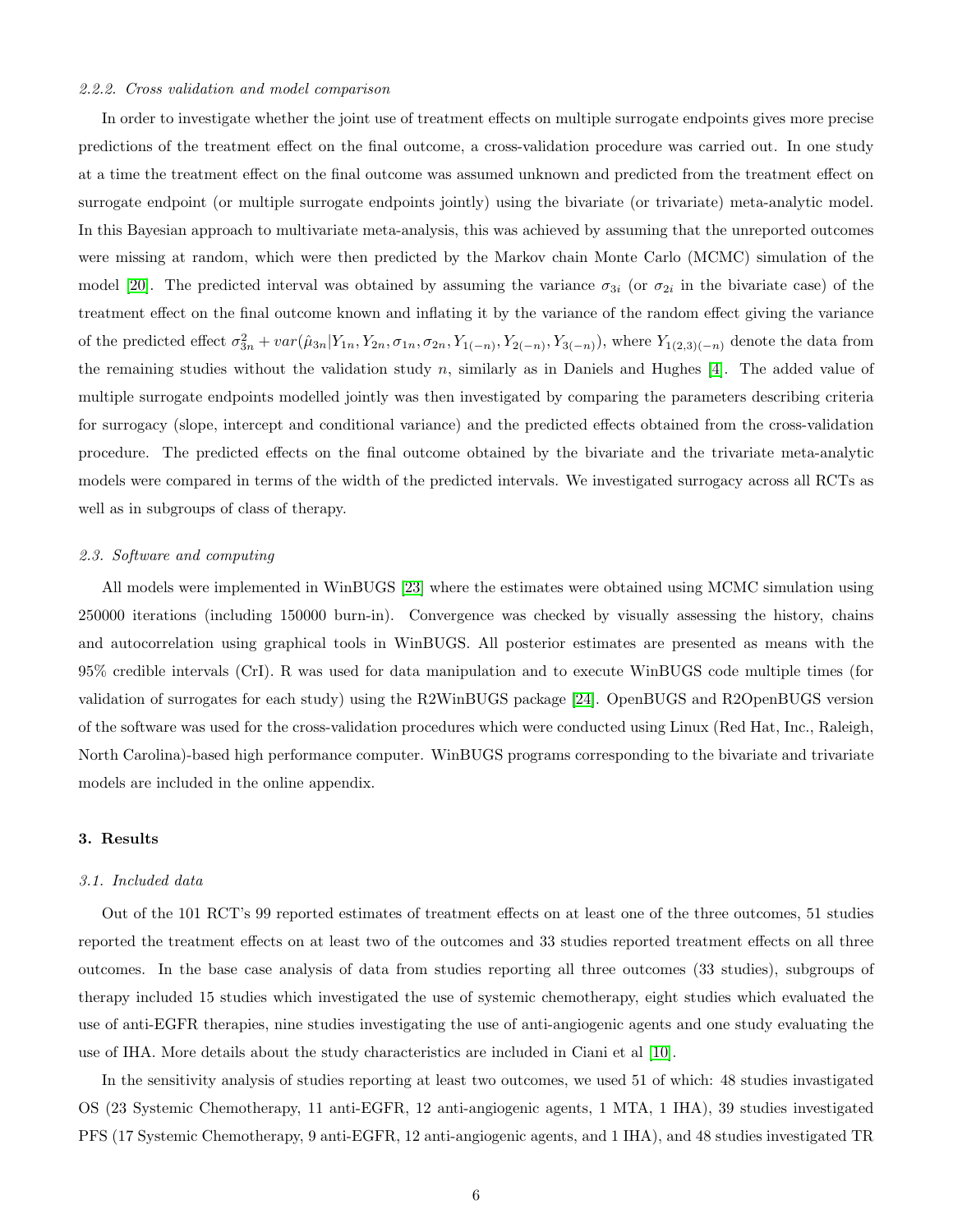*2.2.2. Cross validation and model comparison*

In order to investigate whether the joint use of treatment effects on multiple surrogate endpoints gives more precise predictions of the treatment effect on the final outcome, a cross-validation procedure was carried out. In one study at a time the treatment effect on the final outcome was assumed unknown and predicted from the treatment effect on surrogate endpoint (or multiple surrogate endpoints jointly) using the bivariate (or trivariate) meta-analytic model. In this Bayesian approach to multivariate meta-analysis, this was achieved by assuming that the unreported outcomes were missing at random, which were then predicted by the Markov chain Monte Carlo (MCMC) simulation of the model [20]. The predicted interval was obtained by assuming the variance $\sigma_{3i}$ (or $\sigma_{2i}$ in the bivariate case) of the treatment effect on the final outcome known and inflating it by the variance of the random effect giving the variance of the predicted effect $\sigma_{3n}^2 + var(\hat{\mu}_{3n}|Y_{1n}, Y_{2n}, \sigma_{1n}, \sigma_{2n}, Y_{1(-n)}, Y_{2(-n)}, Y_{3(-n)})$, where $Y_{1(2,3)(-n)}$ denote the data from the remaining studies without the validation study $n$, similarly as in Daniels and Hughes [4]. The added value of multiple surrogate endpoints modelled jointly was then investigated by comparing the parameters describing criteria for surrogacy (slope, intercept and conditional variance) and the predicted effects obtained from the cross-validation procedure. The predicted effects on the final outcome obtained by the bivariate and the trivariate meta-analytic models were compared in terms of the width of the predicted intervals. We investigated surrogacy across all RCTs as well as in subgroups of class of therapy.

*2.3. Software and computing*

All models were implemented in WinBUGS [23] where the estimates were obtained using MCMC simulation using 250000 iterations (including 150000 burn-in). Convergence was checked by visually assessing the history, chains and autocorrelation using graphical tools in WinBUGS. All posterior estimates are presented as means with the 95% credible intervals (CrI). R was used for data manipulation and to execute WinBUGS code multiple times (for validation of surrogates for each study) using the R2WinBUGS package [24]. OpenBUGS and R2OpenBUGS version of the software was used for the cross-validation procedures which were conducted using Linux (Red Hat, Inc., Raleigh, North Carolina)-based high performance computer. WinBUGS programs corresponding to the bivariate and trivariate models are included in the online appendix.

## 3. Results

*3.1. Included data*

Out of the 101 RCT's 99 reported estimates of treatment effects on at least one of the three outcomes, 51 studies reported the treatment effects on at least two of the outcomes and 33 studies reported treatment effects on all three outcomes. In the base case analysis of data from studies reporting all three outcomes (33 studies), subgroups of therapy included 15 studies which investigated the use of systemic chemotherapy, eight studies which evaluated the use of anti-EGFR therapies, nine studies investigating the use of anti-angiogenic agents and one study evaluating the use of IHA. More details about the study characteristics are included in Ciani et al [10].

In the sensitivity analysis of studies reporting at least two outcomes, we used 51 of which: 48 studies investigated OS (23 Systemic Chemotherapy, 11 anti-EGFR, 12 anti-angiogenic agents, 1 MTA, 1 IHA), 39 studies investigated PFS (17 Systemic Chemotherapy, 9 anti-EGFR, 12 anti-angiogenic agents, and 1 IHA), and 48 studies investigated TR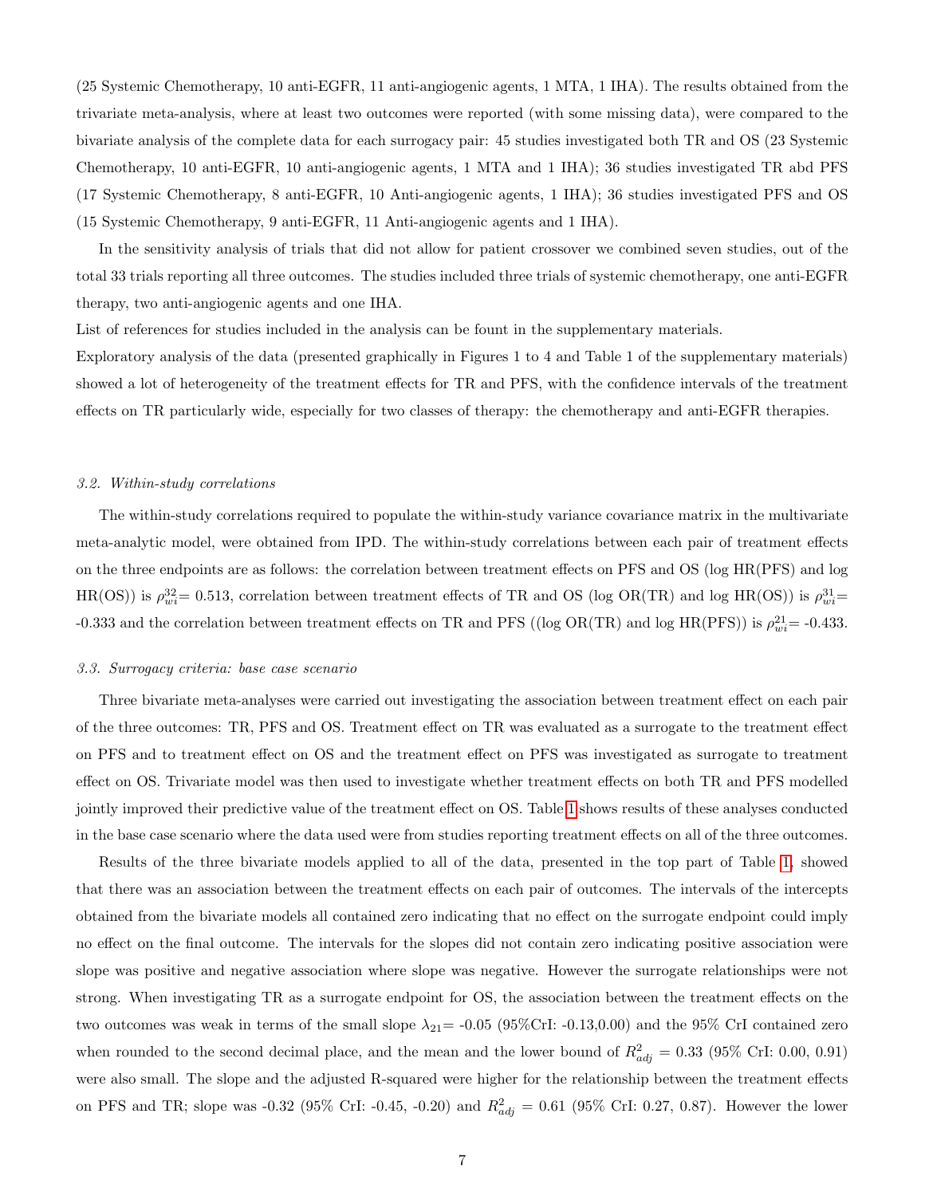(25 Systemic Chemotherapy, 10 anti-EGFR, 11 anti-angiogenic agents, 1 MTA, 1 IHA). The results obtained from the trivariate meta-analysis, where at least two outcomes were reported (with some missing data), were compared to the bivariate analysis of the complete data for each surrogacy pair: 45 studies investigated both TR and OS (23 Systemic Chemotherapy, 10 anti-EGFR, 10 anti-angiogenic agents, 1 MTA and 1 IHA); 36 studies investigated TR abd PFS (17 Systemic Chemotherapy, 8 anti-EGFR, 10 Anti-angiogenic agents, 1 IHA); 36 studies investigated PFS and OS (15 Systemic Chemotherapy, 9 anti-EGFR, 11 Anti-angiogenic agents and 1 IHA).

In the sensitivity analysis of trials that did not allow for patient crossover we combined seven studies, out of the total 33 trials reporting all three outcomes. The studies included three trials of systemic chemotherapy, one anti-EGFR therapy, two anti-angiogenic agents and one IHA.

List of references for studies included in the analysis can be fount in the supplementary materials.

Exploratory analysis of the data (presented graphically in Figures 1 to 4 and Table 1 of the supplementary materials) showed a lot of heterogeneity of the treatment effects for TR and PFS, with the confidence intervals of the treatment effects on TR particularly wide, especially for two classes of therapy: the chemotherapy and anti-EGFR therapies.

### *3.2. Within-study correlations*

The within-study correlations required to populate the within-study variance covariance matrix in the multivariate meta-analytic model, were obtained from IPD. The within-study correlations between each pair of treatment effects on the three endpoints are as follows: the correlation between treatment effects on PFS and OS (log HR(PFS) and log HR(OS)) is $\rho_{wi}^{32}$= 0.513, correlation between treatment effects of TR and OS (log OR(TR) and log HR(OS)) is $\rho_{wi}^{31}$= -0.333 and the correlation between treatment effects on TR and PFS ((log OR(TR) and log HR(PFS)) is $\rho_{wi}^{21}$= -0.433.

### *3.3. Surrogacy criteria: base case scenario*

Three bivariate meta-analyses were carried out investigating the association between treatment effect on each pair of the three outcomes: TR, PFS and OS. Treatment effect on TR was evaluated as a surrogate to the treatment effect on PFS and to treatment effect on OS and the treatment effect on PFS was investigated as surrogate to treatment effect on OS. Trivariate model was then used to investigate whether treatment effects on both TR and PFS modelled jointly improved their predictive value of the treatment effect on OS. Table 1 shows results of these analyses conducted in the base case scenario where the data used were from studies reporting treatment effects on all of the three outcomes.

Results of the three bivariate models applied to all of the data, presented in the top part of Table 1, showed that there was an association between the treatment effects on each pair of outcomes. The intervals of the intercepts obtained from the bivariate models all contained zero indicating that no effect on the surrogate endpoint could imply no effect on the final outcome. The intervals for the slopes did not contain zero indicating positive association were slope was positive and negative association where slope was negative. However the surrogate relationships were not strong. When investigating TR as a surrogate endpoint for OS, the association between the treatment effects on the two outcomes was weak in terms of the small slope $\lambda_{21}$= -0.05 (95%CrI: -0.13,0.00) and the 95% CrI contained zero when rounded to the second decimal place, and the mean and the lower bound of $R^2_{adj}$ = 0.33 (95% CrI: 0.00, 0.91) were also small. The slope and the adjusted R-squared were higher for the relationship between the treatment effects on PFS and TR; slope was -0.32 (95% CrI: -0.45, -0.20) and $R^2_{adj}$ = 0.61 (95% CrI: 0.27, 0.87). However the lower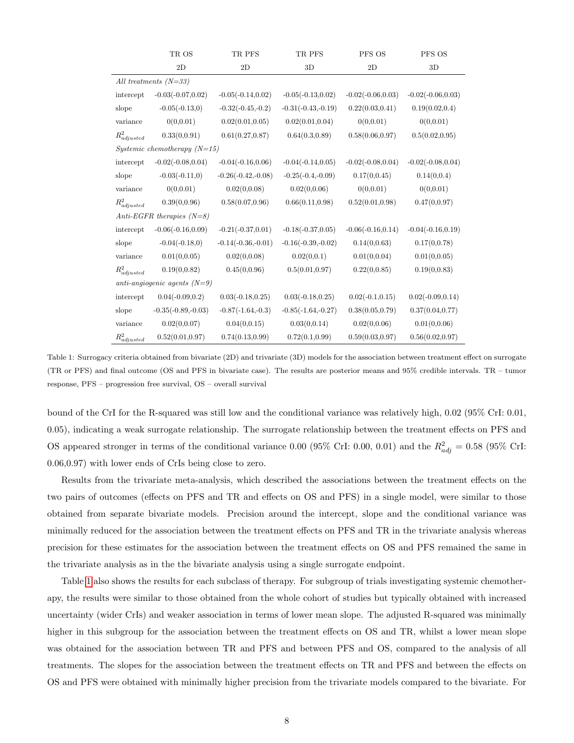| | TR OS 2D | TR PFS 2D | TR PFS 3D | PFS OS 2D | PFS OS 3D |
|---|---|---|---|---|---|
| *All treatments (N=33)* | | | | | |
| intercept | -0.03(-0.07,0.02) | -0.05(-0.14,0.02) | -0.05(-0.13,0.02) | -0.02(-0.06,0.03) | -0.02(-0.06,0.03) |
| slope | -0.05(-0.13,0) | -0.32(-0.45,-0.2) | -0.31(-0.43,-0.19) | 0.22(0.03,0.41) | 0.19(0.02,0.4) |
| variance | 0(0,0.01) | 0.02(0.01,0.05) | 0.02(0.01,0.04) | 0(0,0.01) | 0(0,0.01) |
| $R^2_{adjusted}$ | 0.33(0,0.91) | 0.61(0.27,0.87) | 0.64(0.3,0.89) | 0.58(0.06,0.97) | 0.5(0.02,0.95) |
| *Systemic chemotherapy (N=15)* | | | | | |
| intercept | -0.02(-0.08,0.04) | -0.04(-0.16,0.06) | -0.04(-0.14,0.05) | -0.02(-0.08,0.04) | -0.02(-0.08,0.04) |
| slope | -0.03(-0.11,0) | -0.26(-0.42,-0.08) | -0.25(-0.4,-0.09) | 0.17(0,0.45) | 0.14(0,0.4) |
| variance | 0(0,0.01) | 0.02(0,0.08) | 0.02(0,0.06) | 0(0,0.01) | 0(0,0.01) |
| $R^2_{adjusted}$ | 0.39(0,0.96) | 0.58(0.07,0.96) | 0.66(0.11,0.98) | 0.52(0.01,0.98) | 0.47(0,0.97) |
| *Anti-EGFR therapies (N=8)* | | | | | |
| intercept | -0.06(-0.16,0.09) | -0.21(-0.37,0.01) | -0.18(-0.37,0.05) | -0.06(-0.16,0.14) | -0.04(-0.16,0.19) |
| slope | -0.04(-0.18,0) | -0.14(-0.36,-0.01) | -0.16(-0.39,-0.02) | 0.14(0,0.63) | 0.17(0,0.78) |
| variance | 0.01(0,0.05) | 0.02(0,0.08) | 0.02(0,0.1) | 0.01(0,0.04) | 0.01(0,0.05) |
| $R^2_{adjusted}$ | 0.19(0,0.82) | 0.45(0,0.96) | 0.5(0.01,0.97) | 0.22(0,0.85) | 0.19(0,0.83) |
| *anti-angiogenic agents (N=9)* | | | | | |
| intercept | 0.04(-0.09,0.2) | 0.03(-0.18,0.25) | 0.03(-0.18,0.25) | 0.02(-0.1,0.15) | 0.02(-0.09,0.14) |
| slope | -0.35(-0.89,-0.03) | -0.87(-1.64,-0.3) | -0.85(-1.64,-0.27) | 0.38(0.05,0.79) | 0.37(0.04,0.77) |
| variance | 0.02(0,0.07) | 0.04(0,0.15) | 0.03(0,0.14) | 0.02(0,0.06) | 0.01(0,0.06) |
| $R^2_{adjusted}$ | 0.52(0.01,0.97) | 0.74(0.13,0.99) | 0.72(0.1,0.99) | 0.59(0.03,0.97) | 0.56(0.02,0.97) |

Table 1: Surrogacy criteria obtained from bivariate (2D) and trivariate (3D) models for the association between treatment effect on surrogate (TR or PFS) and final outcome (OS and PFS in bivariate case). The results are posterior means and 95% credible intervals. TR – tumor response, PFS – progression free survival, OS – overall survival

bound of the CrI for the R-squared was still low and the conditional variance was relatively high, 0.02 (95% CrI: 0.01, 0.05), indicating a weak surrogate relationship. The surrogate relationship between the treatment effects on PFS and OS appeared stronger in terms of the conditional variance 0.00 (95% CrI: 0.00, 0.01) and the $R^2_{adj} = 0.58$ (95% CrI: 0.06,0.97) with lower ends of CrIs being close to zero.

Results from the trivariate meta-analysis, which described the associations between the treatment effects on the two pairs of outcomes (effects on PFS and TR and effects on OS and PFS) in a single model, were similar to those obtained from separate bivariate models. Precision around the intercept, slope and the conditional variance was minimally reduced for the association between the treatment effects on PFS and TR in the trivariate analysis whereas precision for these estimates for the association between the treatment effects on OS and PFS remained the same in the trivariate analysis as in the the bivariate analysis using a single surrogate endpoint.

Table 1 also shows the results for each subclass of therapy. For subgroup of trials investigating systemic chemotherapy, the results were similar to those obtained from the whole cohort of studies but typically obtained with increased uncertainty (wider CrIs) and weaker association in terms of lower mean slope. The adjusted R-squared was minimally higher in this subgroup for the association between the treatment effects on OS and TR, whilst a lower mean slope was obtained for the association between TR and PFS and between PFS and OS, compared to the analysis of all treatments. The slopes for the association between the treatment effects on TR and PFS and between the effects on OS and PFS were obtained with minimally higher precision from the trivariate models compared to the bivariate. For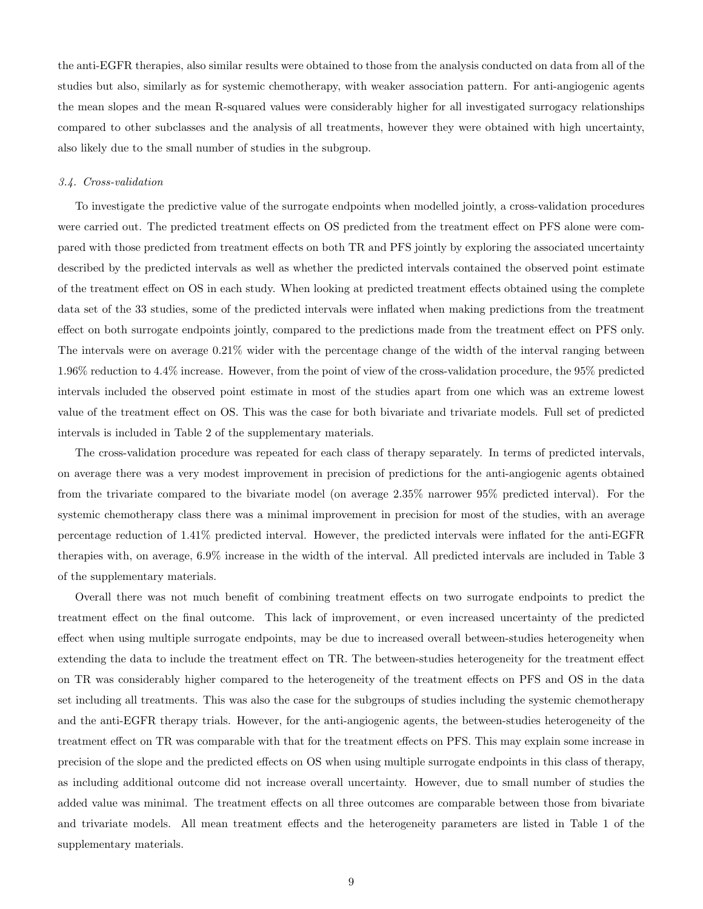the anti-EGFR therapies, also similar results were obtained to those from the analysis conducted on data from all of the studies but also, similarly as for systemic chemotherapy, with weaker association pattern. For anti-angiogenic agents the mean slopes and the mean R-squared values were considerably higher for all investigated surrogacy relationships compared to other subclasses and the analysis of all treatments, however they were obtained with high uncertainty, also likely due to the small number of studies in the subgroup.

### *3.4. Cross-validation*

To investigate the predictive value of the surrogate endpoints when modelled jointly, a cross-validation procedures were carried out. The predicted treatment effects on OS predicted from the treatment effect on PFS alone were compared with those predicted from treatment effects on both TR and PFS jointly by exploring the associated uncertainty described by the predicted intervals as well as whether the predicted intervals contained the observed point estimate of the treatment effect on OS in each study. When looking at predicted treatment effects obtained using the complete data set of the 33 studies, some of the predicted intervals were inflated when making predictions from the treatment effect on both surrogate endpoints jointly, compared to the predictions made from the treatment effect on PFS only. The intervals were on average 0.21% wider with the percentage change of the width of the interval ranging between 1.96% reduction to 4.4% increase. However, from the point of view of the cross-validation procedure, the 95% predicted intervals included the observed point estimate in most of the studies apart from one which was an extreme lowest value of the treatment effect on OS. This was the case for both bivariate and trivariate models. Full set of predicted intervals is included in Table 2 of the supplementary materials.

The cross-validation procedure was repeated for each class of therapy separately. In terms of predicted intervals, on average there was a very modest improvement in precision of predictions for the anti-angiogenic agents obtained from the trivariate compared to the bivariate model (on average 2.35% narrower 95% predicted interval). For the systemic chemotherapy class there was a minimal improvement in precision for most of the studies, with an average percentage reduction of 1.41% predicted interval. However, the predicted intervals were inflated for the anti-EGFR therapies with, on average, 6.9% increase in the width of the interval. All predicted intervals are included in Table 3 of the supplementary materials.

Overall there was not much benefit of combining treatment effects on two surrogate endpoints to predict the treatment effect on the final outcome. This lack of improvement, or even increased uncertainty of the predicted effect when using multiple surrogate endpoints, may be due to increased overall between-studies heterogeneity when extending the data to include the treatment effect on TR. The between-studies heterogeneity for the treatment effect on TR was considerably higher compared to the heterogeneity of the treatment effects on PFS and OS in the data set including all treatments. This was also the case for the subgroups of studies including the systemic chemotherapy and the anti-EGFR therapy trials. However, for the anti-angiogenic agents, the between-studies heterogeneity of the treatment effect on TR was comparable with that for the treatment effects on PFS. This may explain some increase in precision of the slope and the predicted effects on OS when using multiple surrogate endpoints in this class of therapy, as including additional outcome did not increase overall uncertainty. However, due to small number of studies the added value was minimal. The treatment effects on all three outcomes are comparable between those from bivariate and trivariate models. All mean treatment effects and the heterogeneity parameters are listed in Table 1 of the supplementary materials.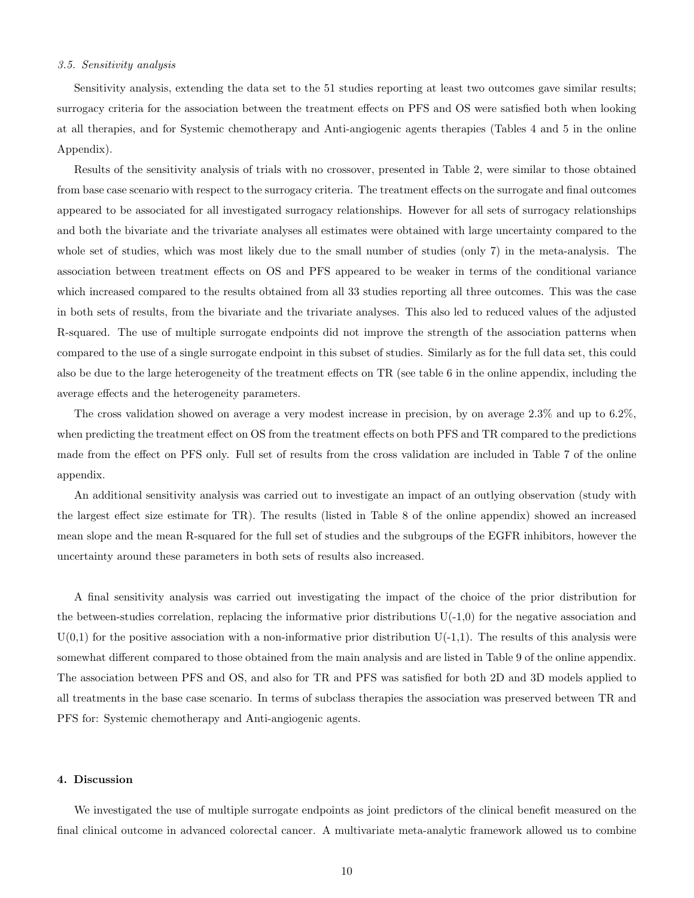### *3.5. Sensitivity analysis*

Sensitivity analysis, extending the data set to the 51 studies reporting at least two outcomes gave similar results; surrogacy criteria for the association between the treatment effects on PFS and OS were satisfied both when looking at all therapies, and for Systemic chemotherapy and Anti-angiogenic agents therapies (Tables 4 and 5 in the online Appendix).

Results of the sensitivity analysis of trials with no crossover, presented in Table 2, were similar to those obtained from base case scenario with respect to the surrogacy criteria. The treatment effects on the surrogate and final outcomes appeared to be associated for all investigated surrogacy relationships. However for all sets of surrogacy relationships and both the bivariate and the trivariate analyses all estimates were obtained with large uncertainty compared to the whole set of studies, which was most likely due to the small number of studies (only 7) in the meta-analysis. The association between treatment effects on OS and PFS appeared to be weaker in terms of the conditional variance which increased compared to the results obtained from all 33 studies reporting all three outcomes. This was the case in both sets of results, from the bivariate and the trivariate analyses. This also led to reduced values of the adjusted R-squared. The use of multiple surrogate endpoints did not improve the strength of the association patterns when compared to the use of a single surrogate endpoint in this subset of studies. Similarly as for the full data set, this could also be due to the large heterogeneity of the treatment effects on TR (see table 6 in the online appendix, including the average effects and the heterogeneity parameters.

The cross validation showed on average a very modest increase in precision, by on average 2.3% and up to 6.2%, when predicting the treatment effect on OS from the treatment effects on both PFS and TR compared to the predictions made from the effect on PFS only. Full set of results from the cross validation are included in Table 7 of the online appendix.

An additional sensitivity analysis was carried out to investigate an impact of an outlying observation (study with the largest effect size estimate for TR). The results (listed in Table 8 of the online appendix) showed an increased mean slope and the mean R-squared for the full set of studies and the subgroups of the EGFR inhibitors, however the uncertainty around these parameters in both sets of results also increased.

A final sensitivity analysis was carried out investigating the impact of the choice of the prior distribution for the between-studies correlation, replacing the informative prior distributions U(-1,0) for the negative association and U(0,1) for the positive association with a non-informative prior distribution U(-1,1). The results of this analysis were somewhat different compared to those obtained from the main analysis and are listed in Table 9 of the online appendix. The association between PFS and OS, and also for TR and PFS was satisfied for both 2D and 3D models applied to all treatments in the base case scenario. In terms of subclass therapies the association was preserved between TR and PFS for: Systemic chemotherapy and Anti-angiogenic agents.

## 4. Discussion

We investigated the use of multiple surrogate endpoints as joint predictors of the clinical benefit measured on the final clinical outcome in advanced colorectal cancer. A multivariate meta-analytic framework allowed us to combine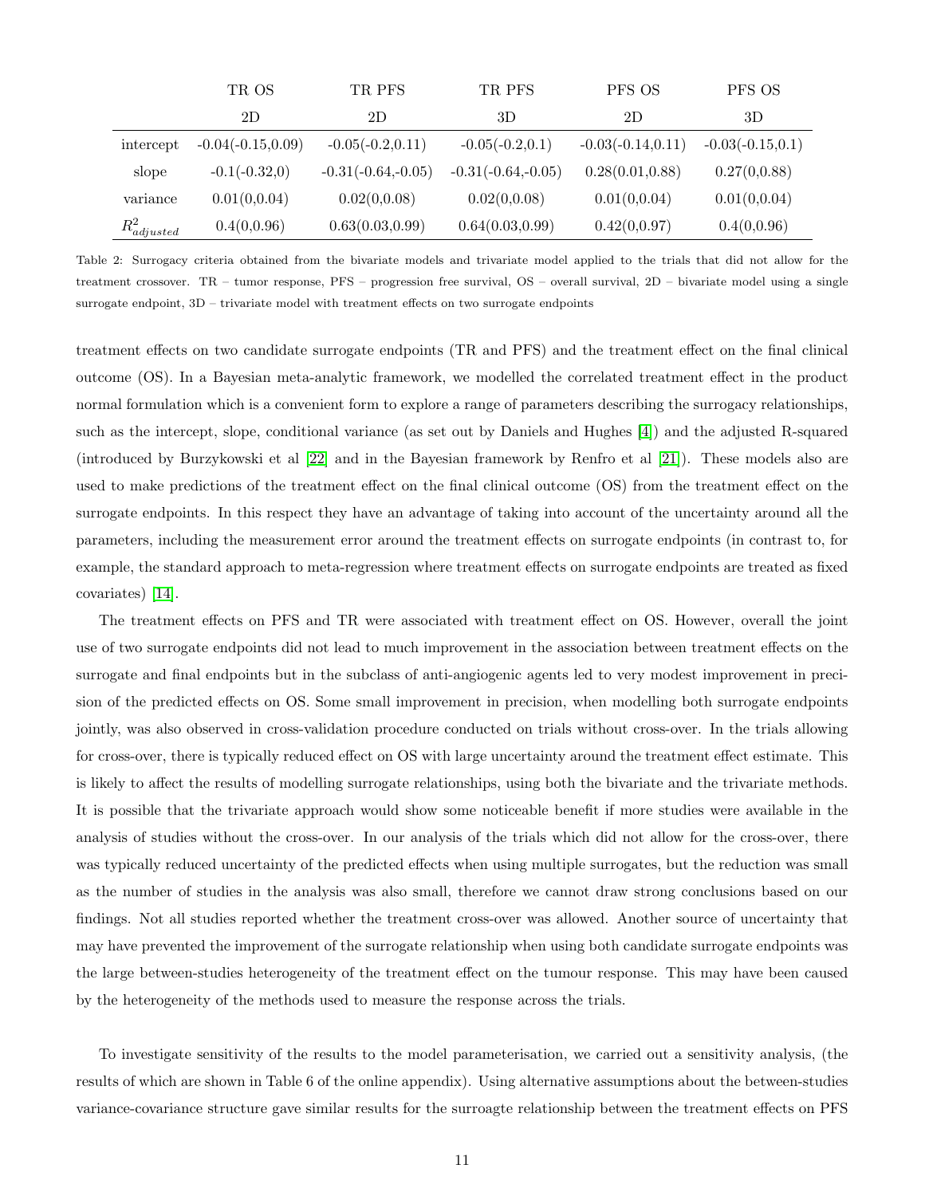| | TR OS | TR PFS | TR PFS | PFS OS | PFS OS |
|---|---|---|---|---|---|
| | 2D | 2D | 3D | 2D | 3D |
| intercept | -0.04(-0.15,0.09) | -0.05(-0.2,0.11) | -0.05(-0.2,0.1) | -0.03(-0.14,0.11) | -0.03(-0.15,0.1) |
| slope | -0.1(-0.32,0) | -0.31(-0.64,-0.05) | -0.31(-0.64,-0.05) | 0.28(0.01,0.88) | 0.27(0,0.88) |
| variance | 0.01(0,0.04) | 0.02(0,0.08) | 0.02(0,0.08) | 0.01(0,0.04) | 0.01(0,0.04) |
| $R^2_{adjusted}$ | 0.4(0,0.96) | 0.63(0.03,0.99) | 0.64(0.03,0.99) | 0.42(0,0.97) | 0.4(0,0.96) |

Table 2: Surrogacy criteria obtained from the bivariate models and trivariate model applied to the trials that did not allow for the treatment crossover. TR – tumor response, PFS – progression free survival, OS – overall survival, 2D – bivariate model using a single surrogate endpoint, 3D – trivariate model with treatment effects on two surrogate endpoints

treatment effects on two candidate surrogate endpoints (TR and PFS) and the treatment effect on the final clinical outcome (OS). In a Bayesian meta-analytic framework, we modelled the correlated treatment effect in the product normal formulation which is a convenient form to explore a range of parameters describing the surrogacy relationships, such as the intercept, slope, conditional variance (as set out by Daniels and Hughes [4]) and the adjusted R-squared (introduced by Burzykowski et al [22] and in the Bayesian framework by Renfro et al [21]). These models also are used to make predictions of the treatment effect on the final clinical outcome (OS) from the treatment effect on the surrogate endpoints. In this respect they have an advantage of taking into account of the uncertainty around all the parameters, including the measurement error around the treatment effects on surrogate endpoints (in contrast to, for example, the standard approach to meta-regression where treatment effects on surrogate endpoints are treated as fixed covariates) [14].

The treatment effects on PFS and TR were associated with treatment effect on OS. However, overall the joint use of two surrogate endpoints did not lead to much improvement in the association between treatment effects on the surrogate and final endpoints but in the subclass of anti-angiogenic agents led to very modest improvement in precision of the predicted effects on OS. Some small improvement in precision, when modelling both surrogate endpoints jointly, was also observed in cross-validation procedure conducted on trials without cross-over. In the trials allowing for cross-over, there is typically reduced effect on OS with large uncertainty around the treatment effect estimate. This is likely to affect the results of modelling surrogate relationships, using both the bivariate and the trivariate methods. It is possible that the trivariate approach would show some noticeable benefit if more studies were available in the analysis of studies without the cross-over. In our analysis of the trials which did not allow for the cross-over, there was typically reduced uncertainty of the predicted effects when using multiple surrogates, but the reduction was small as the number of studies in the analysis was also small, therefore we cannot draw strong conclusions based on our findings. Not all studies reported whether the treatment cross-over was allowed. Another source of uncertainty that may have prevented the improvement of the surrogate relationship when using both candidate surrogate endpoints was the large between-studies heterogeneity of the treatment effect on the tumour response. This may have been caused by the heterogeneity of the methods used to measure the response across the trials.

To investigate sensitivity of the results to the model parameterisation, we carried out a sensitivity analysis, (the results of which are shown in Table 6 of the online appendix). Using alternative assumptions about the between-studies variance-covariance structure gave similar results for the surroagte relationship between the treatment effects on PFS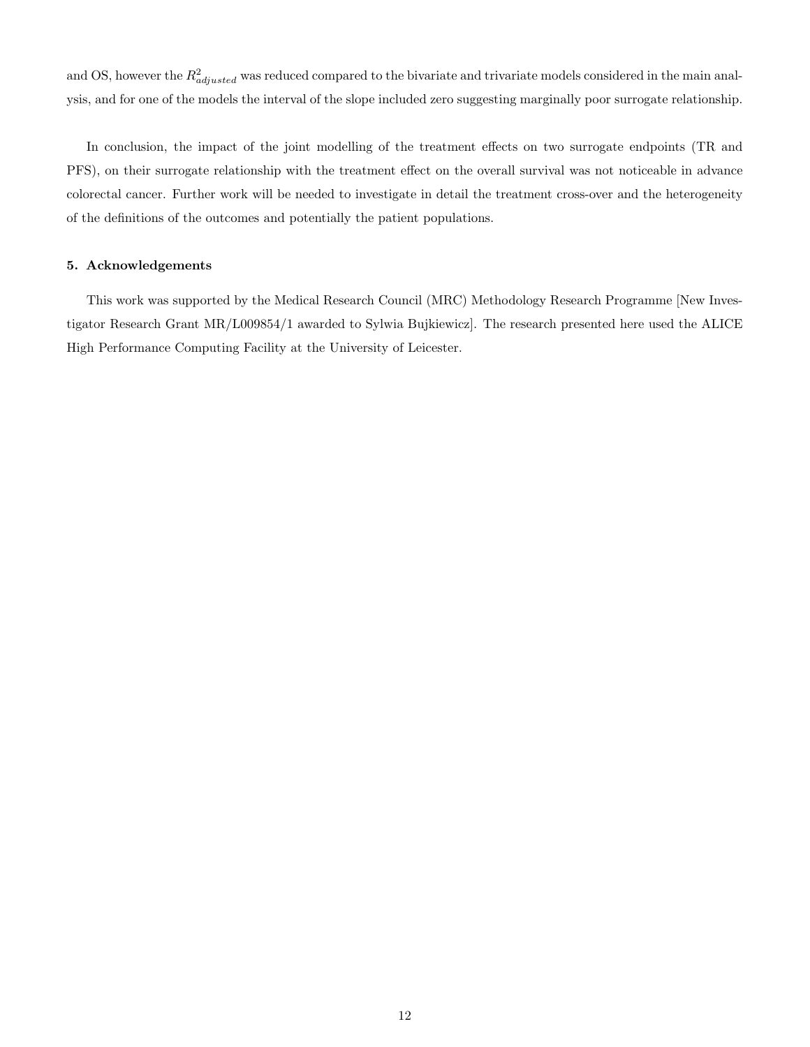and OS, however the $R^2_{adjusted}$ was reduced compared to the bivariate and trivariate models considered in the main analysis, and for one of the models the interval of the slope included zero suggesting marginally poor surrogate relationship.

In conclusion, the impact of the joint modelling of the treatment effects on two surrogate endpoints (TR and PFS), on their surrogate relationship with the treatment effect on the overall survival was not noticeable in advance colorectal cancer. Further work will be needed to investigate in detail the treatment cross-over and the heterogeneity of the definitions of the outcomes and potentially the patient populations.

### 5. Acknowledgements

This work was supported by the Medical Research Council (MRC) Methodology Research Programme [New Investigator Research Grant MR/L009854/1 awarded to Sylwia Bujkiewicz]. The research presented here used the ALICE High Performance Computing Facility at the University of Leicester.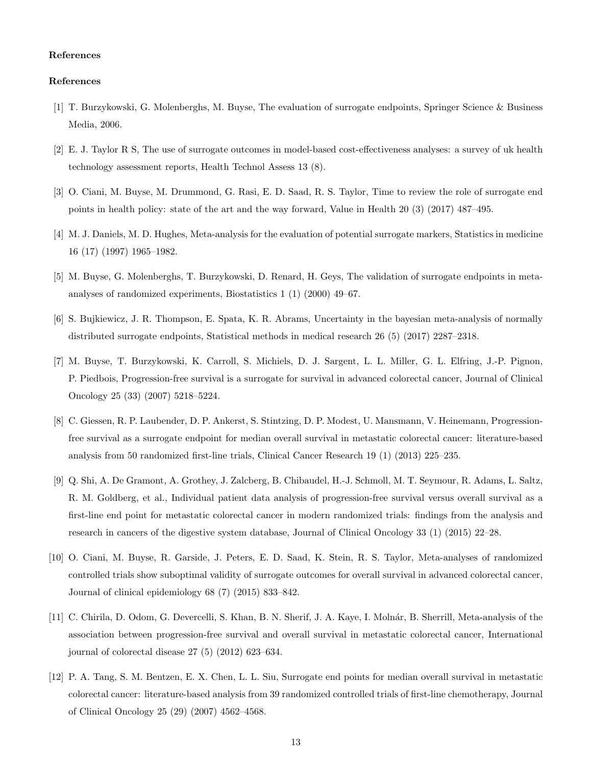**References**

**References**

[1] T. Burzykowski, G. Molenberghs, M. Buyse, The evaluation of surrogate endpoints, Springer Science & Business Media, 2006.

[2] E. J. Taylor R S, The use of surrogate outcomes in model-based cost-effectiveness analyses: a survey of uk health technology assessment reports, Health Technol Assess 13 (8).

[3] O. Ciani, M. Buyse, M. Drummond, G. Rasi, E. D. Saad, R. S. Taylor, Time to review the role of surrogate end points in health policy: state of the art and the way forward, Value in Health 20 (3) (2017) 487–495.

[4] M. J. Daniels, M. D. Hughes, Meta-analysis for the evaluation of potential surrogate markers, Statistics in medicine 16 (17) (1997) 1965–1982.

[5] M. Buyse, G. Molenberghs, T. Burzykowski, D. Renard, H. Geys, The validation of surrogate endpoints in meta-analyses of randomized experiments, Biostatistics 1 (1) (2000) 49–67.

[6] S. Bujkiewicz, J. R. Thompson, E. Spata, K. R. Abrams, Uncertainty in the bayesian meta-analysis of normally distributed surrogate endpoints, Statistical methods in medical research 26 (5) (2017) 2287–2318.

[7] M. Buyse, T. Burzykowski, K. Carroll, S. Michiels, D. J. Sargent, L. L. Miller, G. L. Elfring, J.-P. Pignon, P. Piedbois, Progression-free survival is a surrogate for survival in advanced colorectal cancer, Journal of Clinical Oncology 25 (33) (2007) 5218–5224.

[8] C. Giessen, R. P. Laubender, D. P. Ankerst, S. Stintzing, D. P. Modest, U. Mansmann, V. Heinemann, Progression-free survival as a surrogate endpoint for median overall survival in metastatic colorectal cancer: literature-based analysis from 50 randomized first-line trials, Clinical Cancer Research 19 (1) (2013) 225–235.

[9] Q. Shi, A. De Gramont, A. Grothey, J. Zalcberg, B. Chibaudel, H.-J. Schmoll, M. T. Seymour, R. Adams, L. Saltz, R. M. Goldberg, et al., Individual patient data analysis of progression-free survival versus overall survival as a first-line end point for metastatic colorectal cancer in modern randomized trials: findings from the analysis and research in cancers of the digestive system database, Journal of Clinical Oncology 33 (1) (2015) 22–28.

[10] O. Ciani, M. Buyse, R. Garside, J. Peters, E. D. Saad, K. Stein, R. S. Taylor, Meta-analyses of randomized controlled trials show suboptimal validity of surrogate outcomes for overall survival in advanced colorectal cancer, Journal of clinical epidemiology 68 (7) (2015) 833–842.

[11] C. Chirila, D. Odom, G. Devercelli, S. Khan, B. N. Sherif, J. A. Kaye, I. Molnár, B. Sherrill, Meta-analysis of the association between progression-free survival and overall survival in metastatic colorectal cancer, International journal of colorectal disease 27 (5) (2012) 623–634.

[12] P. A. Tang, S. M. Bentzen, E. X. Chen, L. L. Siu, Surrogate end points for median overall survival in metastatic colorectal cancer: literature-based analysis from 39 randomized controlled trials of first-line chemotherapy, Journal of Clinical Oncology 25 (29) (2007) 4562–4568.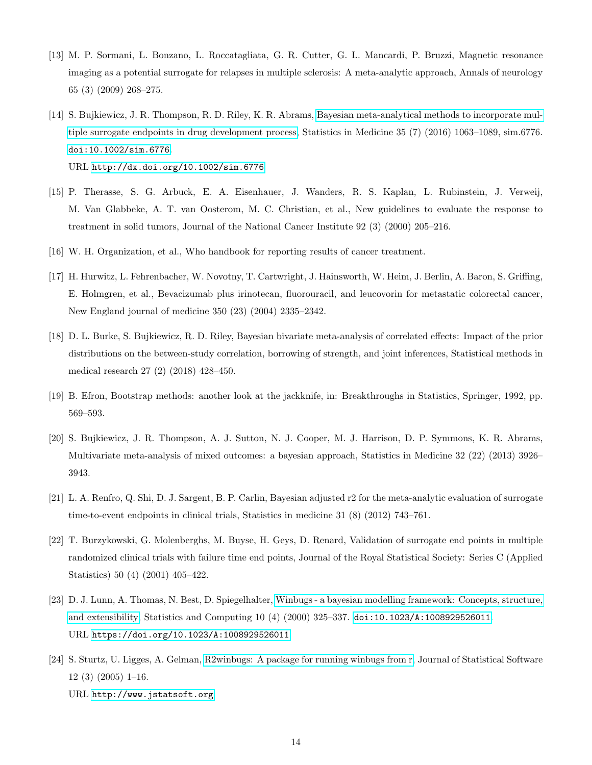[13] M. P. Sormani, L. Bonzano, L. Roccatagliata, G. R. Cutter, G. L. Mancardi, P. Bruzzi, Magnetic resonance imaging as a potential surrogate for relapses in multiple sclerosis: A meta-analytic approach, Annals of neurology 65 (3) (2009) 268–275.

[14] S. Bujkiewicz, J. R. Thompson, R. D. Riley, K. R. Abrams, Bayesian meta-analytical methods to incorporate multiple surrogate endpoints in drug development process, Statistics in Medicine 35 (7) (2016) 1063–1089, sim.6776. doi:10.1002/sim.6776.
URL http://dx.doi.org/10.1002/sim.6776

[15] P. Therasse, S. G. Arbuck, E. A. Eisenhauer, J. Wanders, R. S. Kaplan, L. Rubinstein, J. Verweij, M. Van Glabbeke, A. T. van Oosterom, M. C. Christian, et al., New guidelines to evaluate the response to treatment in solid tumors, Journal of the National Cancer Institute 92 (3) (2000) 205–216.

[16] W. H. Organization, et al., Who handbook for reporting results of cancer treatment.

[17] H. Hurwitz, L. Fehrenbacher, W. Novotny, T. Cartwright, J. Hainsworth, W. Heim, J. Berlin, A. Baron, S. Griffing, E. Holmgren, et al., Bevacizumab plus irinotecan, fluorouracil, and leucovorin for metastatic colorectal cancer, New England journal of medicine 350 (23) (2004) 2335–2342.

[18] D. L. Burke, S. Bujkiewicz, R. D. Riley, Bayesian bivariate meta-analysis of correlated effects: Impact of the prior distributions on the between-study correlation, borrowing of strength, and joint inferences, Statistical methods in medical research 27 (2) (2018) 428–450.

[19] B. Efron, Bootstrap methods: another look at the jackknife, in: Breakthroughs in Statistics, Springer, 1992, pp. 569–593.

[20] S. Bujkiewicz, J. R. Thompson, A. J. Sutton, N. J. Cooper, M. J. Harrison, D. P. Symmons, K. R. Abrams, Multivariate meta-analysis of mixed outcomes: a bayesian approach, Statistics in Medicine 32 (22) (2013) 3926–3943.

[21] L. A. Renfro, Q. Shi, D. J. Sargent, B. P. Carlin, Bayesian adjusted r2 for the meta-analytic evaluation of surrogate time-to-event endpoints in clinical trials, Statistics in medicine 31 (8) (2012) 743–761.

[22] T. Burzykowski, G. Molenberghs, M. Buyse, H. Geys, D. Renard, Validation of surrogate end points in multiple randomized clinical trials with failure time end points, Journal of the Royal Statistical Society: Series C (Applied Statistics) 50 (4) (2001) 405–422.

[23] D. J. Lunn, A. Thomas, N. Best, D. Spiegelhalter, Winbugs - a bayesian modelling framework: Concepts, structure, and extensibility, Statistics and Computing 10 (4) (2000) 325–337. doi:10.1023/A:1008929526011.
URL https://doi.org/10.1023/A:1008929526011

[24] S. Sturtz, U. Ligges, A. Gelman, R2winbugs: A package for running winbugs from r, Journal of Statistical Software 12 (3) (2005) 1–16.
URL http://www.jstatsoft.org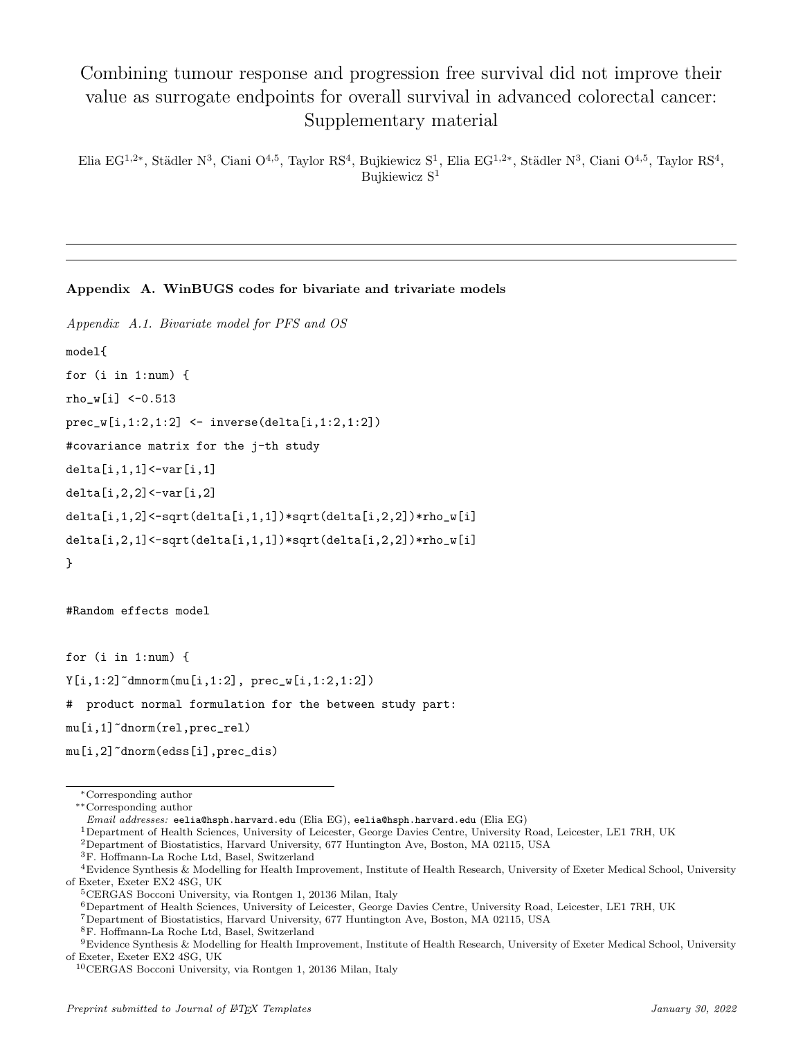# Combining tumour response and progression free survival did not improve their value as surrogate endpoints for overall survival in advanced colorectal cancer: Supplementary material

Elia EG[1,2*], Städler N[3], Ciani O[4,5], Taylor RS[4], Bujkiewicz S[1], Elia EG[1,2*], Städler N[3], Ciani O[4,5], Taylor RS[4], Bujkiewicz S[1]

---

**Appendix A. WinBUGS codes for bivariate and trivariate models**

*Appendix A.1. Bivariate model for PFS and OS*

```
model{

for (i in 1:num) {

rho_w[i] <-0.513

prec_w[i,1:2,1:2] <- inverse(delta[i,1:2,1:2])

#covariance matrix for the j-th study

delta[i,1,1]<-var[i,1]

delta[i,2,2]<-var[i,2]

delta[i,1,2]<-sqrt(delta[i,1,1])*sqrt(delta[i,2,2])*rho_w[i]

delta[i,2,1]<-sqrt(delta[i,1,1])*sqrt(delta[i,2,2])*rho_w[i]

}


#Random effects model


for (i in 1:num) {

Y[i,1:2]~dmnorm(mu[i,1:2], prec_w[i,1:2,1:2])

#  product normal formulation for the between study part:

mu[i,1]~dnorm(rel,prec_rel)

mu[i,2]~dnorm(edss[i],prec_dis)
```

*Corresponding author

**Corresponding author

*Email addresses:* eelia@hsph.harvard.edu (Elia EG), eelia@hsph.harvard.edu (Elia EG)

[1]Department of Health Sciences, University of Leicester, George Davies Centre, University Road, Leicester, LE1 7RH, UK

[2]Department of Biostatistics, Harvard University, 677 Huntington Ave, Boston, MA 02115, USA

[3]F. Hoffmann-La Roche Ltd, Basel, Switzerland

[4]Evidence Synthesis & Modelling for Health Improvement, Institute of Health Research, University of Exeter Medical School, University of Exeter, Exeter EX2 4SG, UK

[5]CERGAS Bocconi University, via Rontgen 1, 20136 Milan, Italy

[6]Department of Health Sciences, University of Leicester, George Davies Centre, University Road, Leicester, LE1 7RH, UK

[7]Department of Biostatistics, Harvard University, 677 Huntington Ave, Boston, MA 02115, USA

[8]F. Hoffmann-La Roche Ltd, Basel, Switzerland

[9]Evidence Synthesis & Modelling for Health Improvement, Institute of Health Research, University of Exeter Medical School, University of Exeter, Exeter EX2 4SG, UK

[10]CERGAS Bocconi University, via Rontgen 1, 20136 Milan, Italy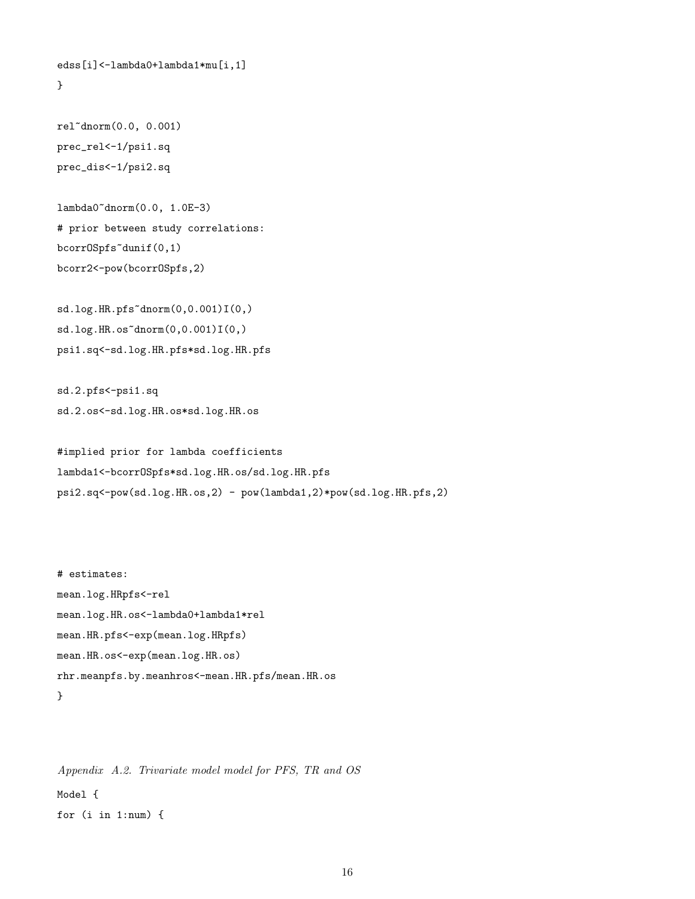```
edss[i]<-lambda0+lambda1*mu[i,1]
}

rel~dnorm(0.0, 0.001)
prec_rel<-1/psi1.sq
prec_dis<-1/psi2.sq

lambda0~dnorm(0.0, 1.0E-3)
# prior between study correlations:
bcorrOSpfs~dunif(0,1)
bcorr2<-pow(bcorrOSpfs,2)

sd.log.HR.pfs~dnorm(0,0.001)I(0,)
sd.log.HR.os~dnorm(0,0.001)I(0,)
psi1.sq<-sd.log.HR.pfs*sd.log.HR.pfs

sd.2.pfs<-psi1.sq
sd.2.os<-sd.log.HR.os*sd.log.HR.os

#implied prior for lambda coefficients
lambda1<-bcorrOSpfs*sd.log.HR.os/sd.log.HR.pfs
psi2.sq<-pow(sd.log.HR.os,2) - pow(lambda1,2)*pow(sd.log.HR.pfs,2)



# estimates:
mean.log.HRpfs<-rel
mean.log.HR.os<-lambda0+lambda1*rel
mean.HR.pfs<-exp(mean.log.HRpfs)
mean.HR.os<-exp(mean.log.HR.os)
rhr.meanpfs.by.meanhros<-mean.HR.pfs/mean.HR.os
}
```

*Appendix A.2. Trivariate model model for PFS, TR and OS*

```
Model {
for (i in 1:num) {
```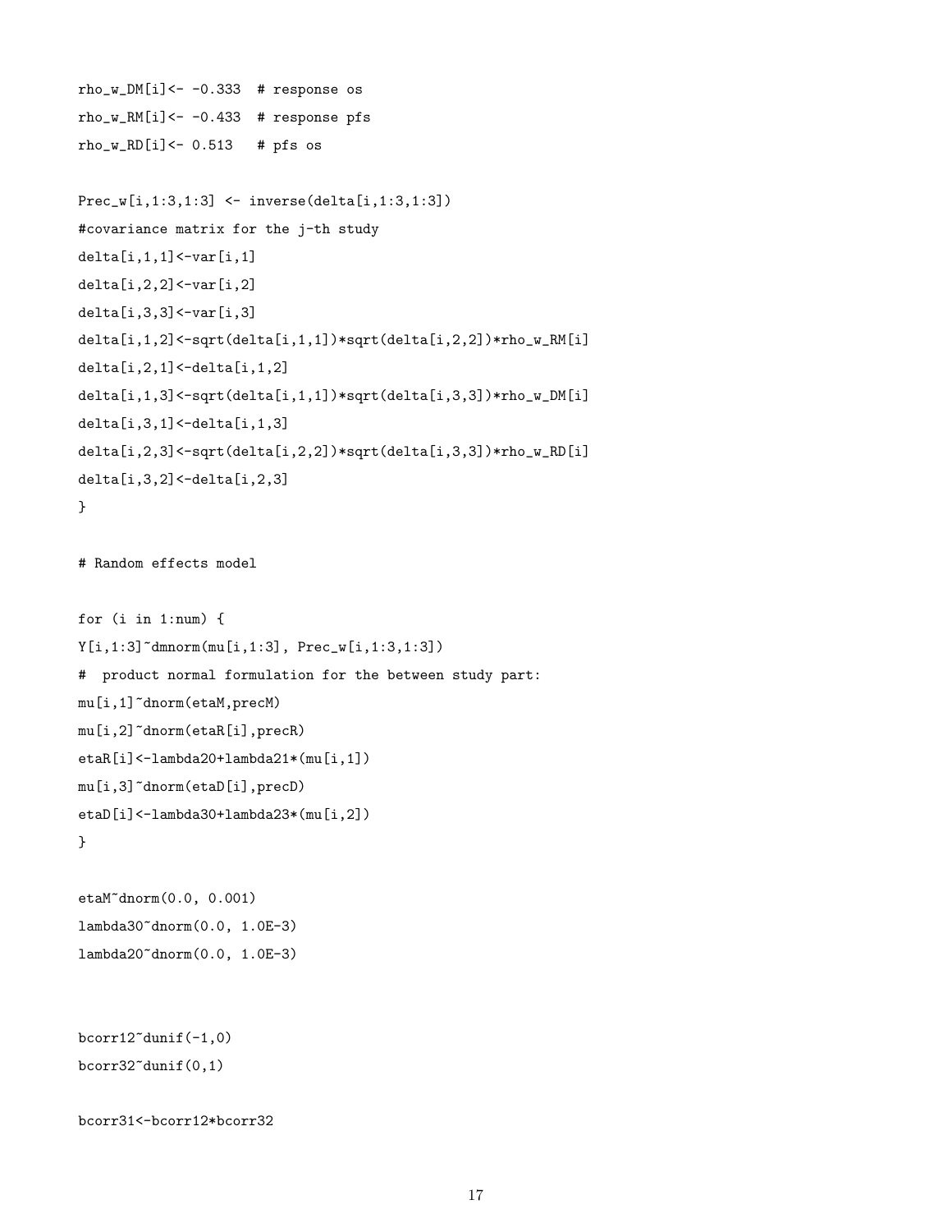```
rho_w_DM[i]<- -0.333  # response os
rho_w_RM[i]<- -0.433  # response pfs
rho_w_RD[i]<- 0.513   # pfs os

Prec_w[i,1:3,1:3] <- inverse(delta[i,1:3,1:3])
#covariance matrix for the j-th study
delta[i,1,1]<-var[i,1]
delta[i,2,2]<-var[i,2]
delta[i,3,3]<-var[i,3]
delta[i,1,2]<-sqrt(delta[i,1,1])*sqrt(delta[i,2,2])*rho_w_RM[i]
delta[i,2,1]<-delta[i,1,2]
delta[i,1,3]<-sqrt(delta[i,1,1])*sqrt(delta[i,3,3])*rho_w_DM[i]
delta[i,3,1]<-delta[i,1,3]
delta[i,2,3]<-sqrt(delta[i,2,2])*sqrt(delta[i,3,3])*rho_w_RD[i]
delta[i,3,2]<-delta[i,2,3]
}

# Random effects model

for (i in 1:num) {
Y[i,1:3]~dmnorm(mu[i,1:3], Prec_w[i,1:3,1:3])
#  product normal formulation for the between study part:
mu[i,1]~dnorm(etaM,precM)
mu[i,2]~dnorm(etaR[i],precR)
etaR[i]<-lambda20+lambda21*(mu[i,1])
mu[i,3]~dnorm(etaD[i],precD)
etaD[i]<-lambda30+lambda23*(mu[i,2])
}

etaM~dnorm(0.0, 0.001)
lambda30~dnorm(0.0, 1.0E-3)
lambda20~dnorm(0.0, 1.0E-3)


bcorr12~dunif(-1,0)
bcorr32~dunif(0,1)

bcorr31<-bcorr12*bcorr32
```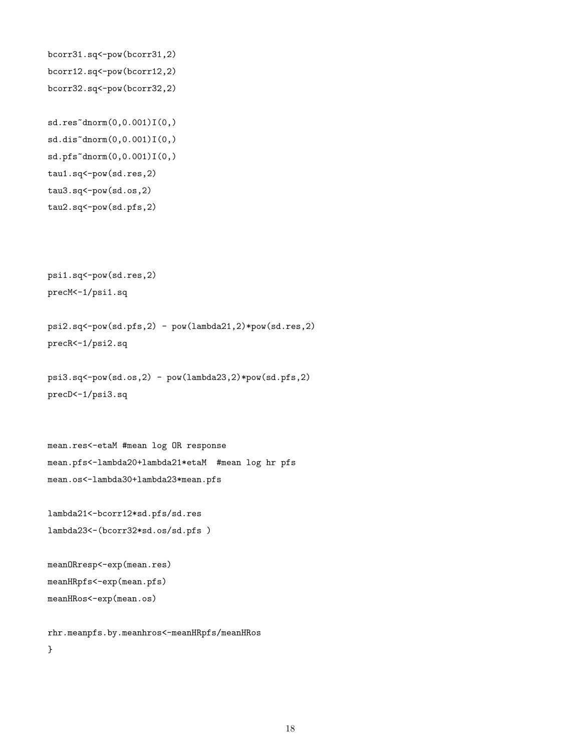```
bcorr31.sq<-pow(bcorr31,2)
bcorr12.sq<-pow(bcorr12,2)
bcorr32.sq<-pow(bcorr32,2)

sd.res~dnorm(0,0.001)I(0,)
sd.dis~dnorm(0,0.001)I(0,)
sd.pfs~dnorm(0,0.001)I(0,)
tau1.sq<-pow(sd.res,2)
tau3.sq<-pow(sd.os,2)
tau2.sq<-pow(sd.pfs,2)



psi1.sq<-pow(sd.res,2)
precM<-1/psi1.sq

psi2.sq<-pow(sd.pfs,2) - pow(lambda21,2)*pow(sd.res,2)
precR<-1/psi2.sq

psi3.sq<-pow(sd.os,2) - pow(lambda23,2)*pow(sd.pfs,2)
precD<-1/psi3.sq



mean.res<-etaM #mean log OR response
mean.pfs<-lambda20+lambda21*etaM  #mean log hr pfs
mean.os<-lambda30+lambda23*mean.pfs

lambda21<-bcorr12*sd.pfs/sd.res
lambda23<-(bcorr32*sd.os/sd.pfs )

meanORresp<-exp(mean.res)
meanHRpfs<-exp(mean.pfs)
meanHRos<-exp(mean.os)

rhr.meanpfs.by.meanhros<-meanHRpfs/meanHRos
}
```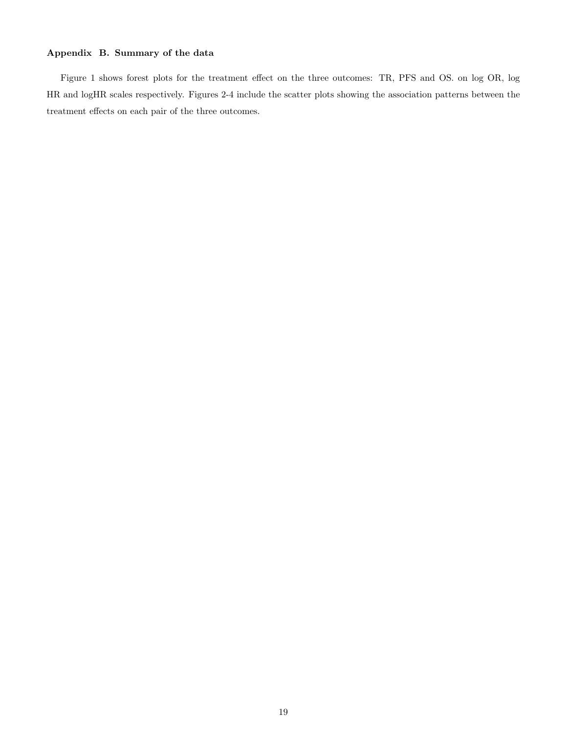### Appendix B. Summary of the data

Figure 1 shows forest plots for the treatment effect on the three outcomes: TR, PFS and OS. on log OR, log HR and logHR scales respectively. Figures 2-4 include the scatter plots showing the association patterns between the treatment effects on each pair of the three outcomes.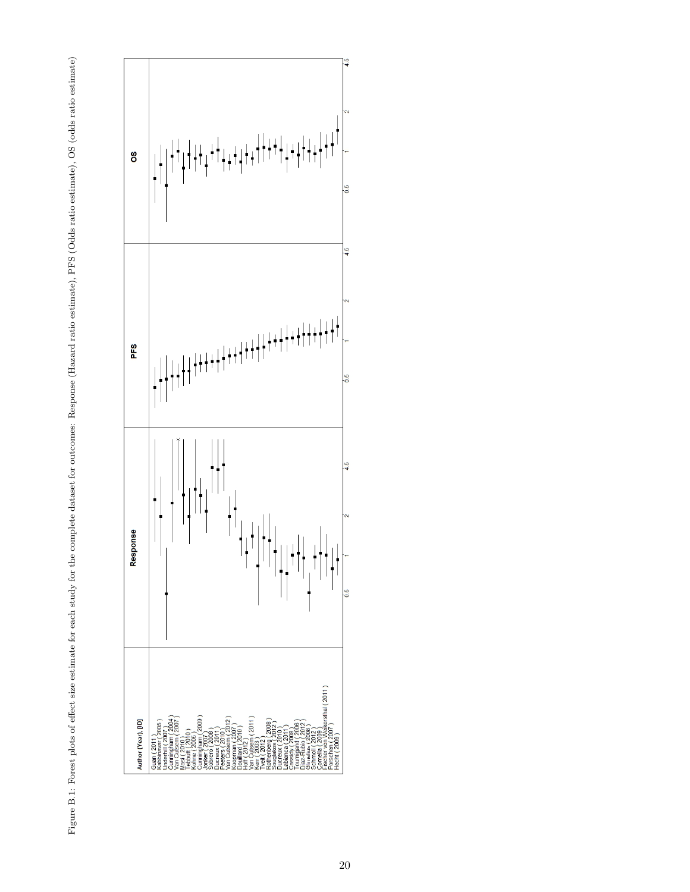Figure B.1: Forest plots of effect size estimate for each study for the complete dataset for outcomes: Response (Hazard ratio estimate), PFS (Odds ratio estimate), OS (odds ratio estimate)

| Author (Year), [ID] |
|---|
| Guan ( 2011 ) |
| Kabbinavar ( 2005 ) |
| Underhill ( 2007 ) |
| Cunningham ( 2004 ) |
| Van Cutsem ( 2007 ) |
| Masi ( 2011 ) |
| Tebbutt ( 2010 ) |
| Kohne ( 2006 ) |
| Cunningham ( 2009 ) |
| Jonker ( 2007 ) |
| Sobrero ( 2008 ) |
| Ducreux ( 2011 ) |
| Peeters ( 2010 ) |
| Van Cutsem ( 2012 ) |
| Koopman ( 2007 ) |
| Douillard ( 2010 ) |
| Hoff ( 2012 ) |
| Van Cutsem ( 2011 ) |
| Kerr ( 2003 ) |
| Tveit ( 2012 ) |
| Rothenberg ( 2008 ) |
| Souglakos ( 2012 ) |
| Ducreux ( 2010 ) |
| Labianca ( 2011 ) |
| Cassidy ( 2008 ) |
| Tournigand ( 2006 ) |
| Diaz_Rubio ( 2012 ) |
| Giacchetti ( 2008 ) |
| Schmoll ( 2012 ) |
| Comella ( 2009 ) |
| Fischer von Weikersthal ( 2011 ) |
| Porschen ( 2007 ) |
| Hecht ( 2009 ) |

Response | PFS | OS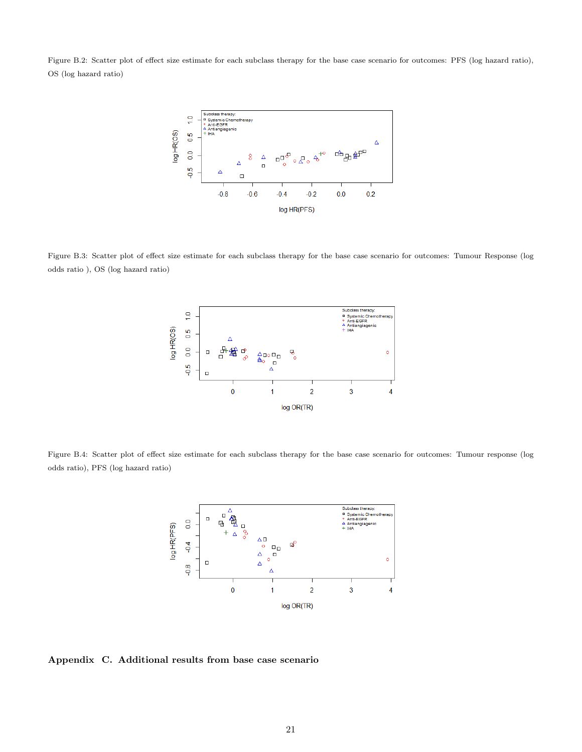Figure B.2: Scatter plot of effect size estimate for each subclass therapy for the base case scenario for outcomes: PFS (log hazard ratio), OS (log hazard ratio)

Figure B.3: Scatter plot of effect size estimate for each subclass therapy for the base case scenario for outcomes: Tumour Response (log odds ratio ), OS (log hazard ratio)

Figure B.4: Scatter plot of effect size estimate for each subclass therapy for the base case scenario for outcomes: Tumour response (log odds ratio), PFS (log hazard ratio)

## Appendix C. Additional results from base case scenario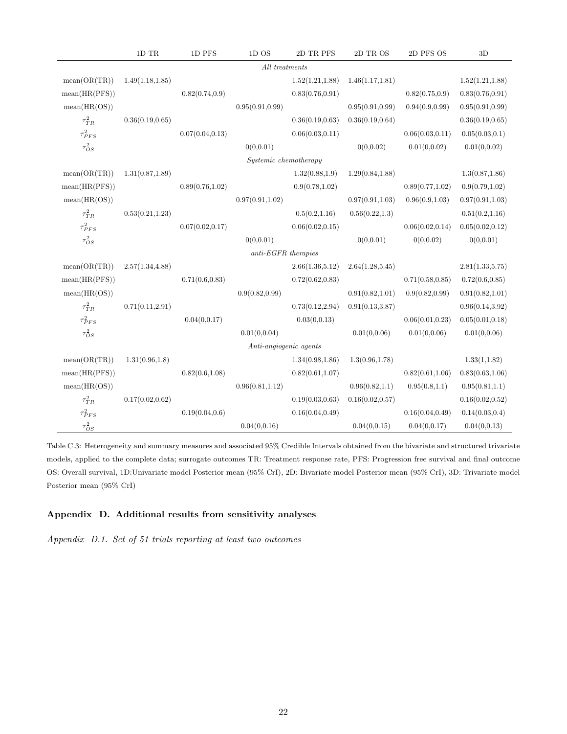| | 1D TR | 1D PFS | 1D OS | 2D TR PFS | 2D TR OS | 2D PFS OS | 3D |
|---|---|---|---|---|---|---|---|
| | | | *All treatments* | | | | |
| mean(OR(TR)) | 1.49(1.18,1.85) | | | 1.52(1.21,1.88) | 1.46(1.17,1.81) | | 1.52(1.21,1.88) |
| mean(HR(PFS)) | | 0.82(0.74,0.9) | | 0.83(0.76,0.91) | | 0.82(0.75,0.9) | 0.83(0.76,0.91) |
| mean(HR(OS)) | | | 0.95(0.91,0.99) | | 0.95(0.91,0.99) | 0.94(0.9,0.99) | 0.95(0.91,0.99) |
| $\tau^2_{TR}$ | 0.36(0.19,0.65) | | | 0.36(0.19,0.63) | 0.36(0.19,0.64) | | 0.36(0.19,0.65) |
| $\tau^2_{PFS}$ | | 0.07(0.04,0.13) | | 0.06(0.03,0.11) | | 0.06(0.03,0.11) | 0.05(0.03,0.1) |
| $\tau^2_{OS}$ | | | 0(0,0.01) | | 0(0,0.02) | 0.01(0,0.02) | 0.01(0,0.02) |
| | | | *Systemic chemotherapy* | | | | |
| mean(OR(TR)) | 1.31(0.87,1.89) | | | 1.32(0.88,1.9) | 1.29(0.84,1.88) | | 1.3(0.87,1.86) |
| mean(HR(PFS)) | | 0.89(0.76,1.02) | | 0.9(0.78,1.02) | | 0.89(0.77,1.02) | 0.9(0.79,1.02) |
| mean(HR(OS)) | | | 0.97(0.91,1.02) | | 0.97(0.91,1.03) | 0.96(0.9,1.03) | 0.97(0.91,1.03) |
| $\tau^2_{TR}$ | 0.53(0.21,1.23) | | | 0.5(0.2,1.16) | 0.56(0.22,1.3) | | 0.51(0.2,1.16) |
| $\tau^2_{PFS}$ | | 0.07(0.02,0.17) | | 0.06(0.02,0.15) | | 0.06(0.02,0.14) | 0.05(0.02,0.12) |
| $\tau^2_{OS}$ | | | 0(0,0.01) | | 0(0,0.01) | 0(0,0.02) | 0(0,0.01) |
| | | | *anti-EGFR therapies* | | | | |
| mean(OR(TR)) | 2.57(1.34,4.88) | | | 2.66(1.36,5.12) | 2.64(1.28,5.45) | | 2.81(1.33,5.75) |
| mean(HR(PFS)) | | 0.71(0.6,0.83) | | 0.72(0.62,0.83) | | 0.71(0.58,0.85) | 0.72(0.6,0.85) |
| mean(HR(OS)) | | | 0.9(0.82,0.99) | | 0.91(0.82,1.01) | 0.9(0.82,0.99) | 0.91(0.82,1.01) |
| $\tau^2_{TR}$ | 0.71(0.11,2.91) | | | 0.73(0.12,2.94) | 0.91(0.13,3.87) | | 0.96(0.14,3.92) |
| $\tau^2_{PFS}$ | | 0.04(0,0.17) | | 0.03(0,0.13) | | 0.06(0.01,0.23) | 0.05(0.01,0.18) |
| $\tau^2_{OS}$ | | | 0.01(0,0.04) | | 0.01(0,0.06) | 0.01(0,0.06) | 0.01(0,0.06) |
| | | | *Anti-angiogenic agents* | | | | |
| mean(OR(TR)) | 1.31(0.96,1.8) | | | 1.34(0.98,1.86) | 1.3(0.96,1.78) | | 1.33(1,1.82) |
| mean(HR(PFS)) | | 0.82(0.6,1.08) | | 0.82(0.61,1.07) | | 0.82(0.61,1.06) | 0.83(0.63,1.06) |
| mean(HR(OS)) | | | 0.96(0.81,1.12) | | 0.96(0.82,1.1) | 0.95(0.8,1.1) | 0.95(0.81,1.1) |
| $\tau^2_{TR}$ | 0.17(0.02,0.62) | | | 0.19(0.03,0.63) | 0.16(0.02,0.57) | | 0.16(0.02,0.52) |
| $\tau^2_{PFS}$ | | 0.19(0.04,0.6) | | 0.16(0.04,0.49) | | 0.16(0.04,0.49) | 0.14(0.03,0.4) |
| $\tau^2_{OS}$ | | | 0.04(0,0.16) | | 0.04(0,0.15) | 0.04(0,0.17) | 0.04(0,0.13) |

Table C.3: Heterogeneity and summary measures and associated 95% Credible Intervals obtained from the bivariate and structured trivariate models, applied to the complete data; surrogate outcomes TR: Treatment response rate, PFS: Progression free survival and final outcome OS: Overall survival, 1D:Univariate model Posterior mean (95% CrI), 2D: Bivariate model Posterior mean (95% CrI), 3D: Trivariate model Posterior mean (95% CrI)

## Appendix D. Additional results from sensitivity analyses

*Appendix D.1. Set of 51 trials reporting at least two outcomes*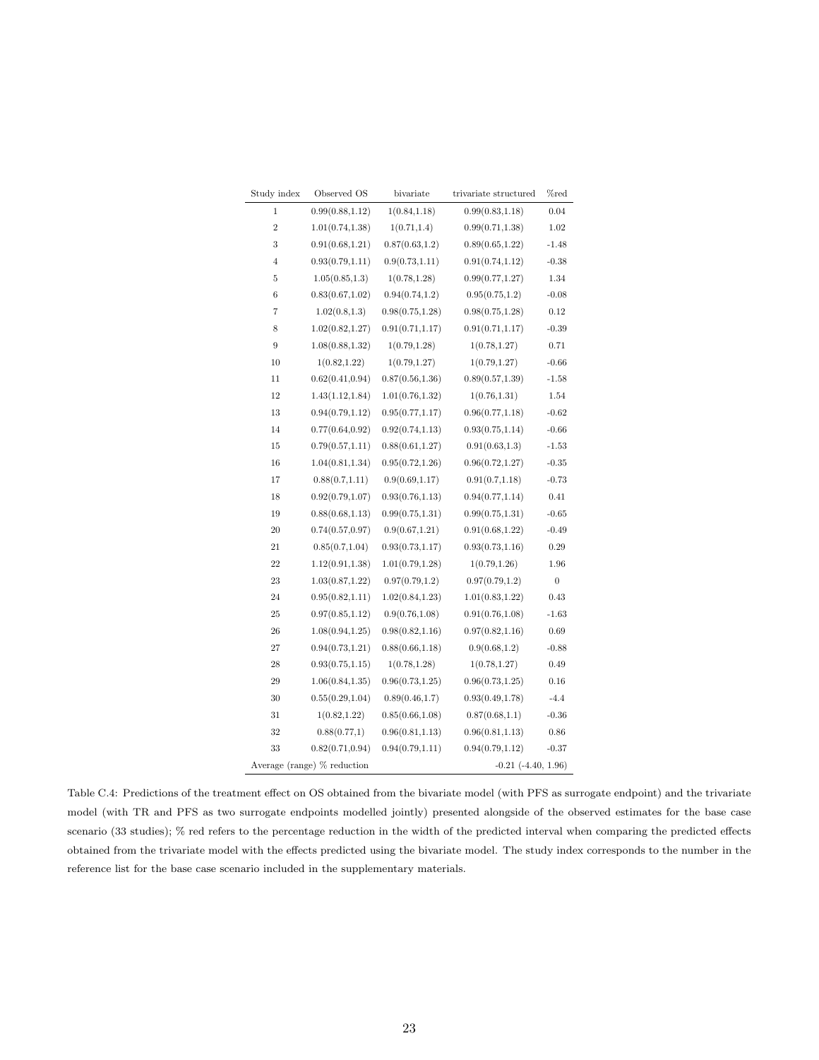| Study index | Observed OS | bivariate | trivariate structured | %red |
|---|---|---|---|---|
| 1 | 0.99(0.88,1.12) | 1(0.84,1.18) | 0.99(0.83,1.18) | 0.04 |
| 2 | 1.01(0.74,1.38) | 1(0.71,1.4) | 0.99(0.71,1.38) | 1.02 |
| 3 | 0.91(0.68,1.21) | 0.87(0.63,1.2) | 0.89(0.65,1.22) | -1.48 |
| 4 | 0.93(0.79,1.11) | 0.9(0.73,1.11) | 0.91(0.74,1.12) | -0.38 |
| 5 | 1.05(0.85,1.3) | 1(0.78,1.28) | 0.99(0.77,1.27) | 1.34 |
| 6 | 0.83(0.67,1.02) | 0.94(0.74,1.2) | 0.95(0.75,1.2) | -0.08 |
| 7 | 1.02(0.8,1.3) | 0.98(0.75,1.28) | 0.98(0.75,1.28) | 0.12 |
| 8 | 1.02(0.82,1.27) | 0.91(0.71,1.17) | 0.91(0.71,1.17) | -0.39 |
| 9 | 1.08(0.88,1.32) | 1(0.79,1.28) | 1(0.78,1.27) | 0.71 |
| 10 | 1(0.82,1.22) | 1(0.79,1.27) | 1(0.79,1.27) | -0.66 |
| 11 | 0.62(0.41,0.94) | 0.87(0.56,1.36) | 0.89(0.57,1.39) | -1.58 |
| 12 | 1.43(1.12,1.84) | 1.01(0.76,1.32) | 1(0.76,1.31) | 1.54 |
| 13 | 0.94(0.79,1.12) | 0.95(0.77,1.17) | 0.96(0.77,1.18) | -0.62 |
| 14 | 0.77(0.64,0.92) | 0.92(0.74,1.13) | 0.93(0.75,1.14) | -0.66 |
| 15 | 0.79(0.57,1.11) | 0.88(0.61,1.27) | 0.91(0.63,1.3) | -1.53 |
| 16 | 1.04(0.81,1.34) | 0.95(0.72,1.26) | 0.96(0.72,1.27) | -0.35 |
| 17 | 0.88(0.7,1.11) | 0.9(0.69,1.17) | 0.91(0.7,1.18) | -0.73 |
| 18 | 0.92(0.79,1.07) | 0.93(0.76,1.13) | 0.94(0.77,1.14) | 0.41 |
| 19 | 0.88(0.68,1.13) | 0.99(0.75,1.31) | 0.99(0.75,1.31) | -0.65 |
| 20 | 0.74(0.57,0.97) | 0.9(0.67,1.21) | 0.91(0.68,1.22) | -0.49 |
| 21 | 0.85(0.7,1.04) | 0.93(0.73,1.17) | 0.93(0.73,1.16) | 0.29 |
| 22 | 1.12(0.91,1.38) | 1.01(0.79,1.28) | 1(0.79,1.26) | 1.96 |
| 23 | 1.03(0.87,1.22) | 0.97(0.79,1.2) | 0.97(0.79,1.2) | 0 |
| 24 | 0.95(0.82,1.11) | 1.02(0.84,1.23) | 1.01(0.83,1.22) | 0.43 |
| 25 | 0.97(0.85,1.12) | 0.9(0.76,1.08) | 0.91(0.76,1.08) | -1.63 |
| 26 | 1.08(0.94,1.25) | 0.98(0.82,1.16) | 0.97(0.82,1.16) | 0.69 |
| 27 | 0.94(0.73,1.21) | 0.88(0.66,1.18) | 0.9(0.68,1.2) | -0.88 |
| 28 | 0.93(0.75,1.15) | 1(0.78,1.28) | 1(0.78,1.27) | 0.49 |
| 29 | 1.06(0.84,1.35) | 0.96(0.73,1.25) | 0.96(0.73,1.25) | 0.16 |
| 30 | 0.55(0.29,1.04) | 0.89(0.46,1.7) | 0.93(0.49,1.78) | -4.4 |
| 31 | 1(0.82,1.22) | 0.85(0.66,1.08) | 0.87(0.68,1.1) | -0.36 |
| 32 | 0.88(0.77,1) | 0.96(0.81,1.13) | 0.96(0.81,1.13) | 0.86 |
| 33 | 0.82(0.71,0.94) | 0.94(0.79,1.11) | 0.94(0.79,1.12) | -0.37 |
| Average (range) % reduction | | | -0.21 (-4.40, 1.96) | |

Table C.4: Predictions of the treatment effect on OS obtained from the bivariate model (with PFS as surrogate endpoint) and the trivariate model (with TR and PFS as two surrogate endpoints modelled jointly) presented alongside of the observed estimates for the base case scenario (33 studies); % red refers to the percentage reduction in the width of the predicted interval when comparing the predicted effects obtained from the trivariate model with the effects predicted using the bivariate model. The study index corresponds to the number in the reference list for the base case scenario included in the supplementary materials.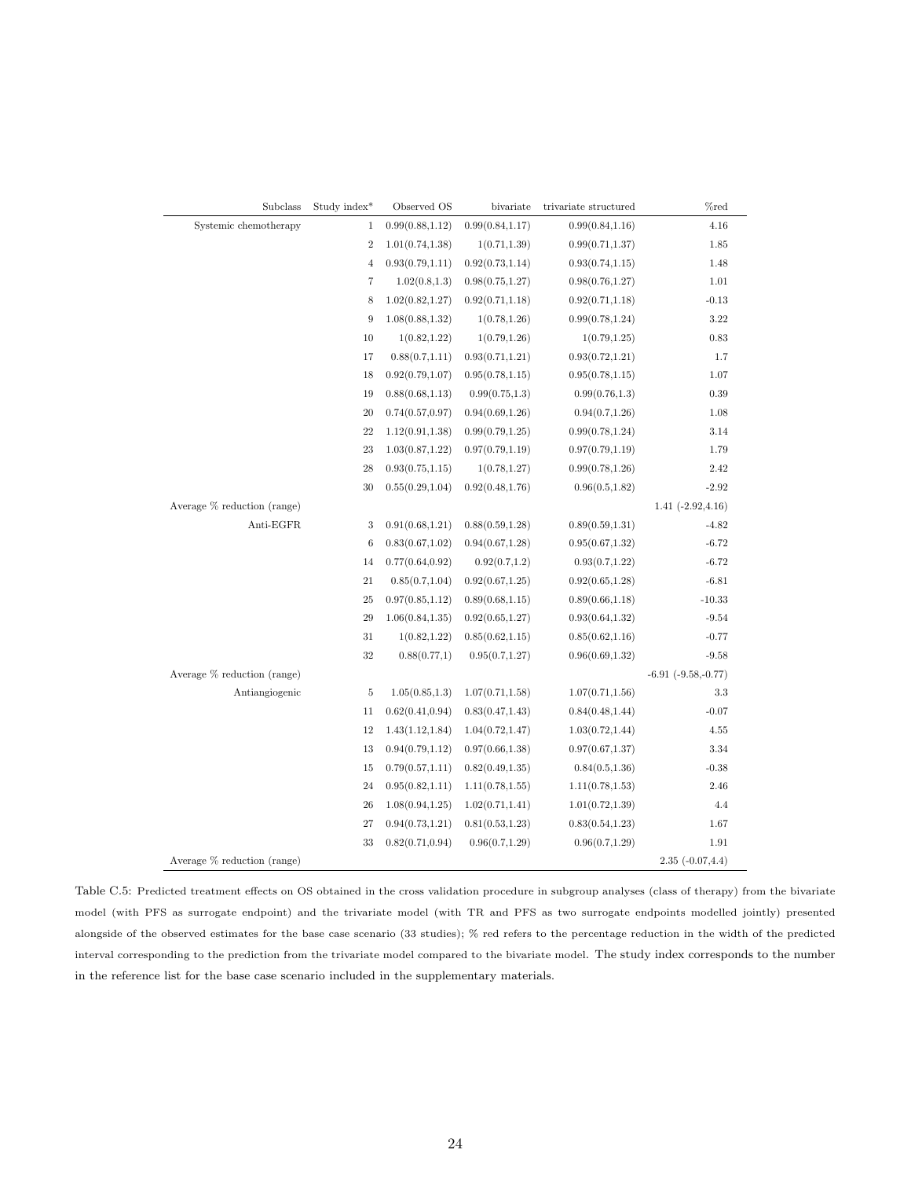| Subclass | Study index* | Observed OS | bivariate | trivariate structured | %red |
|---|---|---|---|---|---|
| Systemic chemotherapy | 1 | 0.99(0.88,1.12) | 0.99(0.84,1.17) | 0.99(0.84,1.16) | 4.16 |
| | 2 | 1.01(0.74,1.38) | 1(0.71,1.39) | 0.99(0.71,1.37) | 1.85 |
| | 4 | 0.93(0.79,1.11) | 0.92(0.73,1.14) | 0.93(0.74,1.15) | 1.48 |
| | 7 | 1.02(0.8,1.3) | 0.98(0.75,1.27) | 0.98(0.76,1.27) | 1.01 |
| | 8 | 1.02(0.82,1.27) | 0.92(0.71,1.18) | 0.92(0.71,1.18) | -0.13 |
| | 9 | 1.08(0.88,1.32) | 1(0.78,1.26) | 0.99(0.78,1.24) | 3.22 |
| | 10 | 1(0.82,1.22) | 1(0.79,1.26) | 1(0.79,1.25) | 0.83 |
| | 17 | 0.88(0.7,1.11) | 0.93(0.71,1.21) | 0.93(0.72,1.21) | 1.7 |
| | 18 | 0.92(0.79,1.07) | 0.95(0.78,1.15) | 0.95(0.78,1.15) | 1.07 |
| | 19 | 0.88(0.68,1.13) | 0.99(0.75,1.3) | 0.99(0.76,1.3) | 0.39 |
| | 20 | 0.74(0.57,0.97) | 0.94(0.69,1.26) | 0.94(0.7,1.26) | 1.08 |
| | 22 | 1.12(0.91,1.38) | 0.99(0.79,1.25) | 0.99(0.78,1.24) | 3.14 |
| | 23 | 1.03(0.87,1.22) | 0.97(0.79,1.19) | 0.97(0.79,1.19) | 1.79 |
| | 28 | 0.93(0.75,1.15) | 1(0.78,1.27) | 0.99(0.78,1.26) | 2.42 |
| | 30 | 0.55(0.29,1.04) | 0.92(0.48,1.76) | 0.96(0.5,1.82) | -2.92 |
| Average % reduction (range) | | | | | 1.41 (-2.92,4.16) |
| Anti-EGFR | 3 | 0.91(0.68,1.21) | 0.88(0.59,1.28) | 0.89(0.59,1.31) | -4.82 |
| | 6 | 0.83(0.67,1.02) | 0.94(0.67,1.28) | 0.95(0.67,1.32) | -6.72 |
| | 14 | 0.77(0.64,0.92) | 0.92(0.7,1.2) | 0.93(0.7,1.22) | -6.72 |
| | 21 | 0.85(0.7,1.04) | 0.92(0.67,1.25) | 0.92(0.65,1.28) | -6.81 |
| | 25 | 0.97(0.85,1.12) | 0.89(0.68,1.15) | 0.89(0.66,1.18) | -10.33 |
| | 29 | 1.06(0.84,1.35) | 0.92(0.65,1.27) | 0.93(0.64,1.32) | -9.54 |
| | 31 | 1(0.82,1.22) | 0.85(0.62,1.15) | 0.85(0.62,1.16) | -0.77 |
| | 32 | 0.88(0.77,1) | 0.95(0.7,1.27) | 0.96(0.69,1.32) | -9.58 |
| Average % reduction (range) | | | | | -6.91 (-9.58,-0.77) |
| Antiangiogenic | 5 | 1.05(0.85,1.3) | 1.07(0.71,1.58) | 1.07(0.71,1.56) | 3.3 |
| | 11 | 0.62(0.41,0.94) | 0.83(0.47,1.43) | 0.84(0.48,1.44) | -0.07 |
| | 12 | 1.43(1.12,1.84) | 1.04(0.72,1.47) | 1.03(0.72,1.44) | 4.55 |
| | 13 | 0.94(0.79,1.12) | 0.97(0.66,1.38) | 0.97(0.67,1.37) | 3.34 |
| | 15 | 0.79(0.57,1.11) | 0.82(0.49,1.35) | 0.84(0.5,1.36) | -0.38 |
| | 24 | 0.95(0.82,1.11) | 1.11(0.78,1.55) | 1.11(0.78,1.53) | 2.46 |
| | 26 | 1.08(0.94,1.25) | 1.02(0.71,1.41) | 1.01(0.72,1.39) | 4.4 |
| | 27 | 0.94(0.73,1.21) | 0.81(0.53,1.23) | 0.83(0.54,1.23) | 1.67 |
| | 33 | 0.82(0.71,0.94) | 0.96(0.7,1.29) | 0.96(0.7,1.29) | 1.91 |
| Average % reduction (range) | | | | | 2.35 (-0.07,4.4) |

Table C.5: Predicted treatment effects on OS obtained in the cross validation procedure in subgroup analyses (class of therapy) from the bivariate model (with PFS as surrogate endpoint) and the trivariate model (with TR and PFS as two surrogate endpoints modelled jointly) presented alongside of the observed estimates for the base case scenario (33 studies); % red refers to the percentage reduction in the width of the predicted interval corresponding to the prediction from the trivariate model compared to the bivariate model. The study index corresponds to the number in the reference list for the base case scenario included in the supplementary materials.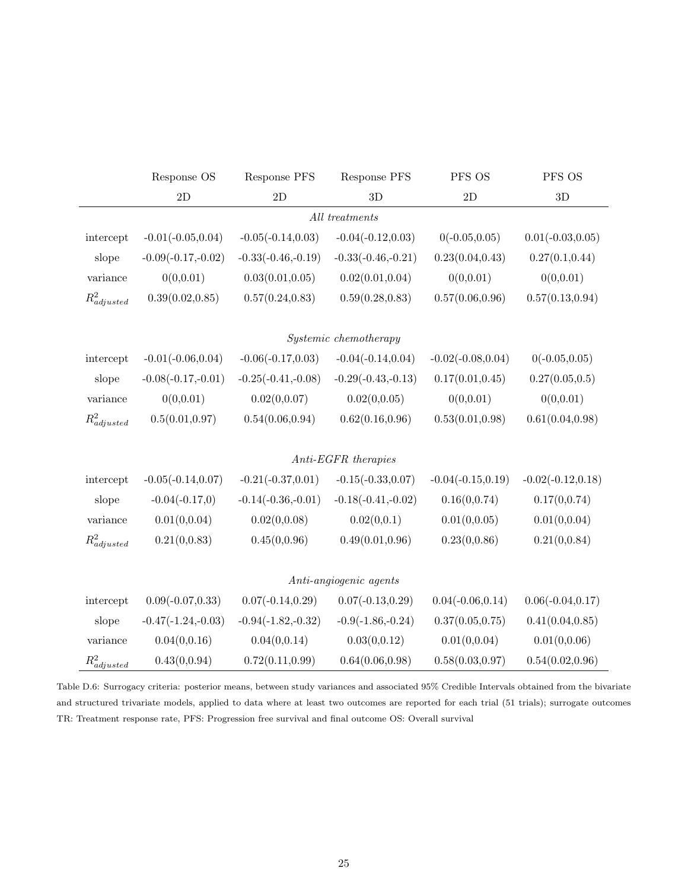| | Response OS 2D | Response PFS 2D | Response PFS 3D | PFS OS 2D | PFS OS 3D |
|---|---|---|---|---|---|
| | | | *All treatments* | | |
| intercept | -0.01(-0.05,0.04) | -0.05(-0.14,0.03) | -0.04(-0.12,0.03) | 0(-0.05,0.05) | 0.01(-0.03,0.05) |
| slope | -0.09(-0.17,-0.02) | -0.33(-0.46,-0.19) | -0.33(-0.46,-0.21) | 0.23(0.04,0.43) | 0.27(0.1,0.44) |
| variance | 0(0,0.01) | 0.03(0.01,0.05) | 0.02(0.01,0.04) | 0(0,0.01) | 0(0,0.01) |
| $R^2_{adjusted}$ | 0.39(0.02,0.85) | 0.57(0.24,0.83) | 0.59(0.28,0.83) | 0.57(0.06,0.96) | 0.57(0.13,0.94) |
| | | | *Systemic chemotherapy* | | |
| intercept | -0.01(-0.06,0.04) | -0.06(-0.17,0.03) | -0.04(-0.14,0.04) | -0.02(-0.08,0.04) | 0(-0.05,0.05) |
| slope | -0.08(-0.17,-0.01) | -0.25(-0.41,-0.08) | -0.29(-0.43,-0.13) | 0.17(0.01,0.45) | 0.27(0.05,0.5) |
| variance | 0(0,0.01) | 0.02(0,0.07) | 0.02(0,0.05) | 0(0,0.01) | 0(0,0.01) |
| $R^2_{adjusted}$ | 0.5(0.01,0.97) | 0.54(0.06,0.94) | 0.62(0.16,0.96) | 0.53(0.01,0.98) | 0.61(0.04,0.98) |
| | | | *Anti-EGFR therapies* | | |
| intercept | -0.05(-0.14,0.07) | -0.21(-0.37,0.01) | -0.15(-0.33,0.07) | -0.04(-0.15,0.19) | -0.02(-0.12,0.18) |
| slope | -0.04(-0.17,0) | -0.14(-0.36,-0.01) | -0.18(-0.41,-0.02) | 0.16(0,0.74) | 0.17(0,0.74) |
| variance | 0.01(0,0.04) | 0.02(0,0.08) | 0.02(0,0.1) | 0.01(0,0.05) | 0.01(0,0.04) |
| $R^2_{adjusted}$ | 0.21(0,0.83) | 0.45(0,0.96) | 0.49(0.01,0.96) | 0.23(0,0.86) | 0.21(0,0.84) |
| | | | *Anti-angiogenic agents* | | |
| intercept | 0.09(-0.07,0.33) | 0.07(-0.14,0.29) | 0.07(-0.13,0.29) | 0.04(-0.06,0.14) | 0.06(-0.04,0.17) |
| slope | -0.47(-1.24,-0.03) | -0.94(-1.82,-0.32) | -0.9(-1.86,-0.24) | 0.37(0.05,0.75) | 0.41(0.04,0.85) |
| variance | 0.04(0,0.16) | 0.04(0,0.14) | 0.03(0,0.12) | 0.01(0,0.04) | 0.01(0,0.06) |
| $R^2_{adjusted}$ | 0.43(0,0.94) | 0.72(0.11,0.99) | 0.64(0.06,0.98) | 0.58(0.03,0.97) | 0.54(0.02,0.96) |

Table D.6: Surrogacy criteria: posterior means, between study variances and associated 95% Credible Intervals obtained from the bivariate and structured trivariate models, applied to data where at least two outcomes are reported for each trial (51 trials); surrogate outcomes TR: Treatment response rate, PFS: Progression free survival and final outcome OS: Overall survival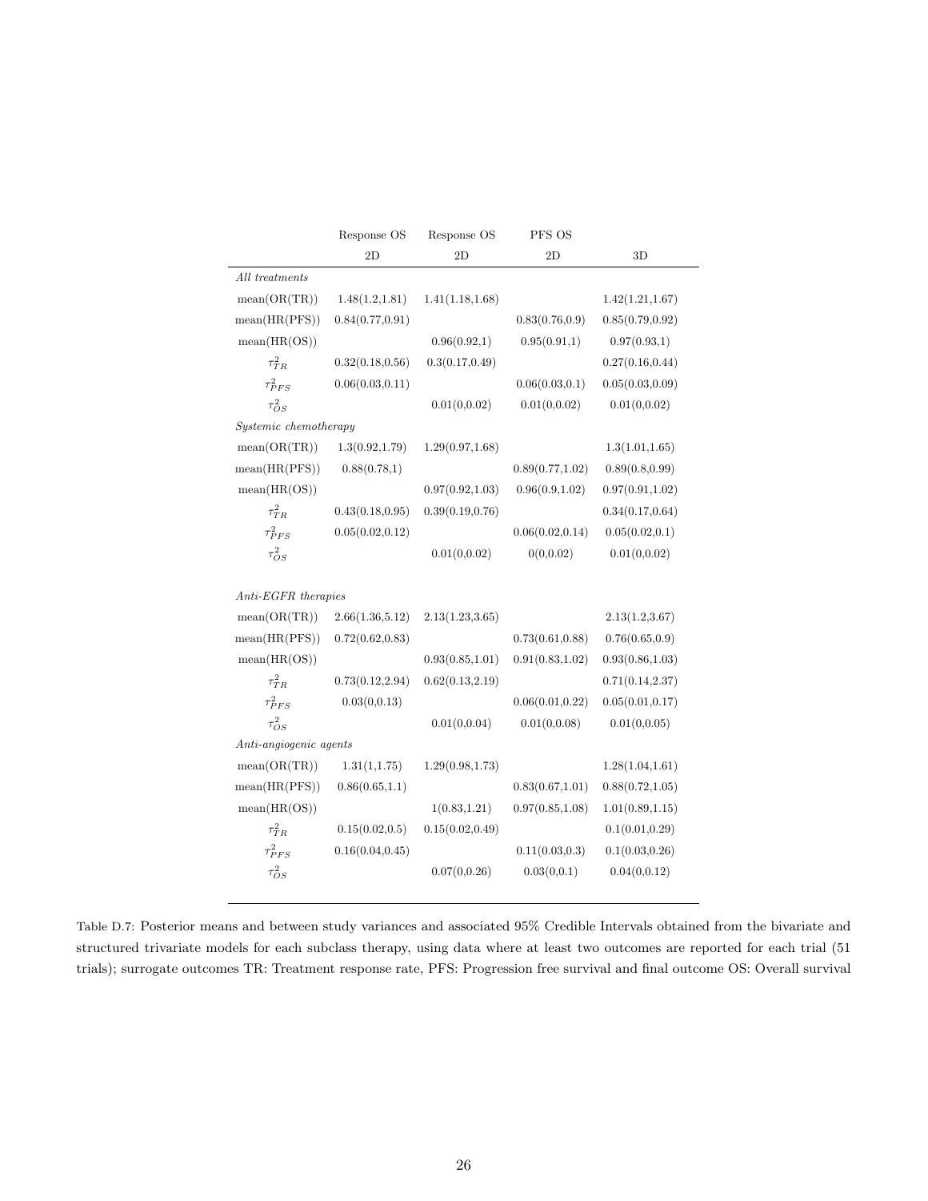| | Response OS | Response OS | PFS OS | |
|---|---|---|---|---|
| | 2D | 2D | 2D | 3D |
| *All treatments* | | | | |
| mean(OR(TR)) | 1.48(1.2,1.81) | 1.41(1.18,1.68) | | 1.42(1.21,1.67) |
| mean(HR(PFS)) | 0.84(0.77,0.91) | | 0.83(0.76,0.9) | 0.85(0.79,0.92) |
| mean(HR(OS)) | | 0.96(0.92,1) | 0.95(0.91,1) | 0.97(0.93,1) |
| $\tau^2_{TR}$ | 0.32(0.18,0.56) | 0.3(0.17,0.49) | | 0.27(0.16,0.44) |
| $\tau^2_{PFS}$ | 0.06(0.03,0.11) | | 0.06(0.03,0.1) | 0.05(0.03,0.09) |
| $\tau^2_{OS}$ | | 0.01(0,0.02) | 0.01(0,0.02) | 0.01(0,0.02) |
| *Systemic chemotherapy* | | | | |
| mean(OR(TR)) | 1.3(0.92,1.79) | 1.29(0.97,1.68) | | 1.3(1.01,1.65) |
| mean(HR(PFS)) | 0.88(0.78,1) | | 0.89(0.77,1.02) | 0.89(0.8,0.99) |
| mean(HR(OS)) | | 0.97(0.92,1.03) | 0.96(0.9,1.02) | 0.97(0.91,1.02) |
| $\tau^2_{TR}$ | 0.43(0.18,0.95) | 0.39(0.19,0.76) | | 0.34(0.17,0.64) |
| $\tau^2_{PFS}$ | 0.05(0.02,0.12) | | 0.06(0.02,0.14) | 0.05(0.02,0.1) |
| $\tau^2_{OS}$ | | 0.01(0,0.02) | 0(0,0.02) | 0.01(0,0.02) |
| *Anti-EGFR therapies* | | | | |
| mean(OR(TR)) | 2.66(1.36,5.12) | 2.13(1.23,3.65) | | 2.13(1.2,3.67) |
| mean(HR(PFS)) | 0.72(0.62,0.83) | | 0.73(0.61,0.88) | 0.76(0.65,0.9) |
| mean(HR(OS)) | | 0.93(0.85,1.01) | 0.91(0.83,1.02) | 0.93(0.86,1.03) |
| $\tau^2_{TR}$ | 0.73(0.12,2.94) | 0.62(0.13,2.19) | | 0.71(0.14,2.37) |
| $\tau^2_{PFS}$ | 0.03(0,0.13) | | 0.06(0.01,0.22) | 0.05(0.01,0.17) |
| $\tau^2_{OS}$ | | 0.01(0,0.04) | 0.01(0,0.08) | 0.01(0,0.05) |
| *Anti-angiogenic agents* | | | | |
| mean(OR(TR)) | 1.31(1,1.75) | 1.29(0.98,1.73) | | 1.28(1.04,1.61) |
| mean(HR(PFS)) | 0.86(0.65,1.1) | | 0.83(0.67,1.01) | 0.88(0.72,1.05) |
| mean(HR(OS)) | | 1(0.83,1.21) | 0.97(0.85,1.08) | 1.01(0.89,1.15) |
| $\tau^2_{TR}$ | 0.15(0.02,0.5) | 0.15(0.02,0.49) | | 0.1(0.01,0.29) |
| $\tau^2_{PFS}$ | 0.16(0.04,0.45) | | 0.11(0.03,0.3) | 0.1(0.03,0.26) |
| $\tau^2_{OS}$ | | 0.07(0,0.26) | 0.03(0,0.1) | 0.04(0,0.12) |

Table D.7: Posterior means and between study variances and associated 95% Credible Intervals obtained from the bivariate and structured trivariate models for each subclass therapy, using data where at least two outcomes are reported for each trial (51 trials); surrogate outcomes TR: Treatment response rate, PFS: Progression free survival and final outcome OS: Overall survival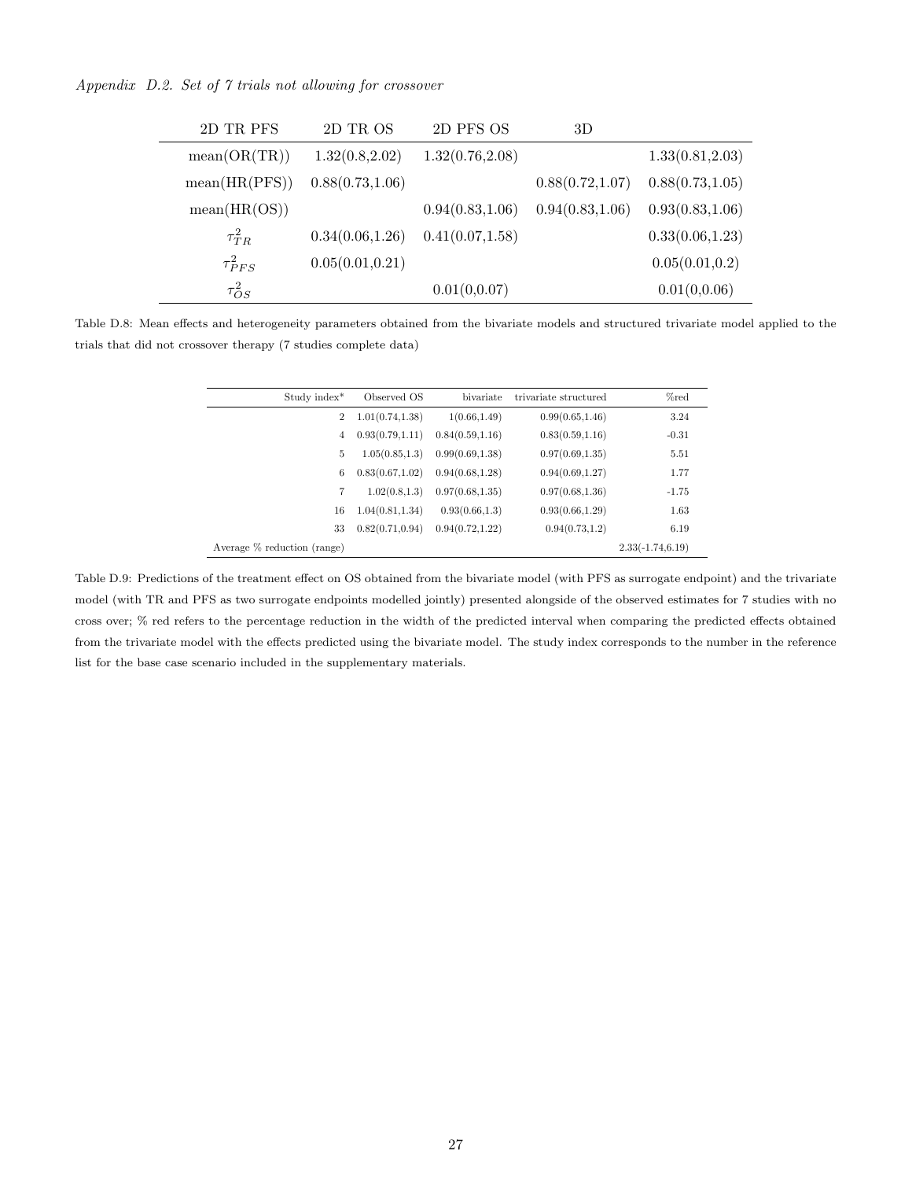*Appendix D.2. Set of 7 trials not allowing for crossover*

| 2D TR PFS | 2D TR OS | 2D PFS OS | 3D | |
|---|---|---|---|---|
| mean(OR(TR)) | 1.32(0.8,2.02) | 1.32(0.76,2.08) | | 1.33(0.81,2.03) |
| mean(HR(PFS)) | 0.88(0.73,1.06) | | 0.88(0.72,1.07) | 0.88(0.73,1.05) |
| mean(HR(OS)) | | 0.94(0.83,1.06) | 0.94(0.83,1.06) | 0.93(0.83,1.06) |
| $\tau^2_{TR}$ | 0.34(0.06,1.26) | 0.41(0.07,1.58) | | 0.33(0.06,1.23) |
| $\tau^2_{PFS}$ | 0.05(0.01,0.21) | | | 0.05(0.01,0.2) |
| $\tau^2_{OS}$ | | 0.01(0,0.07) | | 0.01(0,0.06) |

Table D.8: Mean effects and heterogeneity parameters obtained from the bivariate models and structured trivariate model applied to the trials that did not crossover therapy (7 studies complete data)

| Study index* | Observed OS | bivariate | trivariate structured | %red |
|---|---|---|---|---|
| 2 | 1.01(0.74,1.38) | 1(0.66,1.49) | 0.99(0.65,1.46) | 3.24 |
| 4 | 0.93(0.79,1.11) | 0.84(0.59,1.16) | 0.83(0.59,1.16) | -0.31 |
| 5 | 1.05(0.85,1.3) | 0.99(0.69,1.38) | 0.97(0.69,1.35) | 5.51 |
| 6 | 0.83(0.67,1.02) | 0.94(0.68,1.28) | 0.94(0.69,1.27) | 1.77 |
| 7 | 1.02(0.8,1.3) | 0.97(0.68,1.35) | 0.97(0.68,1.36) | -1.75 |
| 16 | 1.04(0.81,1.34) | 0.93(0.66,1.3) | 0.93(0.66,1.29) | 1.63 |
| 33 | 0.82(0.71,0.94) | 0.94(0.72,1.22) | 0.94(0.73,1.2) | 6.19 |
| Average % reduction (range) | | | | 2.33(-1.74,6.19) |

Table D.9: Predictions of the treatment effect on OS obtained from the bivariate model (with PFS as surrogate endpoint) and the trivariate model (with TR and PFS as two surrogate endpoints modelled jointly) presented alongside of the observed estimates for 7 studies with no cross over; % red refers to the percentage reduction in the width of the predicted interval when comparing the predicted effects obtained from the trivariate model with the effects predicted using the bivariate model. The study index corresponds to the number in the reference list for the base case scenario included in the supplementary materials.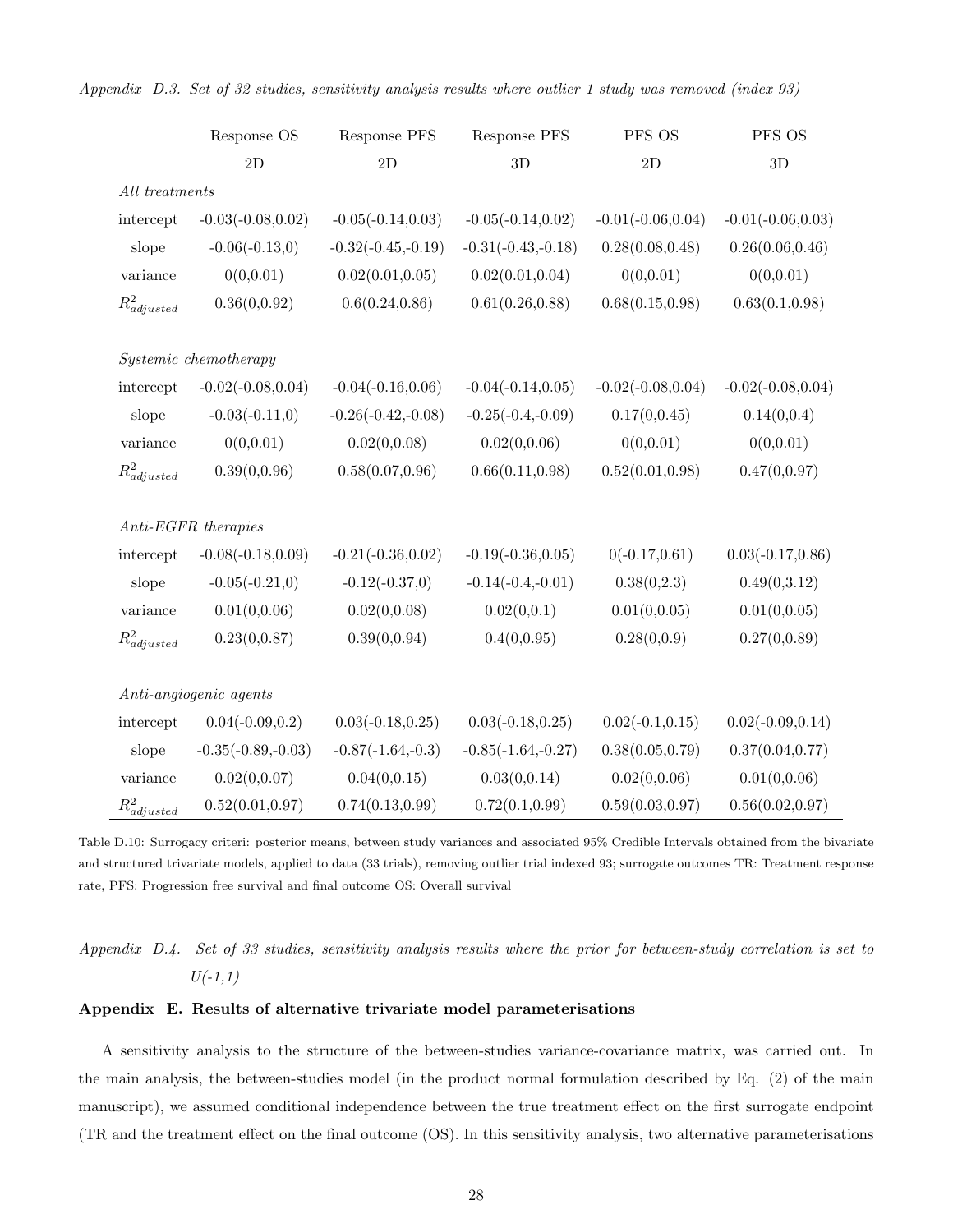*Appendix D.3. Set of 32 studies, sensitivity analysis results where outlier 1 study was removed (index 93)*

| | Response OS | Response PFS | Response PFS | PFS OS | PFS OS |
|---|---|---|---|---|---|
| | 2D | 2D | 3D | 2D | 3D |
| *All treatments* | | | | | |
| intercept | -0.03(-0.08,0.02) | -0.05(-0.14,0.03) | -0.05(-0.14,0.02) | -0.01(-0.06,0.04) | -0.01(-0.06,0.03) |
| slope | -0.06(-0.13,0) | -0.32(-0.45,-0.19) | -0.31(-0.43,-0.18) | 0.28(0.08,0.48) | 0.26(0.06,0.46) |
| variance | 0(0,0.01) | 0.02(0.01,0.05) | 0.02(0.01,0.04) | 0(0,0.01) | 0(0,0.01) |
| $R^2_{adjusted}$ | 0.36(0,0.92) | 0.6(0.24,0.86) | 0.61(0.26,0.88) | 0.68(0.15,0.98) | 0.63(0.1,0.98) |
| *Systemic chemotherapy* | | | | | |
| intercept | -0.02(-0.08,0.04) | -0.04(-0.16,0.06) | -0.04(-0.14,0.05) | -0.02(-0.08,0.04) | -0.02(-0.08,0.04) |
| slope | -0.03(-0.11,0) | -0.26(-0.42,-0.08) | -0.25(-0.4,-0.09) | 0.17(0,0.45) | 0.14(0,0.4) |
| variance | 0(0,0.01) | 0.02(0,0.08) | 0.02(0,0.06) | 0(0,0.01) | 0(0,0.01) |
| $R^2_{adjusted}$ | 0.39(0,0.96) | 0.58(0.07,0.96) | 0.66(0.11,0.98) | 0.52(0.01,0.98) | 0.47(0,0.97) |
| *Anti-EGFR therapies* | | | | | |
| intercept | -0.08(-0.18,0.09) | -0.21(-0.36,0.02) | -0.19(-0.36,0.05) | 0(-0.17,0.61) | 0.03(-0.17,0.86) |
| slope | -0.05(-0.21,0) | -0.12(-0.37,0) | -0.14(-0.4,-0.01) | 0.38(0,2.3) | 0.49(0,3.12) |
| variance | 0.01(0,0.06) | 0.02(0,0.08) | 0.02(0,0.1) | 0.01(0,0.05) | 0.01(0,0.05) |
| $R^2_{adjusted}$ | 0.23(0,0.87) | 0.39(0,0.94) | 0.4(0,0.95) | 0.28(0,0.9) | 0.27(0,0.89) |
| *Anti-angiogenic agents* | | | | | |
| intercept | 0.04(-0.09,0.2) | 0.03(-0.18,0.25) | 0.03(-0.18,0.25) | 0.02(-0.1,0.15) | 0.02(-0.09,0.14) |
| slope | -0.35(-0.89,-0.03) | -0.87(-1.64,-0.3) | -0.85(-1.64,-0.27) | 0.38(0.05,0.79) | 0.37(0.04,0.77) |
| variance | 0.02(0,0.07) | 0.04(0,0.15) | 0.03(0,0.14) | 0.02(0,0.06) | 0.01(0,0.06) |
| $R^2_{adjusted}$ | 0.52(0.01,0.97) | 0.74(0.13,0.99) | 0.72(0.1,0.99) | 0.59(0.03,0.97) | 0.56(0.02,0.97) |

Table D.10: Surrogacy criteri: posterior means, between study variances and associated 95% Credible Intervals obtained from the bivariate and structured trivariate models, applied to data (33 trials), removing outlier trial indexed 93; surrogate outcomes TR: Treatment response rate, PFS: Progression free survival and final outcome OS: Overall survival

*Appendix D.4. Set of 33 studies, sensitivity analysis results where the prior for between-study correlation is set to U(-1,1)*

## Appendix E. Results of alternative trivariate model parameterisations

A sensitivity analysis to the structure of the between-studies variance-covariance matrix, was carried out. In the main analysis, the between-studies model (in the product normal formulation described by Eq. (2) of the main manuscript), we assumed conditional independence between the true treatment effect on the first surrogate endpoint (TR and the treatment effect on the final outcome (OS). In this sensitivity analysis, two alternative parameterisations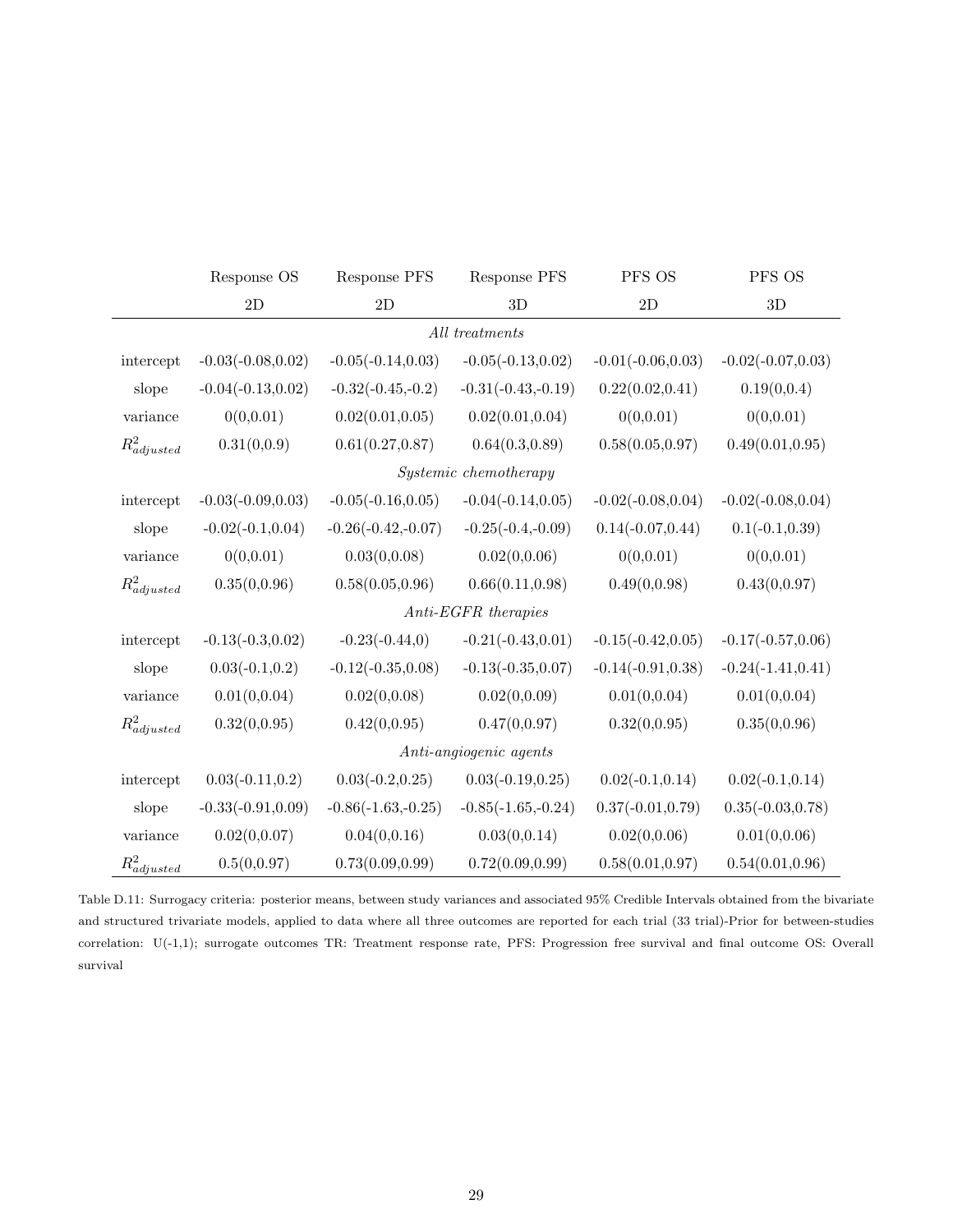| | Response OS 2D | Response PFS 2D | Response PFS 3D | PFS OS 2D | PFS OS 3D |
|---|---|---|---|---|---|
| | | | *All treatments* | | |
| intercept | -0.03(-0.08,0.02) | -0.05(-0.14,0.03) | -0.05(-0.13,0.02) | -0.01(-0.06,0.03) | -0.02(-0.07,0.03) |
| slope | -0.04(-0.13,0.02) | -0.32(-0.45,-0.2) | -0.31(-0.43,-0.19) | 0.22(0.02,0.41) | 0.19(0,0.4) |
| variance | 0(0,0.01) | 0.02(0.01,0.05) | 0.02(0.01,0.04) | 0(0,0.01) | 0(0,0.01) |
| $R^2_{adjusted}$ | 0.31(0,0.9) | 0.61(0.27,0.87) | 0.64(0.3,0.89) | 0.58(0.05,0.97) | 0.49(0.01,0.95) |
| | | | *Systemic chemotherapy* | | |
| intercept | -0.03(-0.09,0.03) | -0.05(-0.16,0.05) | -0.04(-0.14,0.05) | -0.02(-0.08,0.04) | -0.02(-0.08,0.04) |
| slope | -0.02(-0.1,0.04) | -0.26(-0.42,-0.07) | -0.25(-0.4,-0.09) | 0.14(-0.07,0.44) | 0.1(-0.1,0.39) |
| variance | 0(0,0.01) | 0.03(0,0.08) | 0.02(0,0.06) | 0(0,0.01) | 0(0,0.01) |
| $R^2_{adjusted}$ | 0.35(0,0.96) | 0.58(0.05,0.96) | 0.66(0.11,0.98) | 0.49(0,0.98) | 0.43(0,0.97) |
| | | | *Anti-EGFR therapies* | | |
| intercept | -0.13(-0.3,0.02) | -0.23(-0.44,0) | -0.21(-0.43,0.01) | -0.15(-0.42,0.05) | -0.17(-0.57,0.06) |
| slope | 0.03(-0.1,0.2) | -0.12(-0.35,0.08) | -0.13(-0.35,0.07) | -0.14(-0.91,0.38) | -0.24(-1.41,0.41) |
| variance | 0.01(0,0.04) | 0.02(0,0.08) | 0.02(0,0.09) | 0.01(0,0.04) | 0.01(0,0.04) |
| $R^2_{adjusted}$ | 0.32(0,0.95) | 0.42(0,0.95) | 0.47(0,0.97) | 0.32(0,0.95) | 0.35(0,0.96) |
| | | | *Anti-angiogenic agents* | | |
| intercept | 0.03(-0.11,0.2) | 0.03(-0.2,0.25) | 0.03(-0.19,0.25) | 0.02(-0.1,0.14) | 0.02(-0.1,0.14) |
| slope | -0.33(-0.91,0.09) | -0.86(-1.63,-0.25) | -0.85(-1.65,-0.24) | 0.37(-0.01,0.79) | 0.35(-0.03,0.78) |
| variance | 0.02(0,0.07) | 0.04(0,0.16) | 0.03(0,0.14) | 0.02(0,0.06) | 0.01(0,0.06) |
| $R^2_{adjusted}$ | 0.5(0,0.97) | 0.73(0.09,0.99) | 0.72(0.09,0.99) | 0.58(0.01,0.97) | 0.54(0.01,0.96) |

Table D.11: Surrogacy criteria: posterior means, between study variances and associated 95% Credible Intervals obtained from the bivariate and structured trivariate models, applied to data where all three outcomes are reported for each trial (33 trial)-Prior for between-studies correlation: U(-1,1); surrogate outcomes TR: Treatment response rate, PFS: Progression free survival and final outcome OS: Overall survival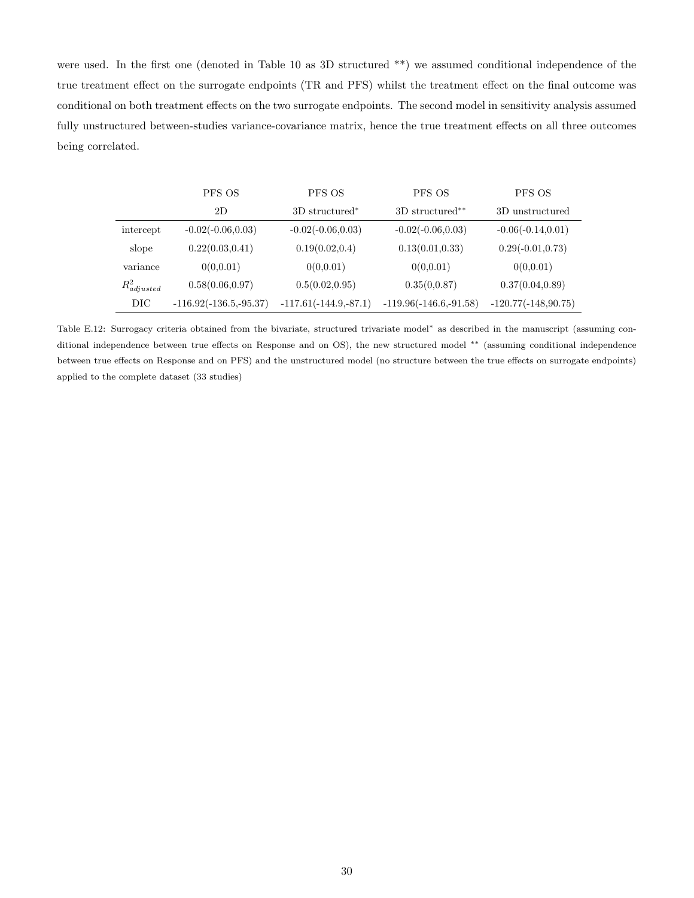were used. In the first one (denoted in Table 10 as 3D structured **) we assumed conditional independence of the true treatment effect on the surrogate endpoints (TR and PFS) whilst the treatment effect on the final outcome was conditional on both treatment effects on the two surrogate endpoints. The second model in sensitivity analysis assumed fully unstructured between-studies variance-covariance matrix, hence the true treatment effects on all three outcomes being correlated.

| | PFS OS | PFS OS | PFS OS | PFS OS |
|---|---|---|---|---|
| | 2D | 3D structured* | 3D structured** | 3D unstructured |
| intercept | -0.02(-0.06,0.03) | -0.02(-0.06,0.03) | -0.02(-0.06,0.03) | -0.06(-0.14,0.01) |
| slope | 0.22(0.03,0.41) | 0.19(0.02,0.4) | 0.13(0.01,0.33) | 0.29(-0.01,0.73) |
| variance | 0(0,0.01) | 0(0,0.01) | 0(0,0.01) | 0(0,0.01) |
| $R^2_{adjusted}$ | 0.58(0.06,0.97) | 0.5(0.02,0.95) | 0.35(0,0.87) | 0.37(0.04,0.89) |
| DIC | -116.92(-136.5,-95.37) | -117.61(-144.9,-87.1) | -119.96(-146.6,-91.58) | -120.77(-148,90.75) |

Table E.12: Surrogacy criteria obtained from the bivariate, structured trivariate model* as described in the manuscript (assuming conditional independence between true effects on Response and on OS), the new structured model ** (assuming conditional independence between true effects on Response and on PFS) and the unstructured model (no structure between the true effects on surrogate endpoints) applied to the complete dataset (33 studies)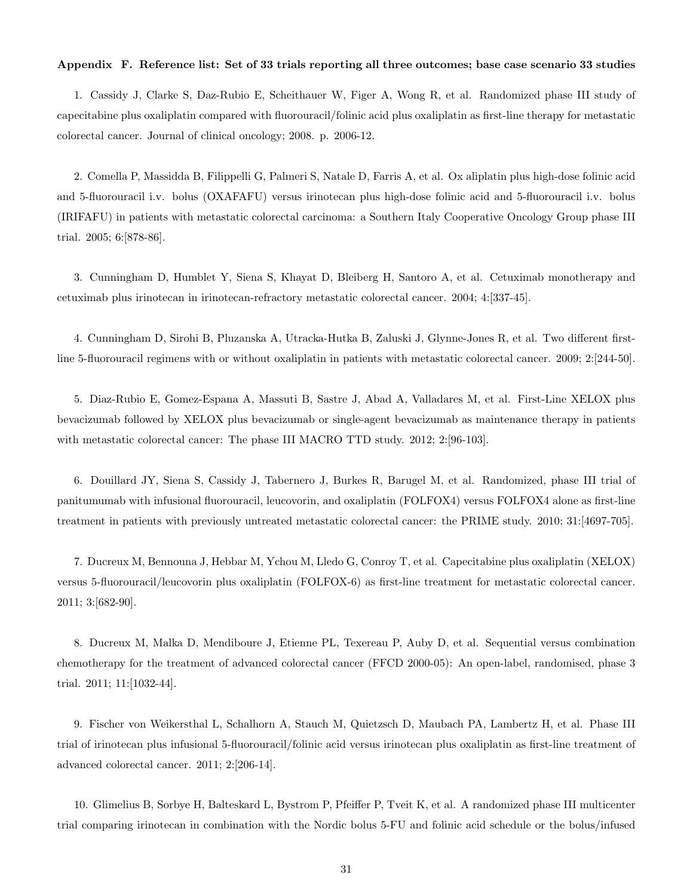**Appendix F. Reference list: Set of 33 trials reporting all three outcomes; base case scenario 33 studies**

1. Cassidy J, Clarke S, Daz-Rubio E, Scheithauer W, Figer A, Wong R, et al. Randomized phase III study of capecitabine plus oxaliplatin compared with fluorouracil/folinic acid plus oxaliplatin as first-line therapy for metastatic colorectal cancer. Journal of clinical oncology; 2008. p. 2006-12.

2. Comella P, Massidda B, Filippelli G, Palmeri S, Natale D, Farris A, et al. Ox aliplatin plus high-dose folinic acid and 5-fluorouracil i.v. bolus (OXAFAFU) versus irinotecan plus high-dose folinic acid and 5-fluorouracil i.v. bolus (IRIFAFU) in patients with metastatic colorectal carcinoma: a Southern Italy Cooperative Oncology Group phase III trial. 2005; 6:[878-86].

3. Cunningham D, Humblet Y, Siena S, Khayat D, Bleiberg H, Santoro A, et al. Cetuximab monotherapy and cetuximab plus irinotecan in irinotecan-refractory metastatic colorectal cancer. 2004; 4:[337-45].

4. Cunningham D, Sirohi B, Pluzanska A, Utracka-Hutka B, Zaluski J, Glynne-Jones R, et al. Two different first-line 5-fluorouracil regimens with or without oxaliplatin in patients with metastatic colorectal cancer. 2009; 2:[244-50].

5. Diaz-Rubio E, Gomez-Espana A, Massuti B, Sastre J, Abad A, Valladares M, et al. First-Line XELOX plus bevacizumab followed by XELOX plus bevacizumab or single-agent bevacizumab as maintenance therapy in patients with metastatic colorectal cancer: The phase III MACRO TTD study. 2012; 2:[96-103].

6. Douillard JY, Siena S, Cassidy J, Tabernero J, Burkes R, Barugel M, et al. Randomized, phase III trial of panitumumab with infusional fluorouracil, leucovorin, and oxaliplatin (FOLFOX4) versus FOLFOX4 alone as first-line treatment in patients with previously untreated metastatic colorectal cancer: the PRIME study. 2010; 31:[4697-705].

7. Ducreux M, Bennouna J, Hebbar M, Ychou M, Lledo G, Conroy T, et al. Capecitabine plus oxaliplatin (XELOX) versus 5-fluorouracil/leucovorin plus oxaliplatin (FOLFOX-6) as first-line treatment for metastatic colorectal cancer. 2011; 3:[682-90].

8. Ducreux M, Malka D, Mendiboure J, Etienne PL, Texereau P, Auby D, et al. Sequential versus combination chemotherapy for the treatment of advanced colorectal cancer (FFCD 2000-05): An open-label, randomised, phase 3 trial. 2011; 11:[1032-44].

9. Fischer von Weikersthal L, Schalhorn A, Stauch M, Quietzsch D, Maubach PA, Lambertz H, et al. Phase III trial of irinotecan plus infusional 5-fluorouracil/folinic acid versus irinotecan plus oxaliplatin as first-line treatment of advanced colorectal cancer. 2011; 2:[206-14].

10. Glimelius B, Sorbye H, Balteskard L, Bystrom P, Pfeiffer P, Tveit K, et al. A randomized phase III multicenter trial comparing irinotecan in combination with the Nordic bolus 5-FU and folinic acid schedule or the bolus/infused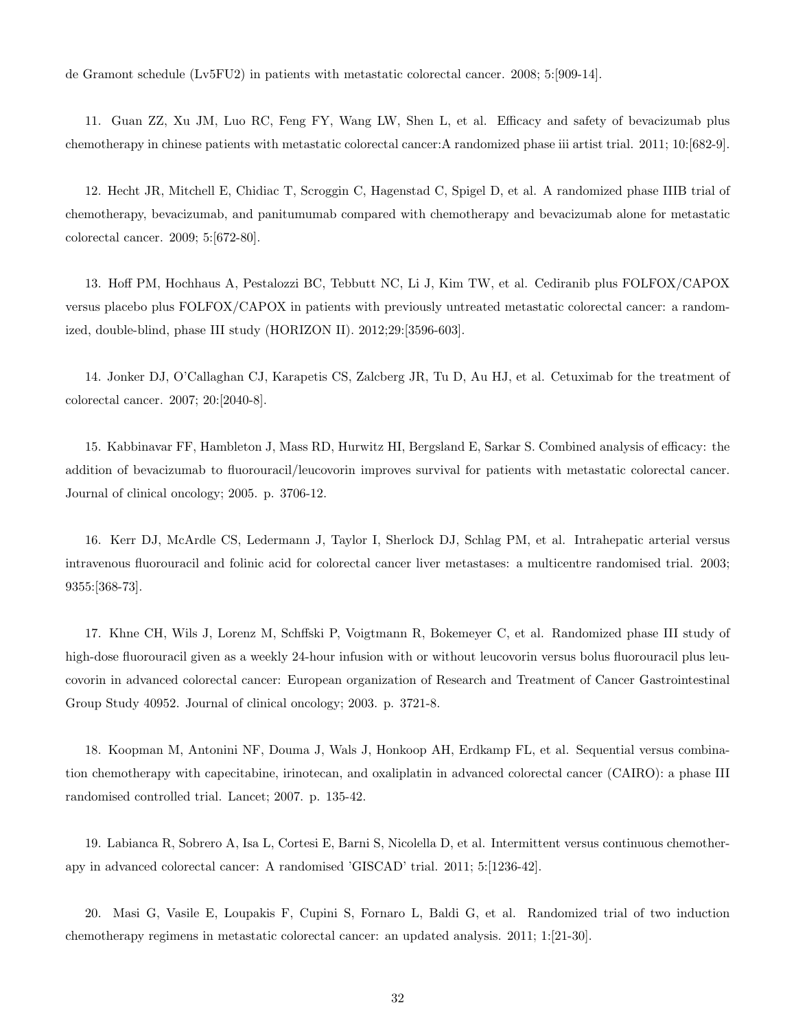de Gramont schedule (Lv5FU2) in patients with metastatic colorectal cancer. 2008; 5:[909-14].

11. Guan ZZ, Xu JM, Luo RC, Feng FY, Wang LW, Shen L, et al. Efficacy and safety of bevacizumab plus chemotherapy in chinese patients with metastatic colorectal cancer:A randomized phase iii artist trial. 2011; 10:[682-9].

12. Hecht JR, Mitchell E, Chidiac T, Scroggin C, Hagenstad C, Spigel D, et al. A randomized phase IIIB trial of chemotherapy, bevacizumab, and panitumumab compared with chemotherapy and bevacizumab alone for metastatic colorectal cancer. 2009; 5:[672-80].

13. Hoff PM, Hochhaus A, Pestalozzi BC, Tebbutt NC, Li J, Kim TW, et al. Cediranib plus FOLFOX/CAPOX versus placebo plus FOLFOX/CAPOX in patients with previously untreated metastatic colorectal cancer: a randomized, double-blind, phase III study (HORIZON II). 2012;29:[3596-603].

14. Jonker DJ, O'Callaghan CJ, Karapetis CS, Zalcberg JR, Tu D, Au HJ, et al. Cetuximab for the treatment of colorectal cancer. 2007; 20:[2040-8].

15. Kabbinavar FF, Hambleton J, Mass RD, Hurwitz HI, Bergsland E, Sarkar S. Combined analysis of efficacy: the addition of bevacizumab to fluorouracil/leucovorin improves survival for patients with metastatic colorectal cancer. Journal of clinical oncology; 2005. p. 3706-12.

16. Kerr DJ, McArdle CS, Ledermann J, Taylor I, Sherlock DJ, Schlag PM, et al. Intrahepatic arterial versus intravenous fluorouracil and folinic acid for colorectal cancer liver metastases: a multicentre randomised trial. 2003; 9355:[368-73].

17. Khne CH, Wils J, Lorenz M, Schffski P, Voigtmann R, Bokemeyer C, et al. Randomized phase III study of high-dose fluorouracil given as a weekly 24-hour infusion with or without leucovorin versus bolus fluorouracil plus leucovorin in advanced colorectal cancer: European organization of Research and Treatment of Cancer Gastrointestinal Group Study 40952. Journal of clinical oncology; 2003. p. 3721-8.

18. Koopman M, Antonini NF, Douma J, Wals J, Honkoop AH, Erdkamp FL, et al. Sequential versus combination chemotherapy with capecitabine, irinotecan, and oxaliplatin in advanced colorectal cancer (CAIRO): a phase III randomised controlled trial. Lancet; 2007. p. 135-42.

19. Labianca R, Sobrero A, Isa L, Cortesi E, Barni S, Nicolella D, et al. Intermittent versus continuous chemotherapy in advanced colorectal cancer: A randomised 'GISCAD' trial. 2011; 5:[1236-42].

20. Masi G, Vasile E, Loupakis F, Cupini S, Fornaro L, Baldi G, et al. Randomized trial of two induction chemotherapy regimens in metastatic colorectal cancer: an updated analysis. 2011; 1:[21-30].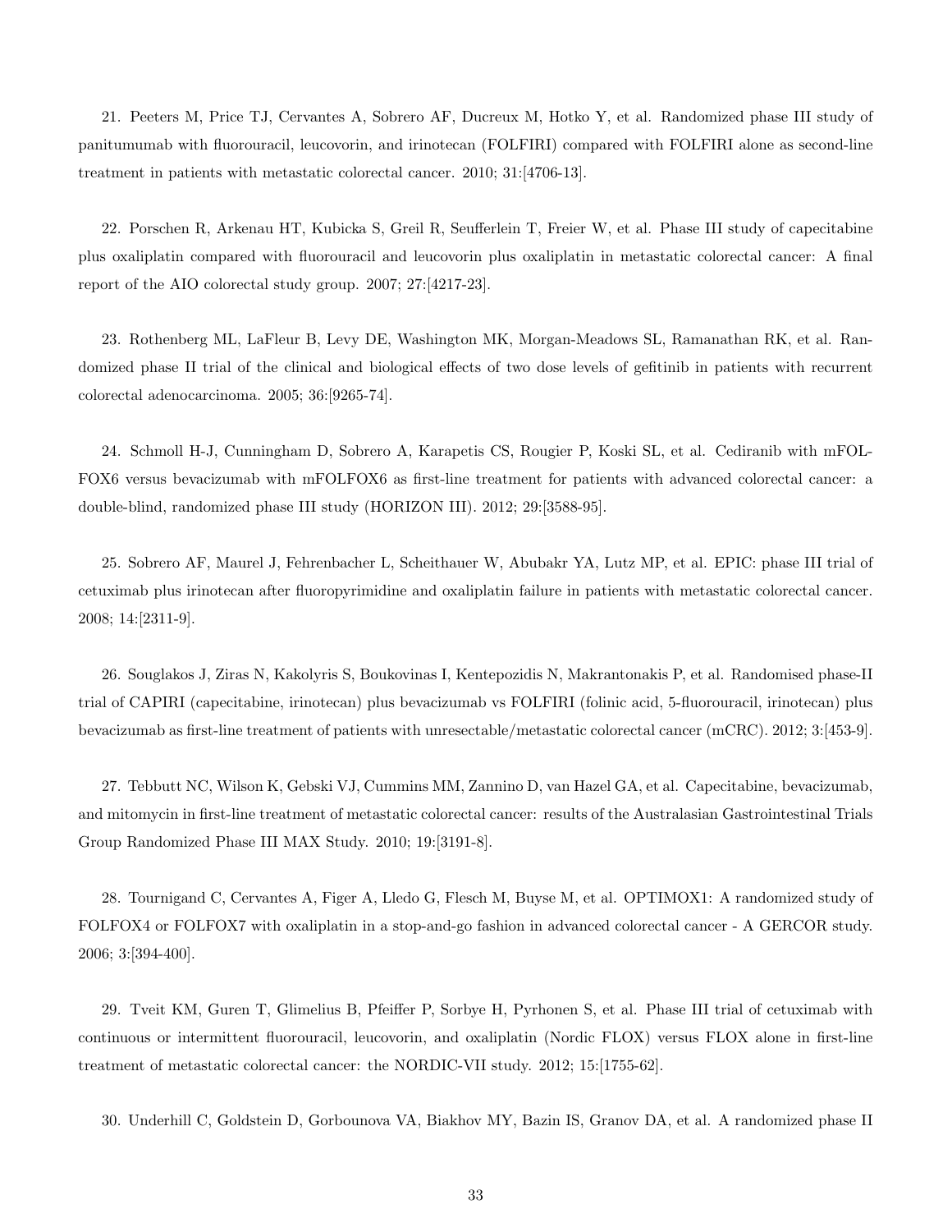21. Peeters M, Price TJ, Cervantes A, Sobrero AF, Ducreux M, Hotko Y, et al. Randomized phase III study of panitumumab with fluorouracil, leucovorin, and irinotecan (FOLFIRI) compared with FOLFIRI alone as second-line treatment in patients with metastatic colorectal cancer. 2010; 31:[4706-13].

22. Porschen R, Arkenau HT, Kubicka S, Greil R, Seufferlein T, Freier W, et al. Phase III study of capecitabine plus oxaliplatin compared with fluorouracil and leucovorin plus oxaliplatin in metastatic colorectal cancer: A final report of the AIO colorectal study group. 2007; 27:[4217-23].

23. Rothenberg ML, LaFleur B, Levy DE, Washington MK, Morgan-Meadows SL, Ramanathan RK, et al. Randomized phase II trial of the clinical and biological effects of two dose levels of gefitinib in patients with recurrent colorectal adenocarcinoma. 2005; 36:[9265-74].

24. Schmoll H-J, Cunningham D, Sobrero A, Karapetis CS, Rougier P, Koski SL, et al. Cediranib with mFOLFOX6 versus bevacizumab with mFOLFOX6 as first-line treatment for patients with advanced colorectal cancer: a double-blind, randomized phase III study (HORIZON III). 2012; 29:[3588-95].

25. Sobrero AF, Maurel J, Fehrenbacher L, Scheithauer W, Abubakr YA, Lutz MP, et al. EPIC: phase III trial of cetuximab plus irinotecan after fluoropyrimidine and oxaliplatin failure in patients with metastatic colorectal cancer. 2008; 14:[2311-9].

26. Souglakos J, Ziras N, Kakolyris S, Boukovinas I, Kentepozidis N, Makrantonakis P, et al. Randomised phase-II trial of CAPIRI (capecitabine, irinotecan) plus bevacizumab vs FOLFIRI (folinic acid, 5-fluorouracil, irinotecan) plus bevacizumab as first-line treatment of patients with unresectable/metastatic colorectal cancer (mCRC). 2012; 3:[453-9].

27. Tebbutt NC, Wilson K, Gebski VJ, Cummins MM, Zannino D, van Hazel GA, et al. Capecitabine, bevacizumab, and mitomycin in first-line treatment of metastatic colorectal cancer: results of the Australasian Gastrointestinal Trials Group Randomized Phase III MAX Study. 2010; 19:[3191-8].

28. Tournigand C, Cervantes A, Figer A, Lledo G, Flesch M, Buyse M, et al. OPTIMOX1: A randomized study of FOLFOX4 or FOLFOX7 with oxaliplatin in a stop-and-go fashion in advanced colorectal cancer - A GERCOR study. 2006; 3:[394-400].

29. Tveit KM, Guren T, Glimelius B, Pfeiffer P, Sorbye H, Pyrhonen S, et al. Phase III trial of cetuximab with continuous or intermittent fluorouracil, leucovorin, and oxaliplatin (Nordic FLOX) versus FLOX alone in first-line treatment of metastatic colorectal cancer: the NORDIC-VII study. 2012; 15:[1755-62].

30. Underhill C, Goldstein D, Gorbounova VA, Biakhov MY, Bazin IS, Granov DA, et al. A randomized phase II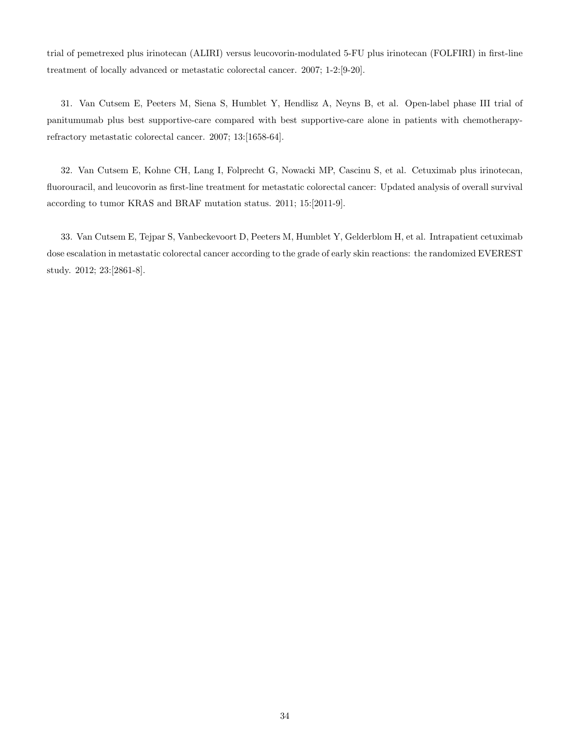trial of pemetrexed plus irinotecan (ALIRI) versus leucovorin-modulated 5-FU plus irinotecan (FOLFIRI) in first-line treatment of locally advanced or metastatic colorectal cancer. 2007; 1-2:[9-20].

31. Van Cutsem E, Peeters M, Siena S, Humblet Y, Hendlisz A, Neyns B, et al. Open-label phase III trial of panitumumab plus best supportive-care compared with best supportive-care alone in patients with chemotherapy-refractory metastatic colorectal cancer. 2007; 13:[1658-64].

32. Van Cutsem E, Kohne CH, Lang I, Folprecht G, Nowacki MP, Cascinu S, et al. Cetuximab plus irinotecan, fluorouracil, and leucovorin as first-line treatment for metastatic colorectal cancer: Updated analysis of overall survival according to tumor KRAS and BRAF mutation status. 2011; 15:[2011-9].

33. Van Cutsem E, Tejpar S, Vanbeckevoort D, Peeters M, Humblet Y, Gelderblom H, et al. Intrapatient cetuximab dose escalation in metastatic colorectal cancer according to the grade of early skin reactions: the randomized EVEREST study. 2012; 23:[2861-8].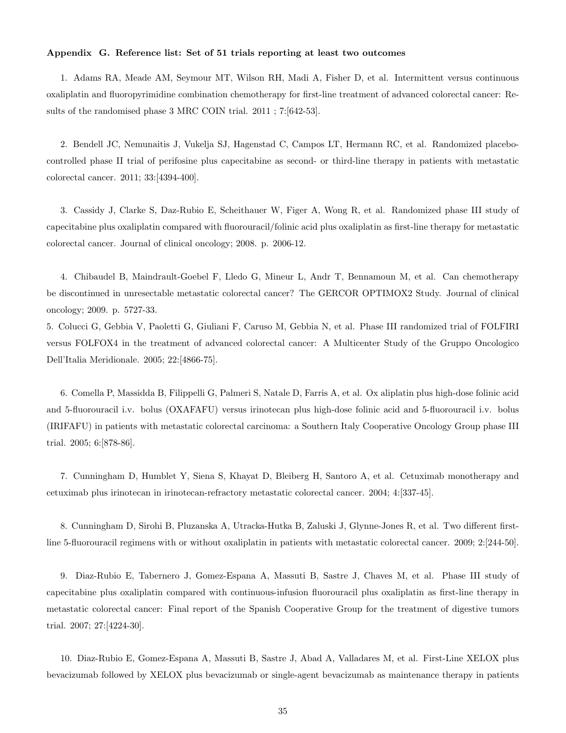**Appendix G. Reference list: Set of 51 trials reporting at least two outcomes**

1. Adams RA, Meade AM, Seymour MT, Wilson RH, Madi A, Fisher D, et al. Intermittent versus continuous oxaliplatin and fluoropyrimidine combination chemotherapy for first-line treatment of advanced colorectal cancer: Results of the randomised phase 3 MRC COIN trial. 2011 ; 7:[642-53].

2. Bendell JC, Nemunaitis J, Vukelja SJ, Hagenstad C, Campos LT, Hermann RC, et al. Randomized placebo-controlled phase II trial of perifosine plus capecitabine as second- or third-line therapy in patients with metastatic colorectal cancer. 2011; 33:[4394-400].

3. Cassidy J, Clarke S, Daz-Rubio E, Scheithauer W, Figer A, Wong R, et al. Randomized phase III study of capecitabine plus oxaliplatin compared with fluorouracil/folinic acid plus oxaliplatin as first-line therapy for metastatic colorectal cancer. Journal of clinical oncology; 2008. p. 2006-12.

4. Chibaudel B, Maindrault-Goebel F, Lledo G, Mineur L, Andr T, Bennamoun M, et al. Can chemotherapy be discontinued in unresectable metastatic colorectal cancer? The GERCOR OPTIMOX2 Study. Journal of clinical oncology; 2009. p. 5727-33.

5. Colucci G, Gebbia V, Paoletti G, Giuliani F, Caruso M, Gebbia N, et al. Phase III randomized trial of FOLFIRI versus FOLFOX4 in the treatment of advanced colorectal cancer: A Multicenter Study of the Gruppo Oncologico Dell'Italia Meridionale. 2005; 22:[4866-75].

6. Comella P, Massidda B, Filippelli G, Palmeri S, Natale D, Farris A, et al. Ox aliplatin plus high-dose folinic acid and 5-fluorouracil i.v. bolus (OXAFAFU) versus irinotecan plus high-dose folinic acid and 5-fluorouracil i.v. bolus (IRIFAFU) in patients with metastatic colorectal carcinoma: a Southern Italy Cooperative Oncology Group phase III trial. 2005; 6:[878-86].

7. Cunningham D, Humblet Y, Siena S, Khayat D, Bleiberg H, Santoro A, et al. Cetuximab monotherapy and cetuximab plus irinotecan in irinotecan-refractory metastatic colorectal cancer. 2004; 4:[337-45].

8. Cunningham D, Sirohi B, Pluzanska A, Utracka-Hutka B, Zaluski J, Glynne-Jones R, et al. Two different first-line 5-fluorouracil regimens with or without oxaliplatin in patients with metastatic colorectal cancer. 2009; 2:[244-50].

9. Diaz-Rubio E, Tabernero J, Gomez-Espana A, Massuti B, Sastre J, Chaves M, et al. Phase III study of capecitabine plus oxaliplatin compared with continuous-infusion fluorouracil plus oxaliplatin as first-line therapy in metastatic colorectal cancer: Final report of the Spanish Cooperative Group for the treatment of digestive tumors trial. 2007; 27:[4224-30].

10. Diaz-Rubio E, Gomez-Espana A, Massuti B, Sastre J, Abad A, Valladares M, et al. First-Line XELOX plus bevacizumab followed by XELOX plus bevacizumab or single-agent bevacizumab as maintenance therapy in patients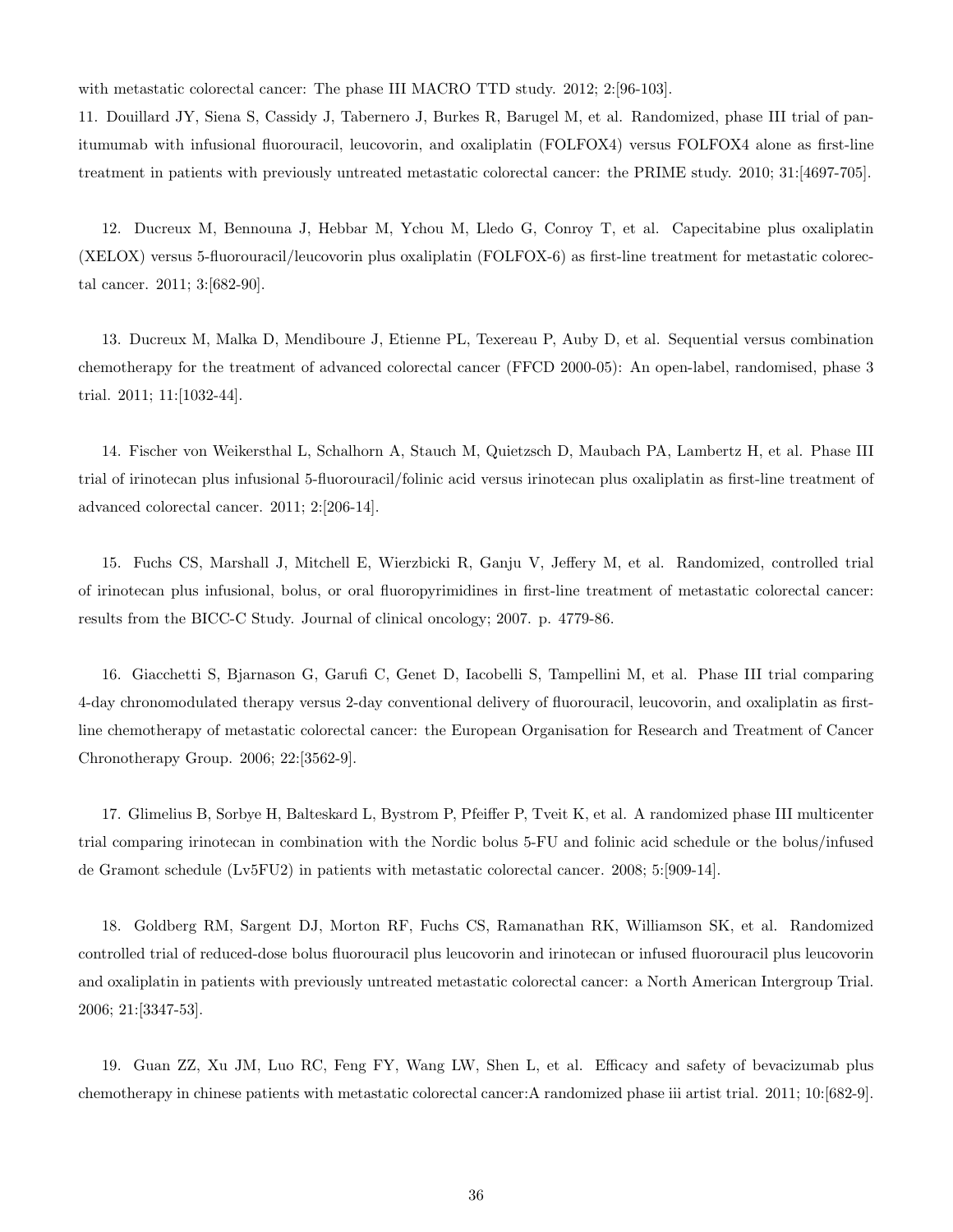with metastatic colorectal cancer: The phase III MACRO TTD study. 2012; 2:[96-103].

11. Douillard JY, Siena S, Cassidy J, Tabernero J, Burkes R, Barugel M, et al. Randomized, phase III trial of panitumumab with infusional fluorouracil, leucovorin, and oxaliplatin (FOLFOX4) versus FOLFOX4 alone as first-line treatment in patients with previously untreated metastatic colorectal cancer: the PRIME study. 2010; 31:[4697-705].

12. Ducreux M, Bennouna J, Hebbar M, Ychou M, Lledo G, Conroy T, et al. Capecitabine plus oxaliplatin (XELOX) versus 5-fluorouracil/leucovorin plus oxaliplatin (FOLFOX-6) as first-line treatment for metastatic colorectal cancer. 2011; 3:[682-90].

13. Ducreux M, Malka D, Mendiboure J, Etienne PL, Texereau P, Auby D, et al. Sequential versus combination chemotherapy for the treatment of advanced colorectal cancer (FFCD 2000-05): An open-label, randomised, phase 3 trial. 2011; 11:[1032-44].

14. Fischer von Weikersthal L, Schalhorn A, Stauch M, Quietzsch D, Maubach PA, Lambertz H, et al. Phase III trial of irinotecan plus infusional 5-fluorouracil/folinic acid versus irinotecan plus oxaliplatin as first-line treatment of advanced colorectal cancer. 2011; 2:[206-14].

15. Fuchs CS, Marshall J, Mitchell E, Wierzbicki R, Ganju V, Jeffery M, et al. Randomized, controlled trial of irinotecan plus infusional, bolus, or oral fluoropyrimidines in first-line treatment of metastatic colorectal cancer: results from the BICC-C Study. Journal of clinical oncology; 2007. p. 4779-86.

16. Giacchetti S, Bjarnason G, Garufi C, Genet D, Iacobelli S, Tampellini M, et al. Phase III trial comparing 4-day chronomodulated therapy versus 2-day conventional delivery of fluorouracil, leucovorin, and oxaliplatin as first-line chemotherapy of metastatic colorectal cancer: the European Organisation for Research and Treatment of Cancer Chronotherapy Group. 2006; 22:[3562-9].

17. Glimelius B, Sorbye H, Balteskard L, Bystrom P, Pfeiffer P, Tveit K, et al. A randomized phase III multicenter trial comparing irinotecan in combination with the Nordic bolus 5-FU and folinic acid schedule or the bolus/infused de Gramont schedule (Lv5FU2) in patients with metastatic colorectal cancer. 2008; 5:[909-14].

18. Goldberg RM, Sargent DJ, Morton RF, Fuchs CS, Ramanathan RK, Williamson SK, et al. Randomized controlled trial of reduced-dose bolus fluorouracil plus leucovorin and irinotecan or infused fluorouracil plus leucovorin and oxaliplatin in patients with previously untreated metastatic colorectal cancer: a North American Intergroup Trial. 2006; 21:[3347-53].

19. Guan ZZ, Xu JM, Luo RC, Feng FY, Wang LW, Shen L, et al. Efficacy and safety of bevacizumab plus chemotherapy in chinese patients with metastatic colorectal cancer:A randomized phase iii artist trial. 2011; 10:[682-9].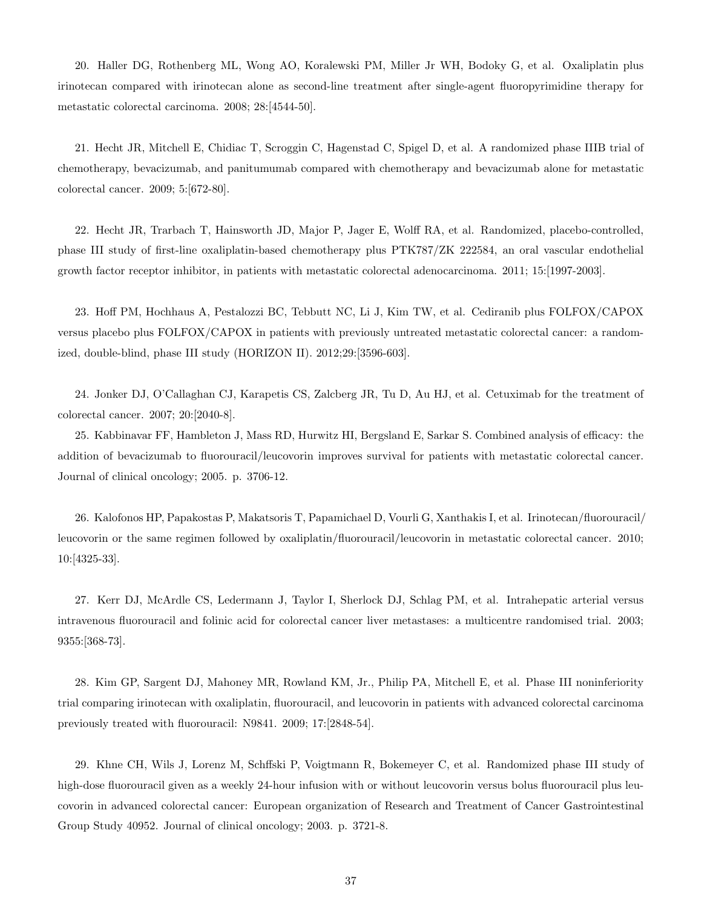20. Haller DG, Rothenberg ML, Wong AO, Koralewski PM, Miller Jr WH, Bodoky G, et al. Oxaliplatin plus irinotecan compared with irinotecan alone as second-line treatment after single-agent fluoropyrimidine therapy for metastatic colorectal carcinoma. 2008; 28:[4544-50].

21. Hecht JR, Mitchell E, Chidiac T, Scroggin C, Hagenstad C, Spigel D, et al. A randomized phase IIIB trial of chemotherapy, bevacizumab, and panitumumab compared with chemotherapy and bevacizumab alone for metastatic colorectal cancer. 2009; 5:[672-80].

22. Hecht JR, Trarbach T, Hainsworth JD, Major P, Jager E, Wolff RA, et al. Randomized, placebo-controlled, phase III study of first-line oxaliplatin-based chemotherapy plus PTK787/ZK 222584, an oral vascular endothelial growth factor receptor inhibitor, in patients with metastatic colorectal adenocarcinoma. 2011; 15:[1997-2003].

23. Hoff PM, Hochhaus A, Pestalozzi BC, Tebbutt NC, Li J, Kim TW, et al. Cediranib plus FOLFOX/CAPOX versus placebo plus FOLFOX/CAPOX in patients with previously untreated metastatic colorectal cancer: a randomized, double-blind, phase III study (HORIZON II). 2012;29:[3596-603].

24. Jonker DJ, O'Callaghan CJ, Karapetis CS, Zalcberg JR, Tu D, Au HJ, et al. Cetuximab for the treatment of colorectal cancer. 2007; 20:[2040-8].

25. Kabbinavar FF, Hambleton J, Mass RD, Hurwitz HI, Bergsland E, Sarkar S. Combined analysis of efficacy: the addition of bevacizumab to fluorouracil/leucovorin improves survival for patients with metastatic colorectal cancer. Journal of clinical oncology; 2005. p. 3706-12.

26. Kalofonos HP, Papakostas P, Makatsoris T, Papamichael D, Vourli G, Xanthakis I, et al. Irinotecan/fluorouracil/leucovorin or the same regimen followed by oxaliplatin/fluorouracil/leucovorin in metastatic colorectal cancer. 2010; 10:[4325-33].

27. Kerr DJ, McArdle CS, Ledermann J, Taylor I, Sherlock DJ, Schlag PM, et al. Intrahepatic arterial versus intravenous fluorouracil and folinic acid for colorectal cancer liver metastases: a multicentre randomised trial. 2003; 9355:[368-73].

28. Kim GP, Sargent DJ, Mahoney MR, Rowland KM, Jr., Philip PA, Mitchell E, et al. Phase III noninferiority trial comparing irinotecan with oxaliplatin, fluorouracil, and leucovorin in patients with advanced colorectal carcinoma previously treated with fluorouracil: N9841. 2009; 17:[2848-54].

29. Khne CH, Wils J, Lorenz M, Schffski P, Voigtmann R, Bokemeyer C, et al. Randomized phase III study of high-dose fluorouracil given as a weekly 24-hour infusion with or without leucovorin versus bolus fluorouracil plus leucovorin in advanced colorectal cancer: European organization of Research and Treatment of Cancer Gastrointestinal Group Study 40952. Journal of clinical oncology; 2003. p. 3721-8.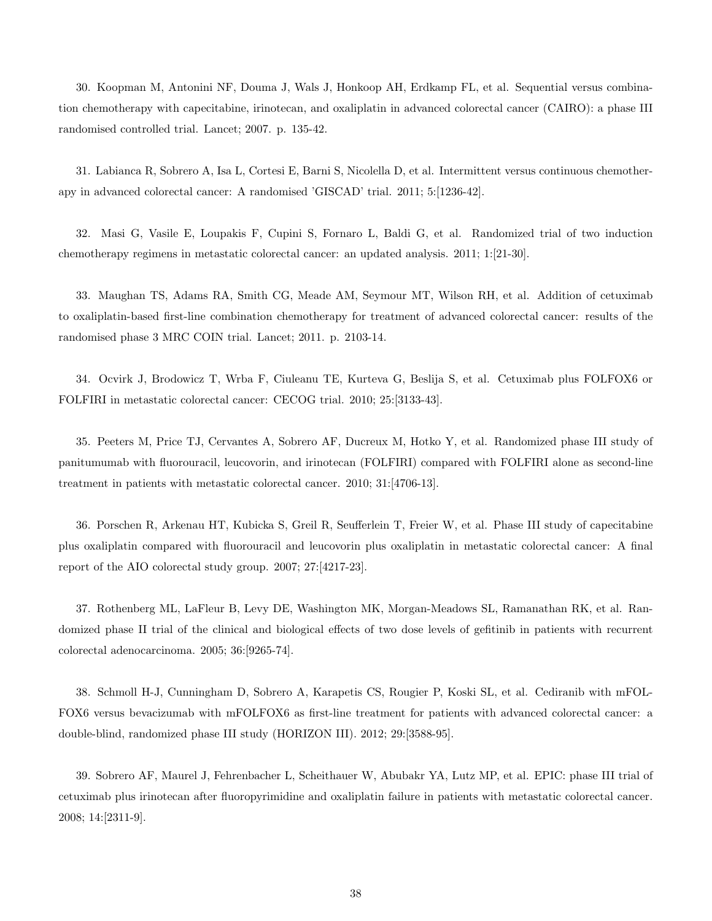30. Koopman M, Antonini NF, Douma J, Wals J, Honkoop AH, Erdkamp FL, et al. Sequential versus combination chemotherapy with capecitabine, irinotecan, and oxaliplatin in advanced colorectal cancer (CAIRO): a phase III randomised controlled trial. Lancet; 2007. p. 135-42.

31. Labianca R, Sobrero A, Isa L, Cortesi E, Barni S, Nicolella D, et al. Intermittent versus continuous chemotherapy in advanced colorectal cancer: A randomised 'GISCAD' trial. 2011; 5:[1236-42].

32. Masi G, Vasile E, Loupakis F, Cupini S, Fornaro L, Baldi G, et al. Randomized trial of two induction chemotherapy regimens in metastatic colorectal cancer: an updated analysis. 2011; 1:[21-30].

33. Maughan TS, Adams RA, Smith CG, Meade AM, Seymour MT, Wilson RH, et al. Addition of cetuximab to oxaliplatin-based first-line combination chemotherapy for treatment of advanced colorectal cancer: results of the randomised phase 3 MRC COIN trial. Lancet; 2011. p. 2103-14.

34. Ocvirk J, Brodowicz T, Wrba F, Ciuleanu TE, Kurteva G, Beslija S, et al. Cetuximab plus FOLFOX6 or FOLFIRI in metastatic colorectal cancer: CECOG trial. 2010; 25:[3133-43].

35. Peeters M, Price TJ, Cervantes A, Sobrero AF, Ducreux M, Hotko Y, et al. Randomized phase III study of panitumumab with fluorouracil, leucovorin, and irinotecan (FOLFIRI) compared with FOLFIRI alone as second-line treatment in patients with metastatic colorectal cancer. 2010; 31:[4706-13].

36. Porschen R, Arkenau HT, Kubicka S, Greil R, Seufferlein T, Freier W, et al. Phase III study of capecitabine plus oxaliplatin compared with fluorouracil and leucovorin plus oxaliplatin in metastatic colorectal cancer: A final report of the AIO colorectal study group. 2007; 27:[4217-23].

37. Rothenberg ML, LaFleur B, Levy DE, Washington MK, Morgan-Meadows SL, Ramanathan RK, et al. Randomized phase II trial of the clinical and biological effects of two dose levels of gefitinib in patients with recurrent colorectal adenocarcinoma. 2005; 36:[9265-74].

38. Schmoll H-J, Cunningham D, Sobrero A, Karapetis CS, Rougier P, Koski SL, et al. Cediranib with mFOLFOX6 versus bevacizumab with mFOLFOX6 as first-line treatment for patients with advanced colorectal cancer: a double-blind, randomized phase III study (HORIZON III). 2012; 29:[3588-95].

39. Sobrero AF, Maurel J, Fehrenbacher L, Scheithauer W, Abubakr YA, Lutz MP, et al. EPIC: phase III trial of cetuximab plus irinotecan after fluoropyrimidine and oxaliplatin failure in patients with metastatic colorectal cancer. 2008; 14:[2311-9].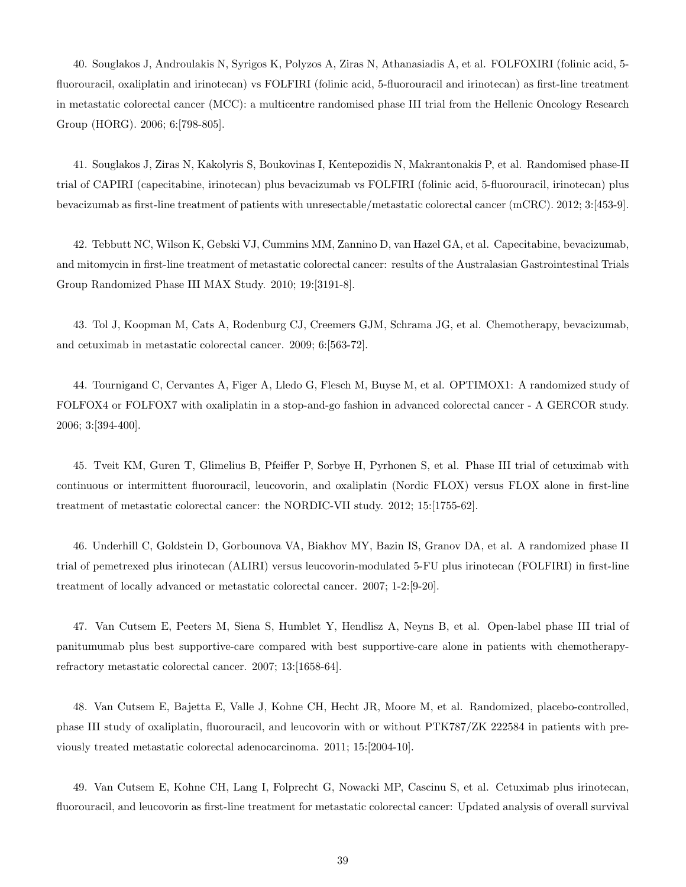40. Souglakos J, Androulakis N, Syrigos K, Polyzos A, Ziras N, Athanasiadis A, et al. FOLFOXIRI (folinic acid, 5-fluorouracil, oxaliplatin and irinotecan) vs FOLFIRI (folinic acid, 5-fluorouracil and irinotecan) as first-line treatment in metastatic colorectal cancer (MCC): a multicentre randomised phase III trial from the Hellenic Oncology Research Group (HORG). 2006; 6:[798-805].

41. Souglakos J, Ziras N, Kakolyris S, Boukovinas I, Kentepozidis N, Makrantonakis P, et al. Randomised phase-II trial of CAPIRI (capecitabine, irinotecan) plus bevacizumab vs FOLFIRI (folinic acid, 5-fluorouracil, irinotecan) plus bevacizumab as first-line treatment of patients with unresectable/metastatic colorectal cancer (mCRC). 2012; 3:[453-9].

42. Tebbutt NC, Wilson K, Gebski VJ, Cummins MM, Zannino D, van Hazel GA, et al. Capecitabine, bevacizumab, and mitomycin in first-line treatment of metastatic colorectal cancer: results of the Australasian Gastrointestinal Trials Group Randomized Phase III MAX Study. 2010; 19:[3191-8].

43. Tol J, Koopman M, Cats A, Rodenburg CJ, Creemers GJM, Schrama JG, et al. Chemotherapy, bevacizumab, and cetuximab in metastatic colorectal cancer. 2009; 6:[563-72].

44. Tournigand C, Cervantes A, Figer A, Lledo G, Flesch M, Buyse M, et al. OPTIMOX1: A randomized study of FOLFOX4 or FOLFOX7 with oxaliplatin in a stop-and-go fashion in advanced colorectal cancer - A GERCOR study. 2006; 3:[394-400].

45. Tveit KM, Guren T, Glimelius B, Pfeiffer P, Sorbye H, Pyrhonen S, et al. Phase III trial of cetuximab with continuous or intermittent fluorouracil, leucovorin, and oxaliplatin (Nordic FLOX) versus FLOX alone in first-line treatment of metastatic colorectal cancer: the NORDIC-VII study. 2012; 15:[1755-62].

46. Underhill C, Goldstein D, Gorbounova VA, Biakhov MY, Bazin IS, Granov DA, et al. A randomized phase II trial of pemetrexed plus irinotecan (ALIRI) versus leucovorin-modulated 5-FU plus irinotecan (FOLFIRI) in first-line treatment of locally advanced or metastatic colorectal cancer. 2007; 1-2:[9-20].

47. Van Cutsem E, Peeters M, Siena S, Humblet Y, Hendlisz A, Neyns B, et al. Open-label phase III trial of panitumumab plus best supportive-care compared with best supportive-care alone in patients with chemotherapy-refractory metastatic colorectal cancer. 2007; 13:[1658-64].

48. Van Cutsem E, Bajetta E, Valle J, Kohne CH, Hecht JR, Moore M, et al. Randomized, placebo-controlled, phase III study of oxaliplatin, fluorouracil, and leucovorin with or without PTK787/ZK 222584 in patients with previously treated metastatic colorectal adenocarcinoma. 2011; 15:[2004-10].

49. Van Cutsem E, Kohne CH, Lang I, Folprecht G, Nowacki MP, Cascinu S, et al. Cetuximab plus irinotecan, fluorouracil, and leucovorin as first-line treatment for metastatic colorectal cancer: Updated analysis of overall survival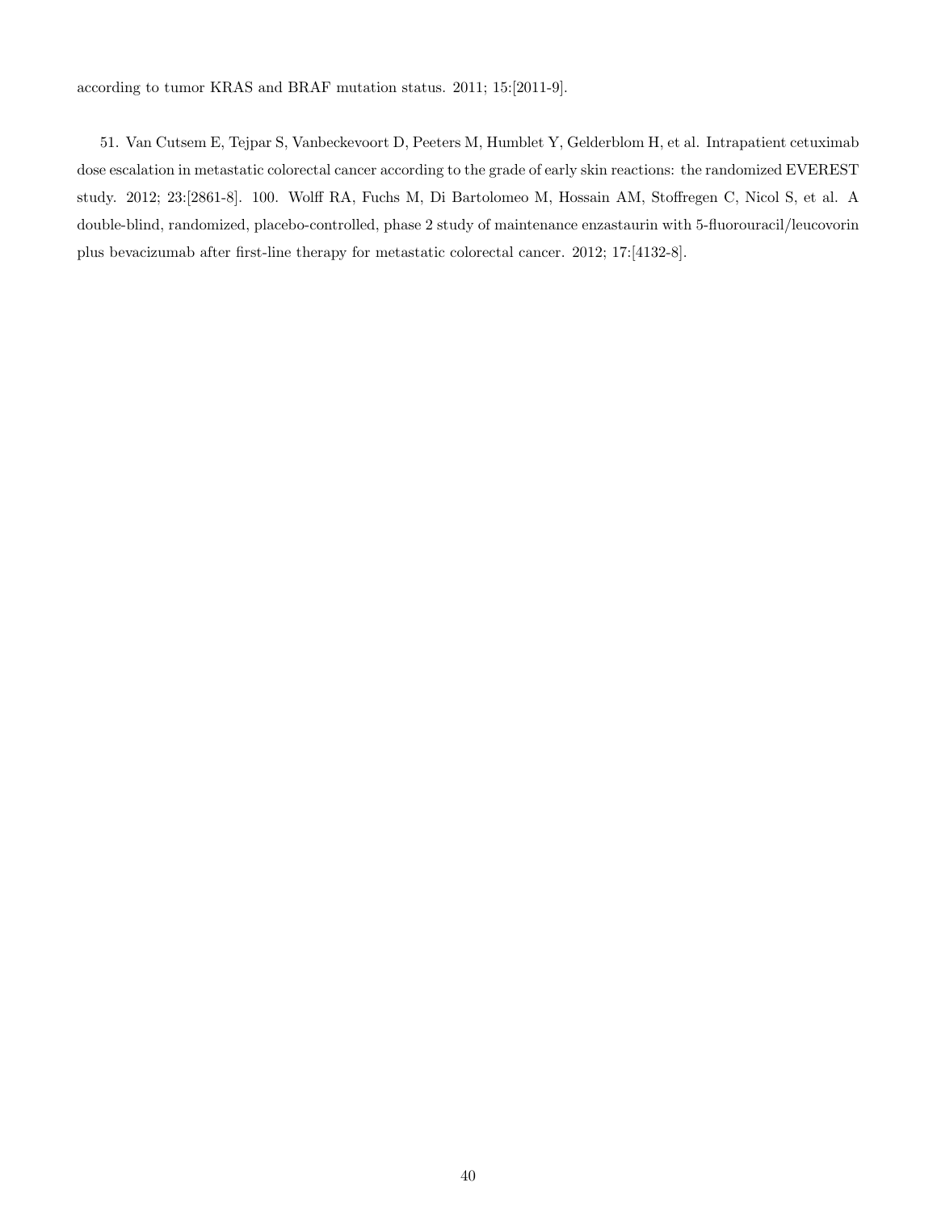according to tumor KRAS and BRAF mutation status. 2011; 15:[2011-9].

51. Van Cutsem E, Tejpar S, Vanbeckevoort D, Peeters M, Humblet Y, Gelderblom H, et al. Intrapatient cetuximab dose escalation in metastatic colorectal cancer according to the grade of early skin reactions: the randomized EVEREST study. 2012; 23:[2861-8]. 100. Wolff RA, Fuchs M, Di Bartolomeo M, Hossain AM, Stoffregen C, Nicol S, et al. A double-blind, randomized, placebo-controlled, phase 2 study of maintenance enzastaurin with 5-fluorouracil/leucovorin plus bevacizumab after first-line therapy for metastatic colorectal cancer. 2012; 17:[4132-8].